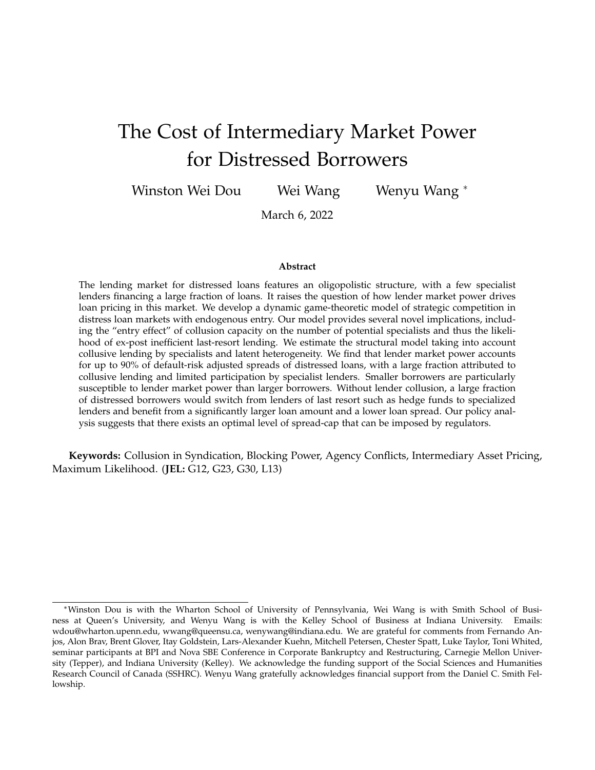# The Cost of Intermediary Market Power for Distressed Borrowers

Winston Wei Dou  Wei Wang  Wenyu Wang [*]

March 6, 2022

### Abstract

The lending market for distressed loans features an oligopolistic structure, with a few specialist lenders financing a large fraction of loans. It raises the question of how lender market power drives loan pricing in this market. We develop a dynamic game-theoretic model of strategic competition in distress loan markets with endogenous entry. Our model provides several novel implications, including the "entry effect" of collusion capacity on the number of potential specialists and thus the likelihood of ex-post inefficient last-resort lending. We estimate the structural model taking into account collusive lending by specialists and latent heterogeneity. We find that lender market power accounts for up to 90% of default-risk adjusted spreads of distressed loans, with a large fraction attributed to collusive lending and limited participation by specialist lenders. Smaller borrowers are particularly susceptible to lender market power than larger borrowers. Without lender collusion, a large fraction of distressed borrowers would switch from lenders of last resort such as hedge funds to specialized lenders and benefit from a significantly larger loan amount and a lower loan spread. Our policy analysis suggests that there exists an optimal level of spread-cap that can be imposed by regulators.

**Keywords:** Collusion in Syndication, Blocking Power, Agency Conflicts, Intermediary Asset Pricing, Maximum Likelihood. (**JEL:** G12, G23, G30, L13)

---

[*]Winston Dou is with the Wharton School of University of Pennsylvania, Wei Wang is with Smith School of Business at Queen's University, and Wenyu Wang is with the Kelley School of Business at Indiana University. Emails: wdou@wharton.upenn.edu, wwang@queensu.ca, wenywang@indiana.edu. We are grateful for comments from Fernando Anjos, Alon Brav, Brent Glover, Itay Goldstein, Lars-Alexander Kuehn, Mitchell Petersen, Chester Spatt, Luke Taylor, Toni Whited, seminar participants at BPI and Nova SBE Conference in Corporate Bankruptcy and Restructuring, Carnegie Mellon University (Tepper), and Indiana University (Kelley). We acknowledge the funding support of the Social Sciences and Humanities Research Council of Canada (SSHRC). Wenyu Wang gratefully acknowledges financial support from the Daniel C. Smith Fellowship.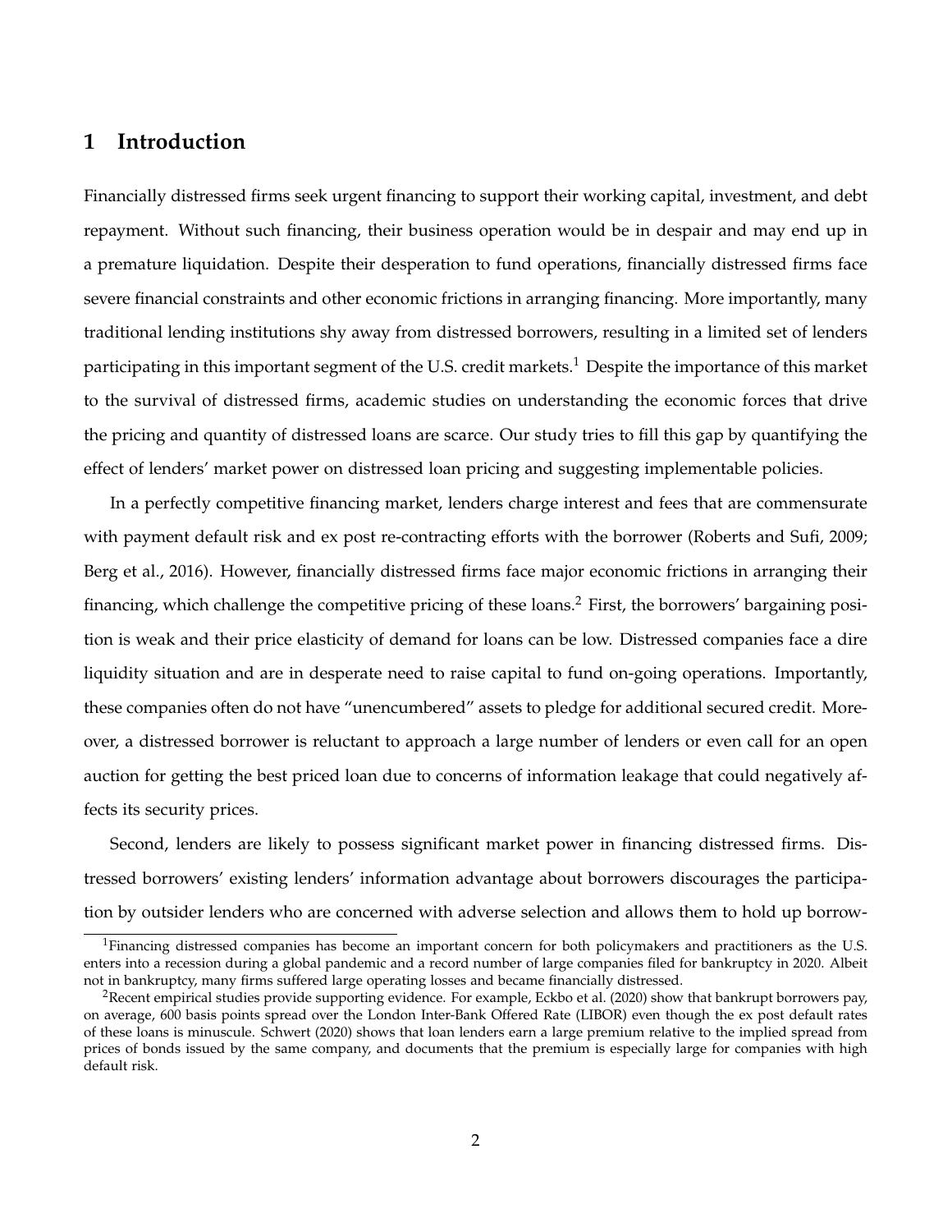# 1 Introduction

Financially distressed firms seek urgent financing to support their working capital, investment, and debt repayment. Without such financing, their business operation would be in despair and may end up in a premature liquidation. Despite their desperation to fund operations, financially distressed firms face severe financial constraints and other economic frictions in arranging financing. More importantly, many traditional lending institutions shy away from distressed borrowers, resulting in a limited set of lenders participating in this important segment of the U.S. credit markets.[1] Despite the importance of this market to the survival of distressed firms, academic studies on understanding the economic forces that drive the pricing and quantity of distressed loans are scarce. Our study tries to fill this gap by quantifying the effect of lenders' market power on distressed loan pricing and suggesting implementable policies.

In a perfectly competitive financing market, lenders charge interest and fees that are commensurate with payment default risk and ex post re-contracting efforts with the borrower (Roberts and Sufi, 2009; Berg et al., 2016). However, financially distressed firms face major economic frictions in arranging their financing, which challenge the competitive pricing of these loans.[2] First, the borrowers' bargaining position is weak and their price elasticity of demand for loans can be low. Distressed companies face a dire liquidity situation and are in desperate need to raise capital to fund on-going operations. Importantly, these companies often do not have "unencumbered" assets to pledge for additional secured credit. Moreover, a distressed borrower is reluctant to approach a large number of lenders or even call for an open auction for getting the best priced loan due to concerns of information leakage that could negatively affects its security prices.

Second, lenders are likely to possess significant market power in financing distressed firms. Distressed borrowers' existing lenders' information advantage about borrowers discourages the participation by outsider lenders who are concerned with adverse selection and allows them to hold up borrow-

[1] Financing distressed companies has become an important concern for both policymakers and practitioners as the U.S. enters into a recession during a global pandemic and a record number of large companies filed for bankruptcy in 2020. Albeit not in bankruptcy, many firms suffered large operating losses and became financially distressed.

[2] Recent empirical studies provide supporting evidence. For example, Eckbo et al. (2020) show that bankrupt borrowers pay, on average, 600 basis points spread over the London Inter-Bank Offered Rate (LIBOR) even though the ex post default rates of these loans is minuscule. Schwert (2020) shows that loan lenders earn a large premium relative to the implied spread from prices of bonds issued by the same company, and documents that the premium is especially large for companies with high default risk.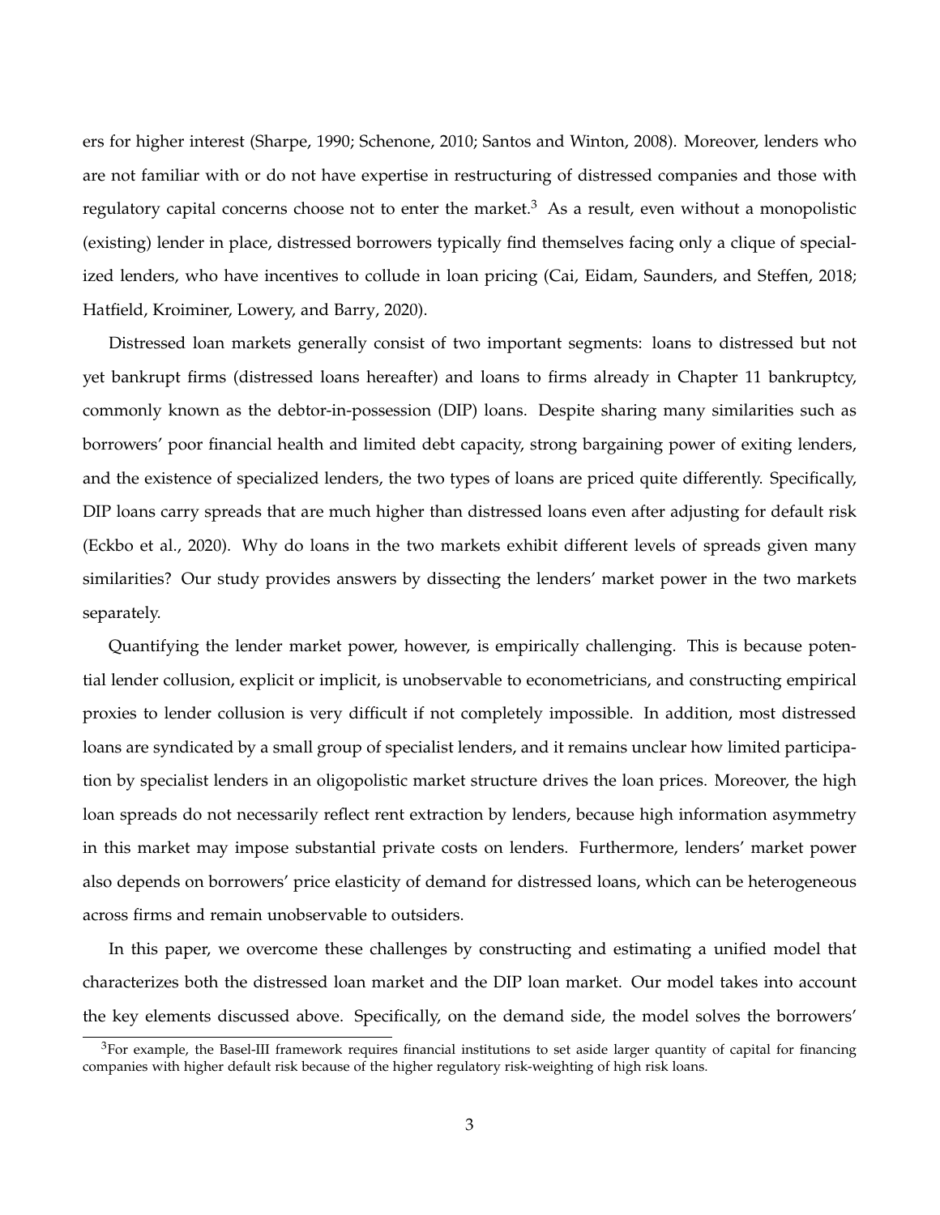ers for higher interest (Sharpe, 1990; Schenone, 2010; Santos and Winton, 2008). Moreover, lenders who are not familiar with or do not have expertise in restructuring of distressed companies and those with regulatory capital concerns choose not to enter the market.[3] As a result, even without a monopolistic (existing) lender in place, distressed borrowers typically find themselves facing only a clique of specialized lenders, who have incentives to collude in loan pricing (Cai, Eidam, Saunders, and Steffen, 2018; Hatfield, Kroiminer, Lowery, and Barry, 2020).

Distressed loan markets generally consist of two important segments: loans to distressed but not yet bankrupt firms (distressed loans hereafter) and loans to firms already in Chapter 11 bankruptcy, commonly known as the debtor-in-possession (DIP) loans. Despite sharing many similarities such as borrowers' poor financial health and limited debt capacity, strong bargaining power of exiting lenders, and the existence of specialized lenders, the two types of loans are priced quite differently. Specifically, DIP loans carry spreads that are much higher than distressed loans even after adjusting for default risk (Eckbo et al., 2020). Why do loans in the two markets exhibit different levels of spreads given many similarities? Our study provides answers by dissecting the lenders' market power in the two markets separately.

Quantifying the lender market power, however, is empirically challenging. This is because potential lender collusion, explicit or implicit, is unobservable to econometricians, and constructing empirical proxies to lender collusion is very difficult if not completely impossible. In addition, most distressed loans are syndicated by a small group of specialist lenders, and it remains unclear how limited participation by specialist lenders in an oligopolistic market structure drives the loan prices. Moreover, the high loan spreads do not necessarily reflect rent extraction by lenders, because high information asymmetry in this market may impose substantial private costs on lenders. Furthermore, lenders' market power also depends on borrowers' price elasticity of demand for distressed loans, which can be heterogeneous across firms and remain unobservable to outsiders.

In this paper, we overcome these challenges by constructing and estimating a unified model that characterizes both the distressed loan market and the DIP loan market. Our model takes into account the key elements discussed above. Specifically, on the demand side, the model solves the borrowers'

[3] For example, the Basel-III framework requires financial institutions to set aside larger quantity of capital for financing companies with higher default risk because of the higher regulatory risk-weighting of high risk loans.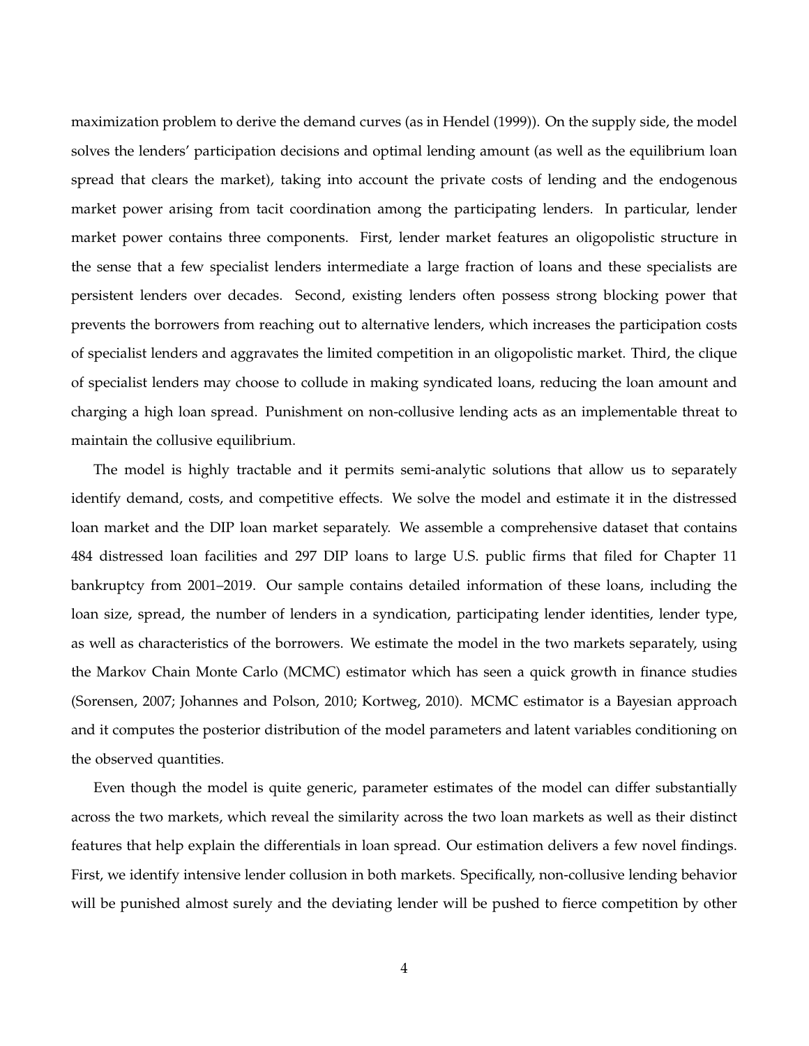maximization problem to derive the demand curves (as in Hendel (1999)). On the supply side, the model solves the lenders' participation decisions and optimal lending amount (as well as the equilibrium loan spread that clears the market), taking into account the private costs of lending and the endogenous market power arising from tacit coordination among the participating lenders. In particular, lender market power contains three components. First, lender market features an oligopolistic structure in the sense that a few specialist lenders intermediate a large fraction of loans and these specialists are persistent lenders over decades. Second, existing lenders often possess strong blocking power that prevents the borrowers from reaching out to alternative lenders, which increases the participation costs of specialist lenders and aggravates the limited competition in an oligopolistic market. Third, the clique of specialist lenders may choose to collude in making syndicated loans, reducing the loan amount and charging a high loan spread. Punishment on non-collusive lending acts as an implementable threat to maintain the collusive equilibrium.

The model is highly tractable and it permits semi-analytic solutions that allow us to separately identify demand, costs, and competitive effects. We solve the model and estimate it in the distressed loan market and the DIP loan market separately. We assemble a comprehensive dataset that contains 484 distressed loan facilities and 297 DIP loans to large U.S. public firms that filed for Chapter 11 bankruptcy from 2001–2019. Our sample contains detailed information of these loans, including the loan size, spread, the number of lenders in a syndication, participating lender identities, lender type, as well as characteristics of the borrowers. We estimate the model in the two markets separately, using the Markov Chain Monte Carlo (MCMC) estimator which has seen a quick growth in finance studies (Sorensen, 2007; Johannes and Polson, 2010; Kortweg, 2010). MCMC estimator is a Bayesian approach and it computes the posterior distribution of the model parameters and latent variables conditioning on the observed quantities.

Even though the model is quite generic, parameter estimates of the model can differ substantially across the two markets, which reveal the similarity across the two loan markets as well as their distinct features that help explain the differentials in loan spread. Our estimation delivers a few novel findings. First, we identify intensive lender collusion in both markets. Specifically, non-collusive lending behavior will be punished almost surely and the deviating lender will be pushed to fierce competition by other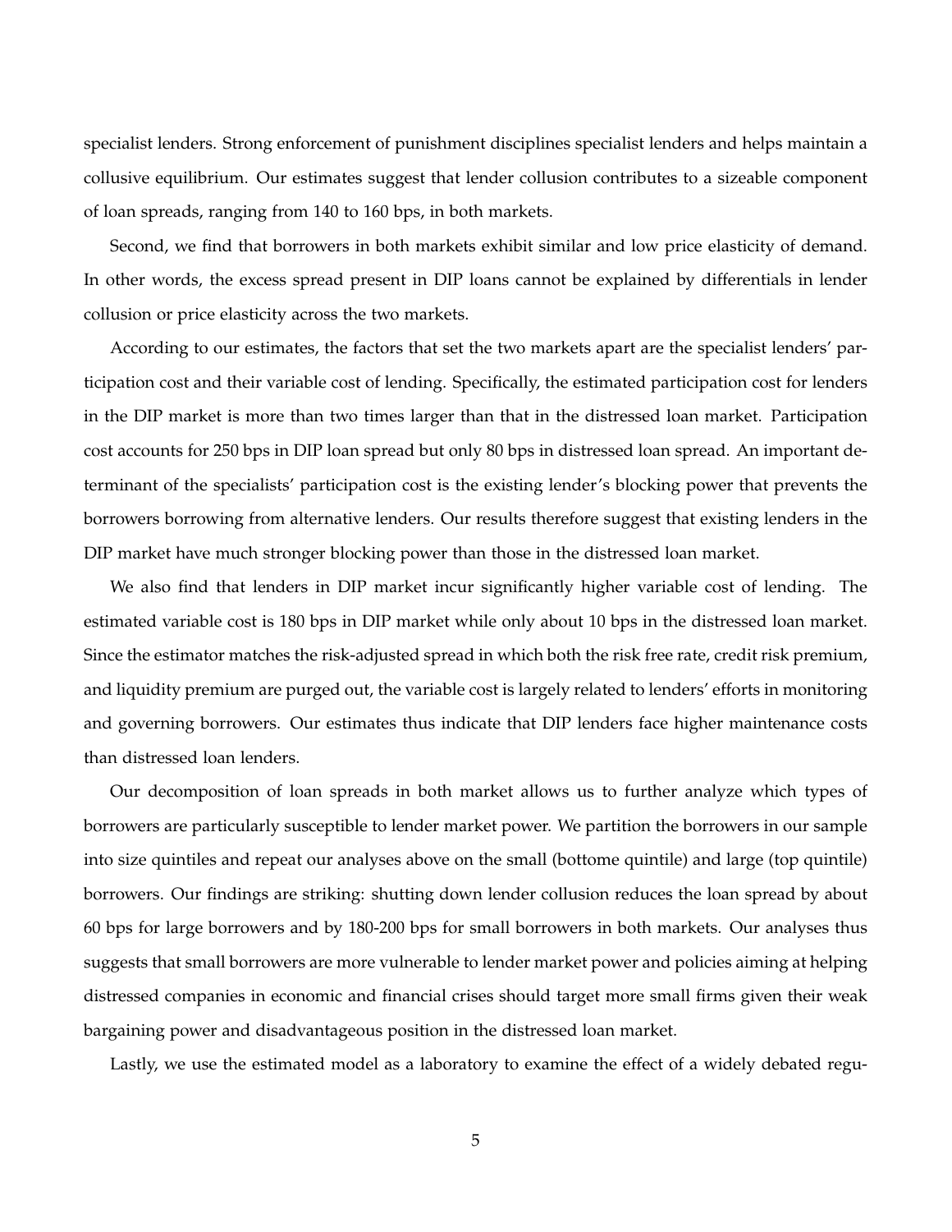specialist lenders. Strong enforcement of punishment disciplines specialist lenders and helps maintain a collusive equilibrium. Our estimates suggest that lender collusion contributes to a sizeable component of loan spreads, ranging from 140 to 160 bps, in both markets.

Second, we find that borrowers in both markets exhibit similar and low price elasticity of demand. In other words, the excess spread present in DIP loans cannot be explained by differentials in lender collusion or price elasticity across the two markets.

According to our estimates, the factors that set the two markets apart are the specialist lenders' participation cost and their variable cost of lending. Specifically, the estimated participation cost for lenders in the DIP market is more than two times larger than that in the distressed loan market. Participation cost accounts for 250 bps in DIP loan spread but only 80 bps in distressed loan spread. An important determinant of the specialists' participation cost is the existing lender's blocking power that prevents the borrowers borrowing from alternative lenders. Our results therefore suggest that existing lenders in the DIP market have much stronger blocking power than those in the distressed loan market.

We also find that lenders in DIP market incur significantly higher variable cost of lending. The estimated variable cost is 180 bps in DIP market while only about 10 bps in the distressed loan market. Since the estimator matches the risk-adjusted spread in which both the risk free rate, credit risk premium, and liquidity premium are purged out, the variable cost is largely related to lenders' efforts in monitoring and governing borrowers. Our estimates thus indicate that DIP lenders face higher maintenance costs than distressed loan lenders.

Our decomposition of loan spreads in both market allows us to further analyze which types of borrowers are particularly susceptible to lender market power. We partition the borrowers in our sample into size quintiles and repeat our analyses above on the small (bottome quintile) and large (top quintile) borrowers. Our findings are striking: shutting down lender collusion reduces the loan spread by about 60 bps for large borrowers and by 180-200 bps for small borrowers in both markets. Our analyses thus suggests that small borrowers are more vulnerable to lender market power and policies aiming at helping distressed companies in economic and financial crises should target more small firms given their weak bargaining power and disadvantageous position in the distressed loan market.

Lastly, we use the estimated model as a laboratory to examine the effect of a widely debated regu-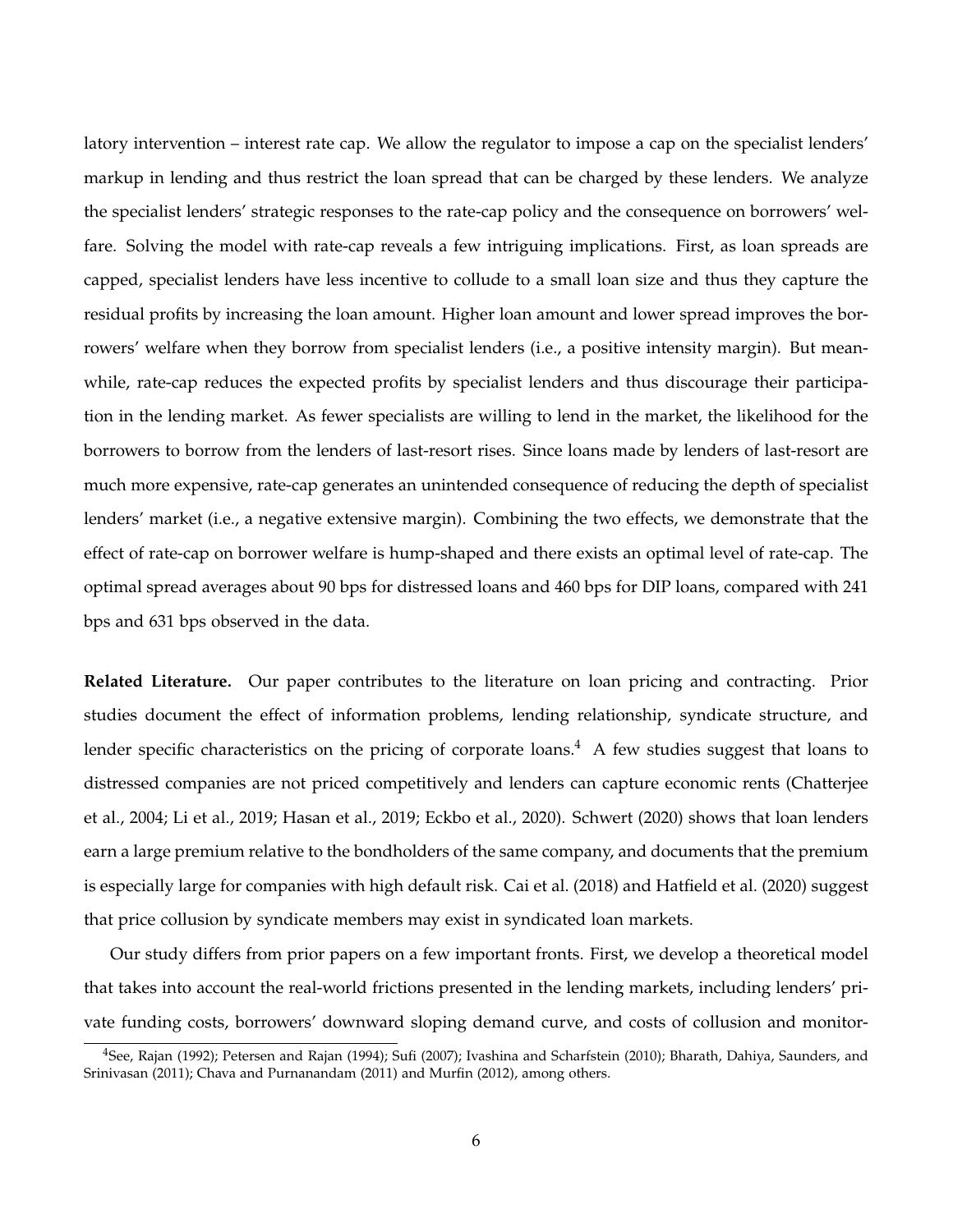latory intervention – interest rate cap. We allow the regulator to impose a cap on the specialist lenders' markup in lending and thus restrict the loan spread that can be charged by these lenders. We analyze the specialist lenders' strategic responses to the rate-cap policy and the consequence on borrowers' welfare. Solving the model with rate-cap reveals a few intriguing implications. First, as loan spreads are capped, specialist lenders have less incentive to collude to a small loan size and thus they capture the residual profits by increasing the loan amount. Higher loan amount and lower spread improves the borrowers' welfare when they borrow from specialist lenders (i.e., a positive intensity margin). But meanwhile, rate-cap reduces the expected profits by specialist lenders and thus discourage their participation in the lending market. As fewer specialists are willing to lend in the market, the likelihood for the borrowers to borrow from the lenders of last-resort rises. Since loans made by lenders of last-resort are much more expensive, rate-cap generates an unintended consequence of reducing the depth of specialist lenders' market (i.e., a negative extensive margin). Combining the two effects, we demonstrate that the effect of rate-cap on borrower welfare is hump-shaped and there exists an optimal level of rate-cap. The optimal spread averages about 90 bps for distressed loans and 460 bps for DIP loans, compared with 241 bps and 631 bps observed in the data.

**Related Literature.** Our paper contributes to the literature on loan pricing and contracting. Prior studies document the effect of information problems, lending relationship, syndicate structure, and lender specific characteristics on the pricing of corporate loans.[4] A few studies suggest that loans to distressed companies are not priced competitively and lenders can capture economic rents (Chatterjee et al., 2004; Li et al., 2019; Hasan et al., 2019; Eckbo et al., 2020). Schwert (2020) shows that loan lenders earn a large premium relative to the bondholders of the same company, and documents that the premium is especially large for companies with high default risk. Cai et al. (2018) and Hatfield et al. (2020) suggest that price collusion by syndicate members may exist in syndicated loan markets.

Our study differs from prior papers on a few important fronts. First, we develop a theoretical model that takes into account the real-world frictions presented in the lending markets, including lenders' private funding costs, borrowers' downward sloping demand curve, and costs of collusion and monitor-

[4] See, Rajan (1992); Petersen and Rajan (1994); Sufi (2007); Ivashina and Scharfstein (2010); Bharath, Dahiya, Saunders, and Srinivasan (2011); Chava and Purnanandam (2011) and Murfin (2012), among others.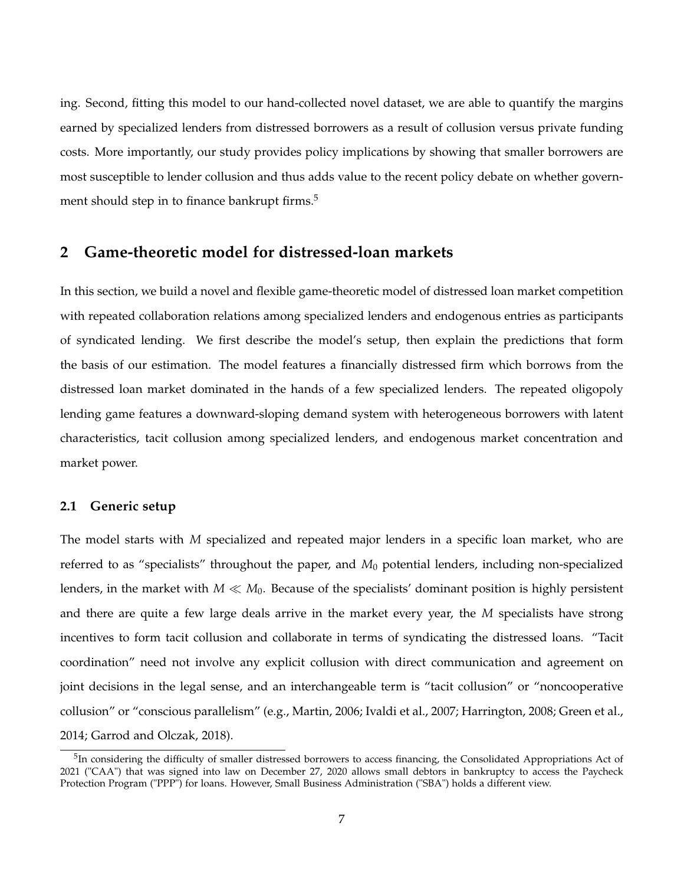ing. Second, fitting this model to our hand-collected novel dataset, we are able to quantify the margins earned by specialized lenders from distressed borrowers as a result of collusion versus private funding costs. More importantly, our study provides policy implications by showing that smaller borrowers are most susceptible to lender collusion and thus adds value to the recent policy debate on whether government should step in to finance bankrupt firms.[5]

## 2 Game-theoretic model for distressed-loan markets

In this section, we build a novel and flexible game-theoretic model of distressed loan market competition with repeated collaboration relations among specialized lenders and endogenous entries as participants of syndicated lending. We first describe the model's setup, then explain the predictions that form the basis of our estimation. The model features a financially distressed firm which borrows from the distressed loan market dominated in the hands of a few specialized lenders. The repeated oligopoly lending game features a downward-sloping demand system with heterogeneous borrowers with latent characteristics, tacit collusion among specialized lenders, and endogenous market concentration and market power.

### 2.1 Generic setup

The model starts with $M$ specialized and repeated major lenders in a specific loan market, who are referred to as "specialists" throughout the paper, and $M_0$ potential lenders, including non-specialized lenders, in the market with $M \ll M_0$. Because of the specialists' dominant position is highly persistent and there are quite a few large deals arrive in the market every year, the $M$ specialists have strong incentives to form tacit collusion and collaborate in terms of syndicating the distressed loans. "Tacit coordination" need not involve any explicit collusion with direct communication and agreement on joint decisions in the legal sense, and an interchangeable term is "tacit collusion" or "noncooperative collusion" or "conscious parallelism" (e.g., Martin, 2006; Ivaldi et al., 2007; Harrington, 2008; Green et al., 2014; Garrod and Olczak, 2018).

[5] In considering the difficulty of smaller distressed borrowers to access financing, the Consolidated Appropriations Act of 2021 ("CAA") that was signed into law on December 27, 2020 allows small debtors in bankruptcy to access the Paycheck Protection Program ("PPP") for loans. However, Small Business Administration ("SBA") holds a different view.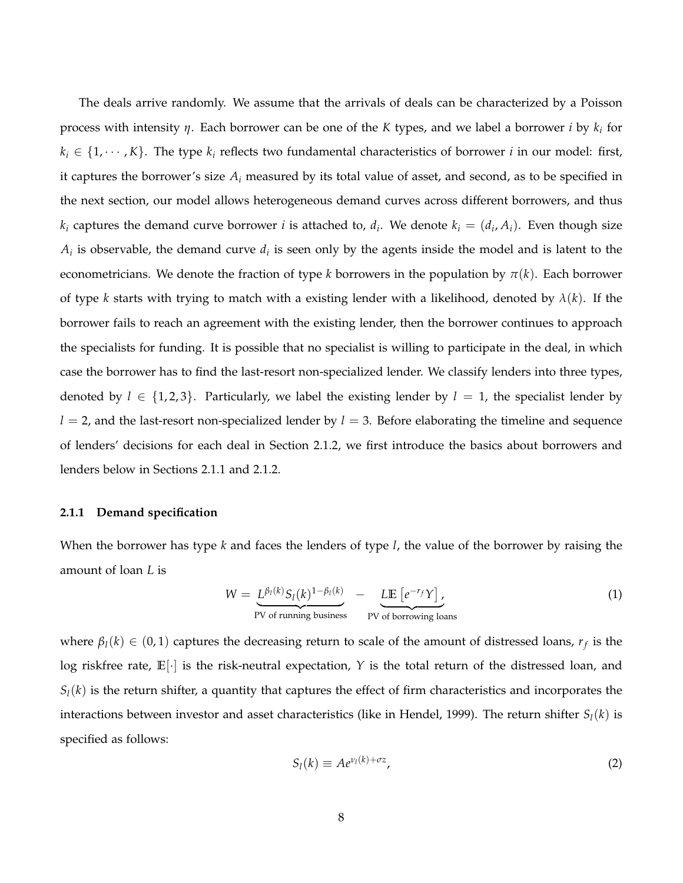The deals arrive randomly. We assume that the arrivals of deals can be characterized by a Poisson process with intensity $\eta$. Each borrower can be one of the $K$ types, and we label a borrower $i$ by $k_i$ for $k_i \in \{1, \cdots, K\}$. The type $k_i$ reflects two fundamental characteristics of borrower $i$ in our model: first, it captures the borrower's size $A_i$ measured by its total value of asset, and second, as to be specified in the next section, our model allows heterogeneous demand curves across different borrowers, and thus $k_i$ captures the demand curve borrower $i$ is attached to, $d_i$. We denote $k_i = (d_i, A_i)$. Even though size $A_i$ is observable, the demand curve $d_i$ is seen only by the agents inside the model and is latent to the econometricians. We denote the fraction of type $k$ borrowers in the population by $\pi(k)$. Each borrower of type $k$ starts with trying to match with a existing lender with a likelihood, denoted by $\lambda(k)$. If the borrower fails to reach an agreement with the existing lender, then the borrower continues to approach the specialists for funding. It is possible that no specialist is willing to participate in the deal, in which case the borrower has to find the last-resort non-specialized lender. We classify lenders into three types, denoted by $l \in \{1, 2, 3\}$. Particularly, we label the existing lender by $l = 1$, the specialist lender by $l = 2$, and the last-resort non-specialized lender by $l = 3$. Before elaborating the timeline and sequence of lenders' decisions for each deal in Section 2.1.2, we first introduce the basics about borrowers and lenders below in Sections 2.1.1 and 2.1.2.

### 2.1.1 Demand specification

When the borrower has type $k$ and faces the lenders of type $l$, the value of the borrower by raising the amount of loan $L$ is

$$W = \underbrace{L^{\beta_l(k)} S_l(k)^{1-\beta_l(k)}}_{\text{PV of running business}} - \underbrace{L\mathbb{E}\left[e^{-r_f} Y\right]}_{\text{PV of borrowing loans}}, \tag{1}$$

where $\beta_l(k) \in (0, 1)$ captures the decreasing return to scale of the amount of distressed loans, $r_f$ is the log riskfree rate, $\mathbb{E}[\cdot]$ is the risk-neutral expectation, $Y$ is the total return of the distressed loan, and $S_l(k)$ is the return shifter, a quantity that captures the effect of firm characteristics and incorporates the interactions between investor and asset characteristics (like in Hendel, 1999). The return shifter $S_l(k)$ is specified as follows:

$$S_l(k) \equiv A e^{\nu_l(k) + \sigma z}, \tag{2}$$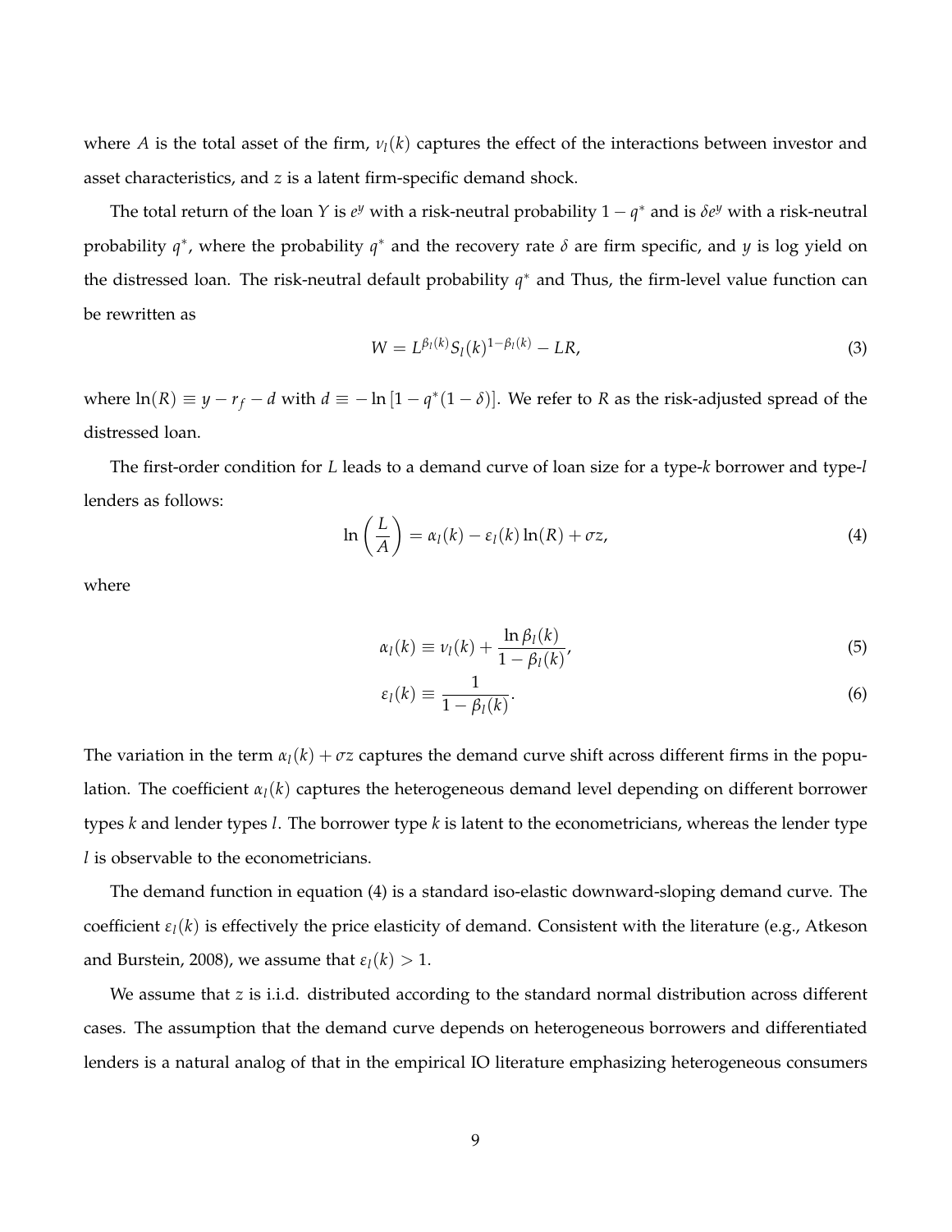where $A$ is the total asset of the firm, $\nu_l(k)$ captures the effect of the interactions between investor and asset characteristics, and $z$ is a latent firm-specific demand shock.

The total return of the loan $Y$ is $e^y$ with a risk-neutral probability $1 - q^*$ and is $\delta e^y$ with a risk-neutral probability $q^*$, where the probability $q^*$ and the recovery rate $\delta$ are firm specific, and $y$ is log yield on the distressed loan. The risk-neutral default probability $q^*$ and Thus, the firm-level value function can be rewritten as

$$W = L^{\beta_l(k)} S_l(k)^{1-\beta_l(k)} - LR, \tag{3}$$

where $\ln(R) \equiv y - r_f - d$ with $d \equiv -\ln\left[1 - q^*(1-\delta)\right]$. We refer to $R$ as the risk-adjusted spread of the distressed loan.

The first-order condition for $L$ leads to a demand curve of loan size for a type-$k$ borrower and type-$l$ lenders as follows:

$$\ln\left(\frac{L}{A}\right) = \alpha_l(k) - \varepsilon_l(k)\ln(R) + \sigma z, \tag{4}$$

where

$$\alpha_l(k) \equiv \nu_l(k) + \frac{\ln \beta_l(k)}{1 - \beta_l(k)}, \tag{5}$$

$$\varepsilon_l(k) \equiv \frac{1}{1 - \beta_l(k)}. \tag{6}$$

The variation in the term $\alpha_l(k) + \sigma z$ captures the demand curve shift across different firms in the population. The coefficient $\alpha_l(k)$ captures the heterogeneous demand level depending on different borrower types $k$ and lender types $l$. The borrower type $k$ is latent to the econometricians, whereas the lender type $l$ is observable to the econometricians.

The demand function in equation (4) is a standard iso-elastic downward-sloping demand curve. The coefficient $\varepsilon_l(k)$ is effectively the price elasticity of demand. Consistent with the literature (e.g., Atkeson and Burstein, 2008), we assume that $\varepsilon_l(k) > 1$.

We assume that $z$ is i.i.d. distributed according to the standard normal distribution across different cases. The assumption that the demand curve depends on heterogeneous borrowers and differentiated lenders is a natural analog of that in the empirical IO literature emphasizing heterogeneous consumers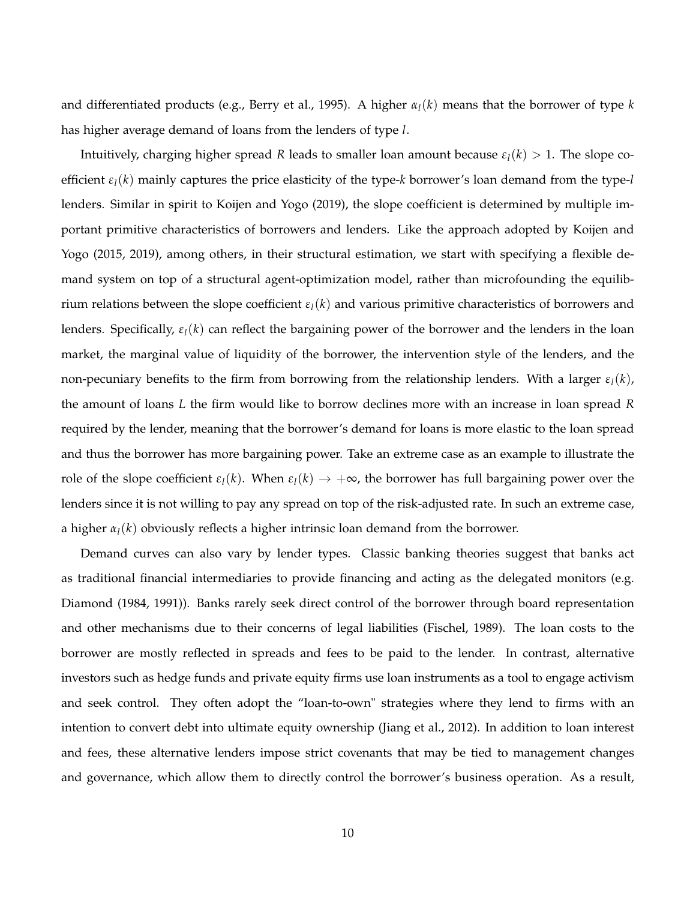and differentiated products (e.g., Berry et al., 1995). A higher $\alpha_l(k)$ means that the borrower of type $k$ has higher average demand of loans from the lenders of type $l$.

Intuitively, charging higher spread $R$ leads to smaller loan amount because $\varepsilon_l(k) > 1$. The slope coefficient $\varepsilon_l(k)$ mainly captures the price elasticity of the type-$k$ borrower's loan demand from the type-$l$ lenders. Similar in spirit to Koijen and Yogo (2019), the slope coefficient is determined by multiple important primitive characteristics of borrowers and lenders. Like the approach adopted by Koijen and Yogo (2015, 2019), among others, in their structural estimation, we start with specifying a flexible demand system on top of a structural agent-optimization model, rather than microfounding the equilibrium relations between the slope coefficient $\varepsilon_l(k)$ and various primitive characteristics of borrowers and lenders. Specifically, $\varepsilon_l(k)$ can reflect the bargaining power of the borrower and the lenders in the loan market, the marginal value of liquidity of the borrower, the intervention style of the lenders, and the non-pecuniary benefits to the firm from borrowing from the relationship lenders. With a larger $\varepsilon_l(k)$, the amount of loans $L$ the firm would like to borrow declines more with an increase in loan spread $R$ required by the lender, meaning that the borrower's demand for loans is more elastic to the loan spread and thus the borrower has more bargaining power. Take an extreme case as an example to illustrate the role of the slope coefficient $\varepsilon_l(k)$. When $\varepsilon_l(k) \to +\infty$, the borrower has full bargaining power over the lenders since it is not willing to pay any spread on top of the risk-adjusted rate. In such an extreme case, a higher $\alpha_l(k)$ obviously reflects a higher intrinsic loan demand from the borrower.

Demand curves can also vary by lender types. Classic banking theories suggest that banks act as traditional financial intermediaries to provide financing and acting as the delegated monitors (e.g. Diamond (1984, 1991)). Banks rarely seek direct control of the borrower through board representation and other mechanisms due to their concerns of legal liabilities (Fischel, 1989). The loan costs to the borrower are mostly reflected in spreads and fees to be paid to the lender. In contrast, alternative investors such as hedge funds and private equity firms use loan instruments as a tool to engage activism and seek control. They often adopt the "loan-to-own" strategies where they lend to firms with an intention to convert debt into ultimate equity ownership (Jiang et al., 2012). In addition to loan interest and fees, these alternative lenders impose strict covenants that may be tied to management changes and governance, which allow them to directly control the borrower's business operation. As a result,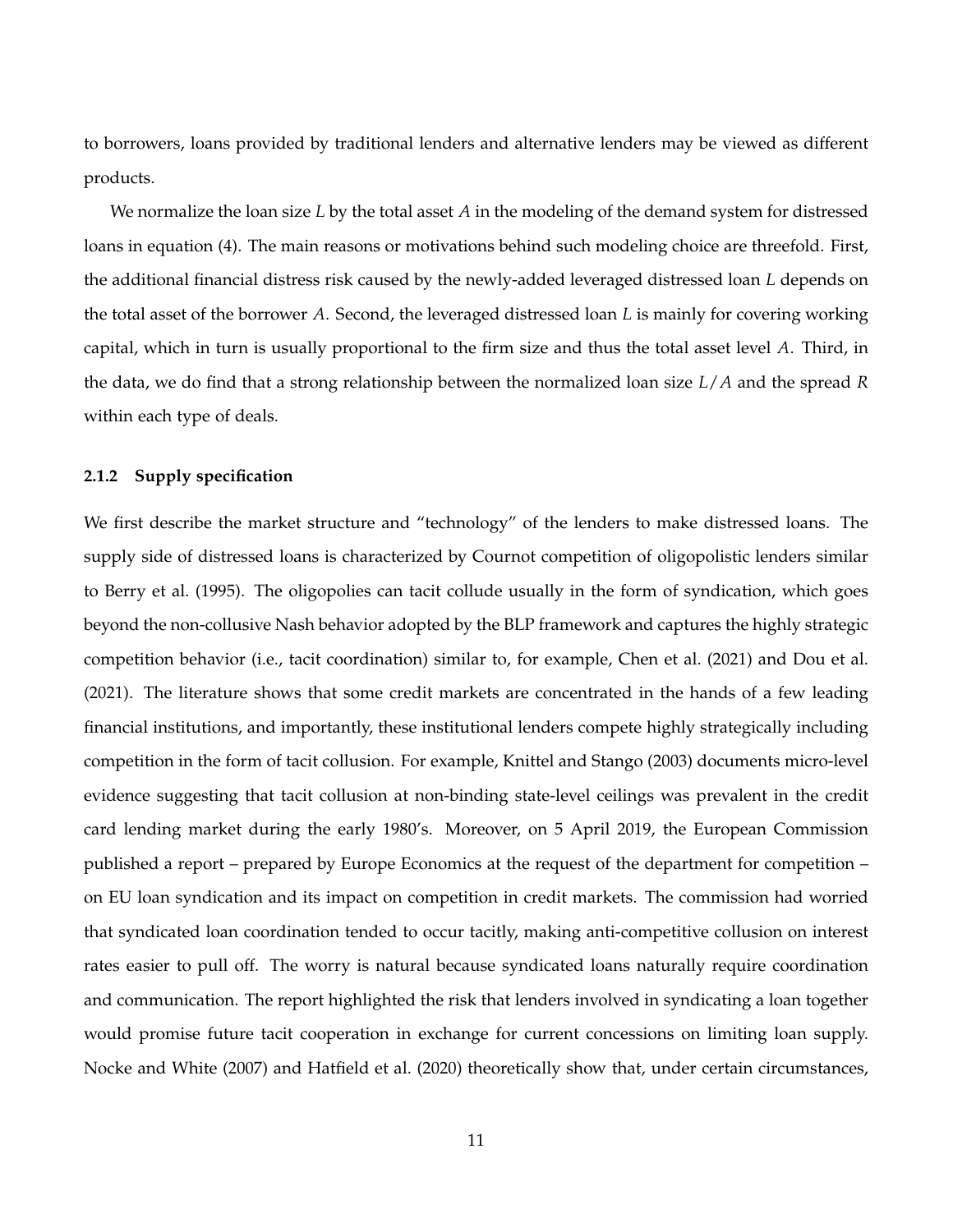to borrowers, loans provided by traditional lenders and alternative lenders may be viewed as different products.

We normalize the loan size $L$ by the total asset $A$ in the modeling of the demand system for distressed loans in equation (4). The main reasons or motivations behind such modeling choice are threefold. First, the additional financial distress risk caused by the newly-added leveraged distressed loan $L$ depends on the total asset of the borrower $A$. Second, the leveraged distressed loan $L$ is mainly for covering working capital, which in turn is usually proportional to the firm size and thus the total asset level $A$. Third, in the data, we do find that a strong relationship between the normalized loan size $L/A$ and the spread $R$ within each type of deals.

### 2.1.2 Supply specification

We first describe the market structure and "technology" of the lenders to make distressed loans. The supply side of distressed loans is characterized by Cournot competition of oligopolistic lenders similar to Berry et al. (1995). The oligopolies can tacit collude usually in the form of syndication, which goes beyond the non-collusive Nash behavior adopted by the BLP framework and captures the highly strategic competition behavior (i.e., tacit coordination) similar to, for example, Chen et al. (2021) and Dou et al. (2021). The literature shows that some credit markets are concentrated in the hands of a few leading financial institutions, and importantly, these institutional lenders compete highly strategically including competition in the form of tacit collusion. For example, Knittel and Stango (2003) documents micro-level evidence suggesting that tacit collusion at non-binding state-level ceilings was prevalent in the credit card lending market during the early 1980's. Moreover, on 5 April 2019, the European Commission published a report – prepared by Europe Economics at the request of the department for competition – on EU loan syndication and its impact on competition in credit markets. The commission had worried that syndicated loan coordination tended to occur tacitly, making anti-competitive collusion on interest rates easier to pull off. The worry is natural because syndicated loans naturally require coordination and communication. The report highlighted the risk that lenders involved in syndicating a loan together would promise future tacit cooperation in exchange for current concessions on limiting loan supply. Nocke and White (2007) and Hatfield et al. (2020) theoretically show that, under certain circumstances,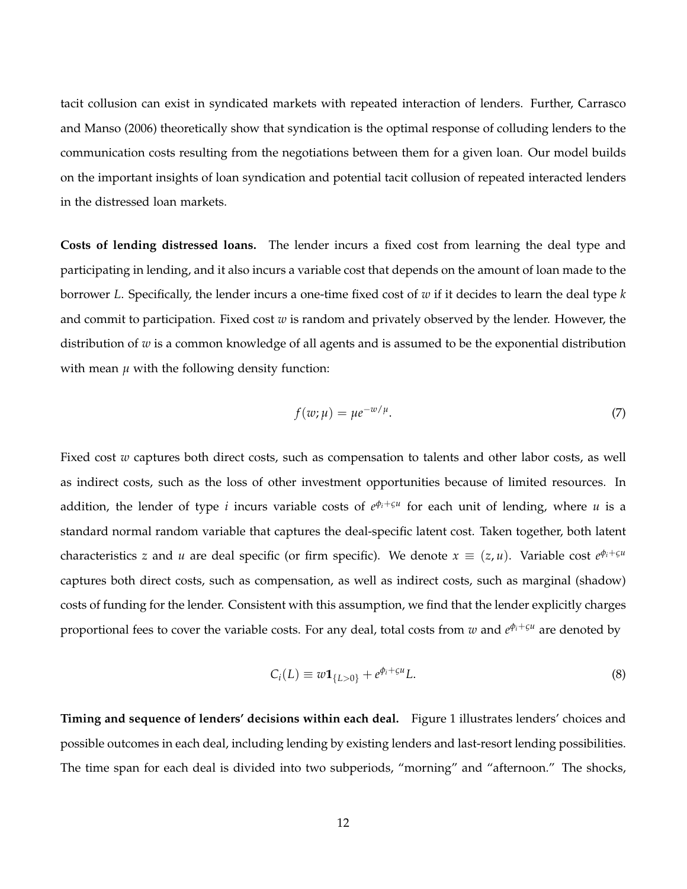tacit collusion can exist in syndicated markets with repeated interaction of lenders. Further, Carrasco and Manso (2006) theoretically show that syndication is the optimal response of colluding lenders to the communication costs resulting from the negotiations between them for a given loan. Our model builds on the important insights of loan syndication and potential tacit collusion of repeated interacted lenders in the distressed loan markets.

**Costs of lending distressed loans.** The lender incurs a fixed cost from learning the deal type and participating in lending, and it also incurs a variable cost that depends on the amount of loan made to the borrower $L$. Specifically, the lender incurs a one-time fixed cost of $w$ if it decides to learn the deal type $k$ and commit to participation. Fixed cost $w$ is random and privately observed by the lender. However, the distribution of $w$ is a common knowledge of all agents and is assumed to be the exponential distribution with mean $\mu$ with the following density function:

$$f(w;\mu) = \mu e^{-w/\mu}. \tag{7}$$

Fixed cost $w$ captures both direct costs, such as compensation to talents and other labor costs, as well as indirect costs, such as the loss of other investment opportunities because of limited resources. In addition, the lender of type $i$ incurs variable costs of $e^{\phi_i + \varsigma u}$ for each unit of lending, where $u$ is a standard normal random variable that captures the deal-specific latent cost. Taken together, both latent characteristics $z$ and $u$ are deal specific (or firm specific). We denote $x \equiv (z, u)$. Variable cost $e^{\phi_i + \varsigma u}$ captures both direct costs, such as compensation, as well as indirect costs, such as marginal (shadow) costs of funding for the lender. Consistent with this assumption, we find that the lender explicitly charges proportional fees to cover the variable costs. For any deal, total costs from $w$ and $e^{\phi_i + \varsigma u}$ are denoted by

$$C_i(L) \equiv w\mathbf{1}_{\{L>0\}} + e^{\phi_i + \varsigma u} L. \tag{8}$$

**Timing and sequence of lenders' decisions within each deal.** Figure 1 illustrates lenders' choices and possible outcomes in each deal, including lending by existing lenders and last-resort lending possibilities. The time span for each deal is divided into two subperiods, "morning" and "afternoon." The shocks,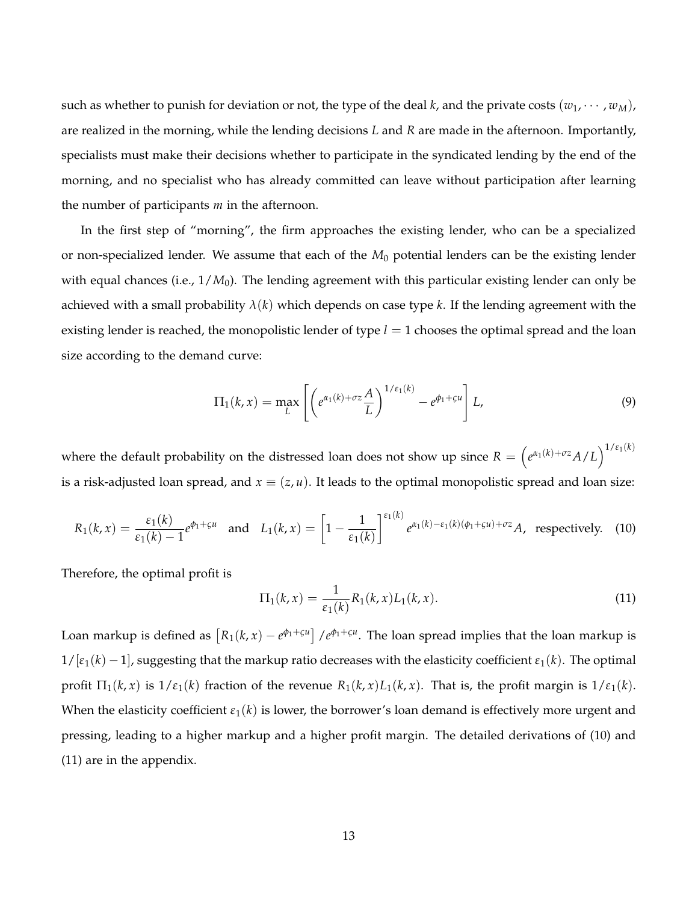such as whether to punish for deviation or not, the type of the deal $k$, and the private costs $(w_1, \cdots, w_M)$, are realized in the morning, while the lending decisions $L$ and $R$ are made in the afternoon. Importantly, specialists must make their decisions whether to participate in the syndicated lending by the end of the morning, and no specialist who has already committed can leave without participation after learning the number of participants $m$ in the afternoon.

In the first step of "morning", the firm approaches the existing lender, who can be a specialized or non-specialized lender. We assume that each of the $M_0$ potential lenders can be the existing lender with equal chances (i.e., $1/M_0$). The lending agreement with this particular existing lender can only be achieved with a small probability $\lambda(k)$ which depends on case type $k$. If the lending agreement with the existing lender is reached, the monopolistic lender of type $l = 1$ chooses the optimal spread and the loan size according to the demand curve:

$$\Pi_1(k, x) = \max_{L} \left[ \left( e^{\alpha_1(k) + \sigma z} \frac{A}{L} \right)^{1/\varepsilon_1(k)} - e^{\phi_1 + \varsigma u} \right] L, \tag{9}$$

where the default probability on the distressed loan does not show up since $R = \left( e^{\alpha_1(k)+\sigma z} A/L \right)^{1/\varepsilon_1(k)}$ is a risk-adjusted loan spread, and $x \equiv (z, u)$. It leads to the optimal monopolistic spread and loan size:

$$R_1(k, x) = \frac{\varepsilon_1(k)}{\varepsilon_1(k) - 1} e^{\phi_1 + \varsigma u} \quad \text{and} \quad L_1(k, x) = \left[ 1 - \frac{1}{\varepsilon_1(k)} \right]^{\varepsilon_1(k)} e^{\alpha_1(k) - \varepsilon_1(k)(\phi_1 + \varsigma u) + \sigma z} A, \quad \text{respectively.} \tag{10}$$

Therefore, the optimal profit is

$$\Pi_1(k, x) = \frac{1}{\varepsilon_1(k)} R_1(k, x) L_1(k, x). \tag{11}$$

Loan markup is defined as $\left[ R_1(k, x) - e^{\phi_1 + \varsigma u} \right] / e^{\phi_1 + \varsigma u}$. The loan spread implies that the loan markup is $1/[\varepsilon_1(k) - 1]$, suggesting that the markup ratio decreases with the elasticity coefficient $\varepsilon_1(k)$. The optimal profit $\Pi_1(k, x)$ is $1/\varepsilon_1(k)$ fraction of the revenue $R_1(k, x) L_1(k, x)$. That is, the profit margin is $1/\varepsilon_1(k)$. When the elasticity coefficient $\varepsilon_1(k)$ is lower, the borrower's loan demand is effectively more urgent and pressing, leading to a higher markup and a higher profit margin. The detailed derivations of (10) and (11) are in the appendix.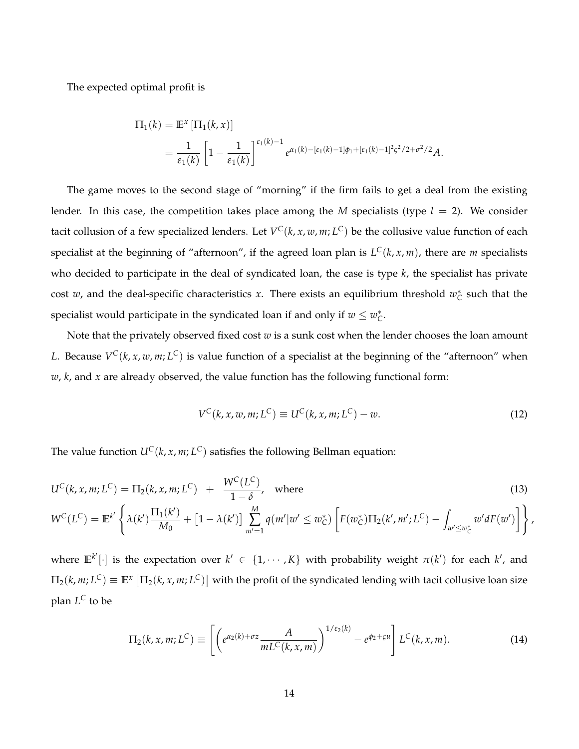The expected optimal profit is

$$
\begin{aligned}
\Pi_1(k) &= \mathbb{E}^x\left[\Pi_1(k,x)\right] \\
&= \frac{1}{\varepsilon_1(k)}\left[1-\frac{1}{\varepsilon_1(k)}\right]^{\varepsilon_1(k)-1} e^{\alpha_1(k)-[\varepsilon_1(k)-1]\phi_1+[\varepsilon_1(k)-1]^2\varsigma^2/2+\sigma^2/2}A.
\end{aligned}
$$

The game moves to the second stage of "morning" if the firm fails to get a deal from the existing lender. In this case, the competition takes place among the $M$ specialists (type $l=2$). We consider tacit collusion of a few specialized lenders. Let $V^C(k,x,w,m;L^C)$ be the collusive value function of each specialist at the beginning of "afternoon", if the agreed loan plan is $L^C(k,x,m)$, there are $m$ specialists who decided to participate in the deal of syndicated loan, the case is type $k$, the specialist has private cost $w$, and the deal-specific characteristics $x$. There exists an equilibrium threshold $w_C^*$ such that the specialist would participate in the syndicated loan if and only if $w \le w_C^*$.

Note that the privately observed fixed cost $w$ is a sunk cost when the lender chooses the loan amount $L$. Because $V^C(k,x,w,m;L^C)$ is value function of a specialist at the beginning of the "afternoon" when $w$, $k$, and $x$ are already observed, the value function has the following functional form:

$$
V^C(k,x,w,m;L^C) \equiv U^C(k,x,m;L^C) - w. \tag{12}
$$

The value function $U^C(k,x,m;L^C)$ satisfies the following Bellman equation:

$$
U^C(k,x,m;L^C) = \Pi_2(k,x,m;L^C) \; + \; \frac{W^C(L^C)}{1-\delta}, \quad \text{where} \tag{13}
$$

$$
W^C(L^C) = \mathbb{E}^{k'}\left\{\lambda(k')\frac{\Pi_1(k')}{M_0} + \left[1-\lambda(k')\right]\sum_{m'=1}^{M} q(m'|w' \le w_C^*)\left[F(w_C^*)\Pi_2(k',m';L^C) - \int_{w' \le w_C^*} w' dF(w')\right]\right\},
$$

where $\mathbb{E}^{k'}[\cdot]$ is the expectation over $k' \in \{1,\cdots,K\}$ with probability weight $\pi(k')$ for each $k'$, and $\Pi_2(k,m;L^C) \equiv \mathbb{E}^x\left[\Pi_2(k,x,m;L^C)\right]$ with the profit of the syndicated lending with tacit collusive loan size plan $L^C$ to be

$$
\Pi_2(k,x,m;L^C) \equiv \left[\left(e^{\alpha_2(k)+\sigma z}\frac{A}{mL^C(k,x,m)}\right)^{1/\varepsilon_2(k)} - e^{\phi_2+\varsigma u}\right] L^C(k,x,m). \tag{14}
$$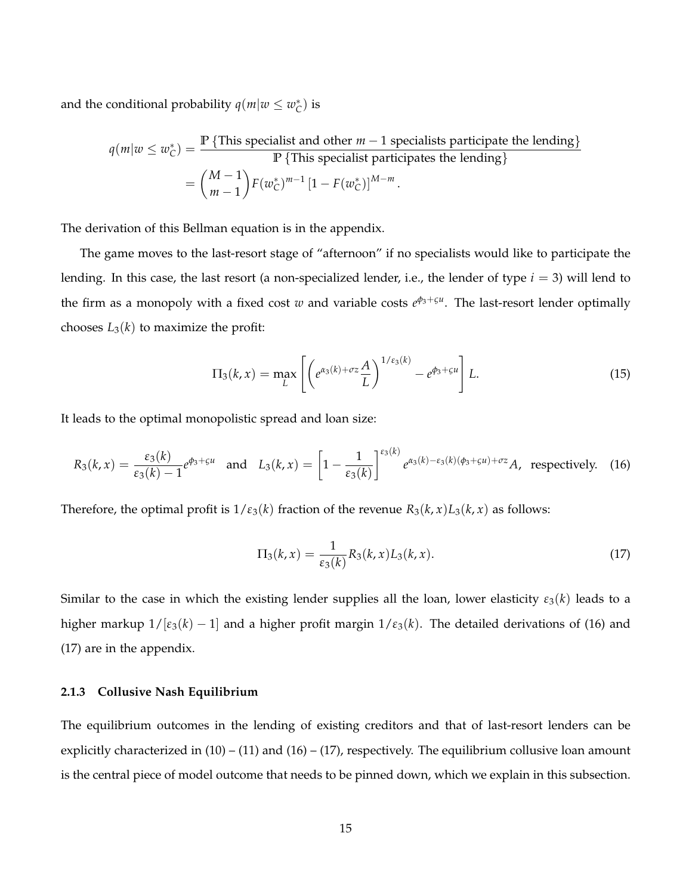and the conditional probability $q(m|w \leq w_C^*)$ is

$$
\begin{aligned}
q(m|w \leq w_C^*) &= \frac{\mathbb{P}\left\{\text{This specialist and other } m-1 \text{ specialists participate the lending}\right\}}{\mathbb{P}\left\{\text{This specialist participates the lending}\right\}} \\
&= \binom{M-1}{m-1} F(w_C^*)^{m-1} \left[1 - F(w_C^*)\right]^{M-m}.
\end{aligned}
$$

The derivation of this Bellman equation is in the appendix.

The game moves to the last-resort stage of "afternoon" if no specialists would like to participate the lending. In this case, the last resort (a non-specialized lender, i.e., the lender of type $i = 3$) will lend to the firm as a monopoly with a fixed cost $w$ and variable costs $e^{\phi_3 + \varsigma u}$. The last-resort lender optimally chooses $L_3(k)$ to maximize the profit:

$$
\Pi_3(k, x) = \max_L \left[ \left( e^{\alpha_3(k) + \sigma z} \frac{A}{L} \right)^{1/\varepsilon_3(k)} - e^{\phi_3 + \varsigma u} \right] L. \tag{15}
$$

It leads to the optimal monopolistic spread and loan size:

$$
R_3(k, x) = \frac{\varepsilon_3(k)}{\varepsilon_3(k) - 1} e^{\phi_3 + \varsigma u} \quad \text{and} \quad L_3(k, x) = \left[1 - \frac{1}{\varepsilon_3(k)}\right]^{\varepsilon_3(k)} e^{\alpha_3(k) - \varepsilon_3(k)(\phi_3 + \varsigma u) + \sigma z} A, \;\; \text{respectively.} \tag{16}
$$

Therefore, the optimal profit is $1/\varepsilon_3(k)$ fraction of the revenue $R_3(k, x) L_3(k, x)$ as follows:

$$
\Pi_3(k, x) = \frac{1}{\varepsilon_3(k)} R_3(k, x) L_3(k, x). \tag{17}
$$

Similar to the case in which the existing lender supplies all the loan, lower elasticity $\varepsilon_3(k)$ leads to a higher markup $1/[\varepsilon_3(k) - 1]$ and a higher profit margin $1/\varepsilon_3(k)$. The detailed derivations of (16) and (17) are in the appendix.

### 2.1.3 Collusive Nash Equilibrium

The equilibrium outcomes in the lending of existing creditors and that of last-resort lenders can be explicitly characterized in (10) – (11) and (16) – (17), respectively. The equilibrium collusive loan amount is the central piece of model outcome that needs to be pinned down, which we explain in this subsection.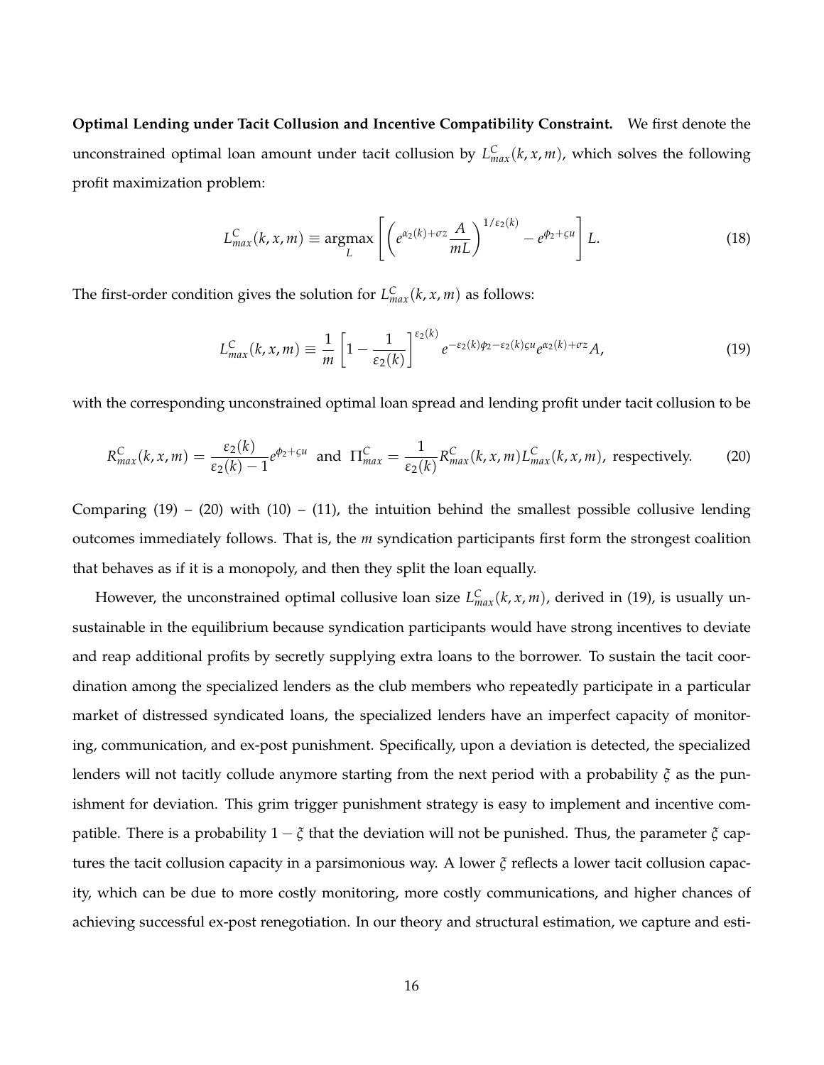**Optimal Lending under Tacit Collusion and Incentive Compatibility Constraint.** We first denote the unconstrained optimal loan amount under tacit collusion by $L^C_{max}(k, x, m)$, which solves the following profit maximization problem:

$$L^C_{max}(k, x, m) \equiv \underset{L}{\text{argmax}} \left[ \left( e^{\alpha_2(k)+\sigma z} \frac{A}{mL} \right)^{1/\varepsilon_2(k)} - e^{\phi_2+\varsigma u} \right] L. \tag{18}$$

The first-order condition gives the solution for $L^C_{max}(k, x, m)$ as follows:

$$L^C_{max}(k, x, m) \equiv \frac{1}{m} \left[ 1 - \frac{1}{\varepsilon_2(k)} \right]^{\varepsilon_2(k)} e^{-\varepsilon_2(k)\phi_2 - \varepsilon_2(k)\varsigma u} e^{\alpha_2(k)+\sigma z} A, \tag{19}$$

with the corresponding unconstrained optimal loan spread and lending profit under tacit collusion to be

$$R^C_{max}(k, x, m) = \frac{\varepsilon_2(k)}{\varepsilon_2(k)-1} e^{\phi_2+\varsigma u} \text{ and } \Pi^C_{max} = \frac{1}{\varepsilon_2(k)} R^C_{max}(k, x, m) L^C_{max}(k, x, m), \text{ respectively.} \tag{20}$$

Comparing (19) – (20) with (10) – (11), the intuition behind the smallest possible collusive lending outcomes immediately follows. That is, the $m$ syndication participants first form the strongest coalition that behaves as if it is a monopoly, and then they split the loan equally.

However, the unconstrained optimal collusive loan size $L^C_{max}(k, x, m)$, derived in (19), is usually unsustainable in the equilibrium because syndication participants would have strong incentives to deviate and reap additional profits by secretly supplying extra loans to the borrower. To sustain the tacit coordination among the specialized lenders as the club members who repeatedly participate in a particular market of distressed syndicated loans, the specialized lenders have an imperfect capacity of monitoring, communication, and ex-post punishment. Specifically, upon a deviation is detected, the specialized lenders will not tacitly collude anymore starting from the next period with a probability $\xi$ as the punishment for deviation. This grim trigger punishment strategy is easy to implement and incentive compatible. There is a probability $1 - \xi$ that the deviation will not be punished. Thus, the parameter $\xi$ captures the tacit collusion capacity in a parsimonious way. A lower $\xi$ reflects a lower tacit collusion capacity, which can be due to more costly monitoring, more costly communications, and higher chances of achieving successful ex-post renegotiation. In our theory and structural estimation, we capture and esti-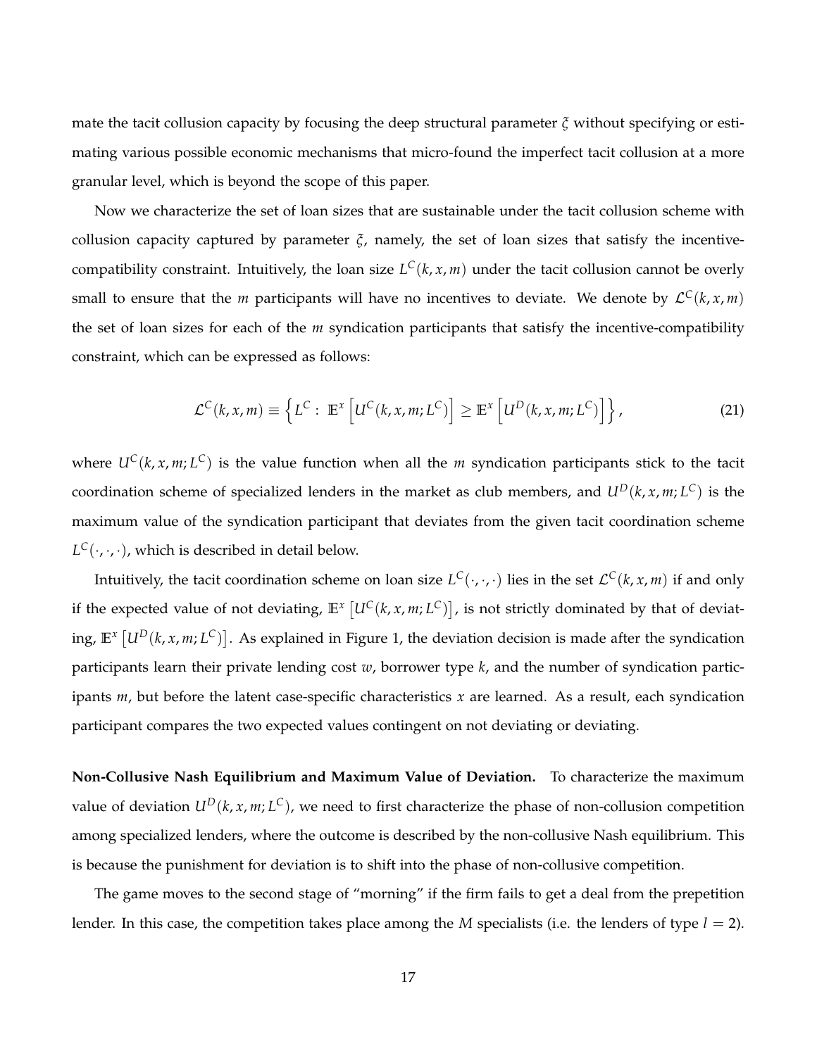mate the tacit collusion capacity by focusing the deep structural parameter $\xi$ without specifying or estimating various possible economic mechanisms that micro-found the imperfect tacit collusion at a more granular level, which is beyond the scope of this paper.

Now we characterize the set of loan sizes that are sustainable under the tacit collusion scheme with collusion capacity captured by parameter $\xi$, namely, the set of loan sizes that satisfy the incentive-compatibility constraint. Intuitively, the loan size $L^C(k, x, m)$ under the tacit collusion cannot be overly small to ensure that the $m$ participants will have no incentives to deviate. We denote by $\mathcal{L}^C(k, x, m)$ the set of loan sizes for each of the $m$ syndication participants that satisfy the incentive-compatibility constraint, which can be expressed as follows:

$$\mathcal{L}^C(k, x, m) \equiv \left\{ L^C : \mathbb{E}^x \left[ U^C(k, x, m; L^C) \right] \geq \mathbb{E}^x \left[ U^D(k, x, m; L^C) \right] \right\}, \tag{21}$$

where $U^C(k, x, m; L^C)$ is the value function when all the $m$ syndication participants stick to the tacit coordination scheme of specialized lenders in the market as club members, and $U^D(k, x, m; L^C)$ is the maximum value of the syndication participant that deviates from the given tacit coordination scheme $L^C(\cdot, \cdot, \cdot)$, which is described in detail below.

Intuitively, the tacit coordination scheme on loan size $L^C(\cdot, \cdot, \cdot)$ lies in the set $\mathcal{L}^C(k, x, m)$ if and only if the expected value of not deviating, $\mathbb{E}^x \left[ U^C(k, x, m; L^C) \right]$, is not strictly dominated by that of deviating, $\mathbb{E}^x \left[ U^D(k, x, m; L^C) \right]$. As explained in Figure 1, the deviation decision is made after the syndication participants learn their private lending cost $w$, borrower type $k$, and the number of syndication participants $m$, but before the latent case-specific characteristics $x$ are learned. As a result, each syndication participant compares the two expected values contingent on not deviating or deviating.

**Non-Collusive Nash Equilibrium and Maximum Value of Deviation.** To characterize the maximum value of deviation $U^D(k, x, m; L^C)$, we need to first characterize the phase of non-collusion competition among specialized lenders, where the outcome is described by the non-collusive Nash equilibrium. This is because the punishment for deviation is to shift into the phase of non-collusive competition.

The game moves to the second stage of "morning" if the firm fails to get a deal from the prepetition lender. In this case, the competition takes place among the $M$ specialists (i.e. the lenders of type $l = 2$).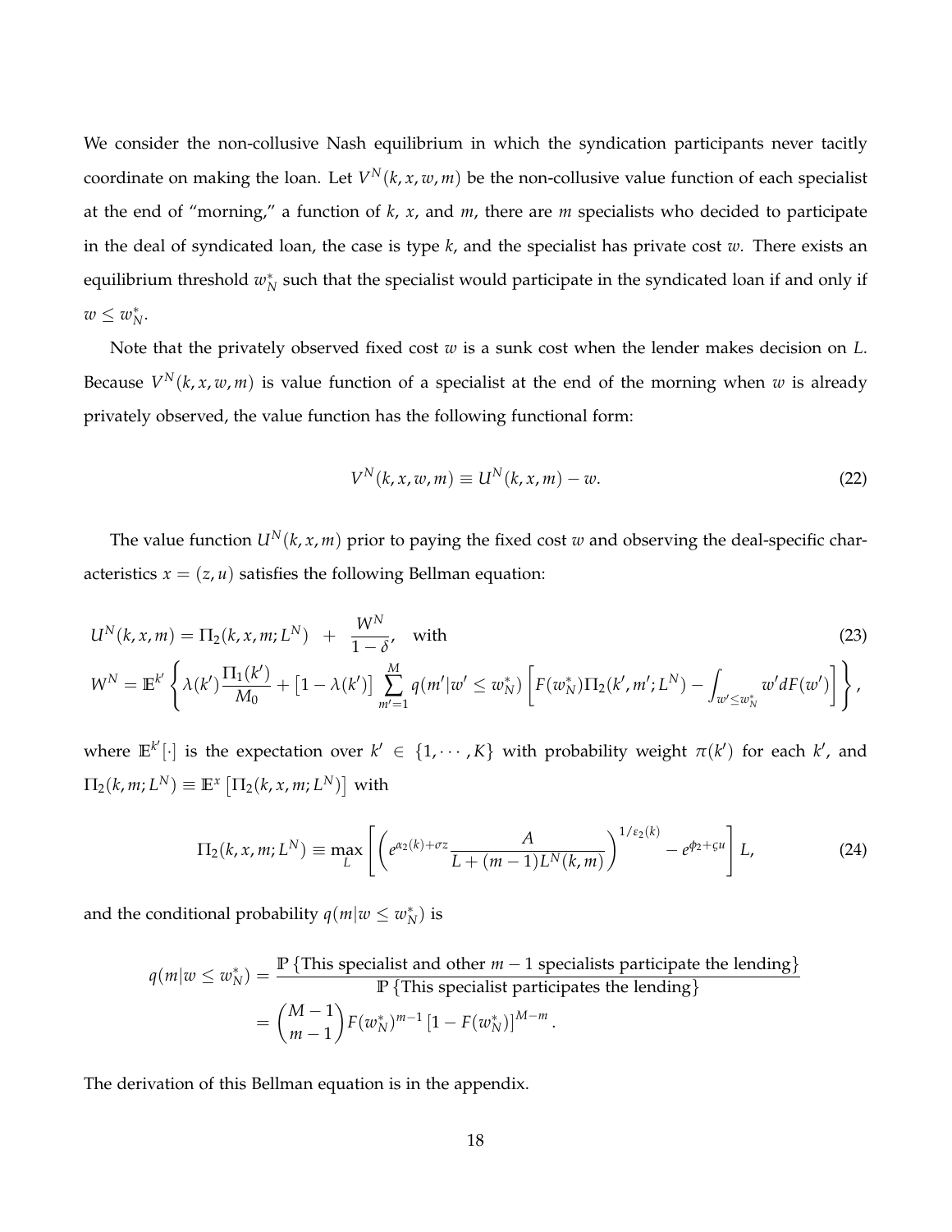We consider the non-collusive Nash equilibrium in which the syndication participants never tacitly coordinate on making the loan. Let $V^N(k,x,w,m)$ be the non-collusive value function of each specialist at the end of "morning," a function of $k$, $x$, and $m$, there are $m$ specialists who decided to participate in the deal of syndicated loan, the case is type $k$, and the specialist has private cost $w$. There exists an equilibrium threshold $w_N^*$ such that the specialist would participate in the syndicated loan if and only if $w \leq w_N^*$.

Note that the privately observed fixed cost $w$ is a sunk cost when the lender makes decision on $L$. Because $V^N(k,x,w,m)$ is value function of a specialist at the end of the morning when $w$ is already privately observed, the value function has the following functional form:

$$V^N(k,x,w,m) \equiv U^N(k,x,m) - w. \tag{22}$$

The value function $U^N(k,x,m)$ prior to paying the fixed cost $w$ and observing the deal-specific characteristics $x = (z,u)$ satisfies the following Bellman equation:

$$U^N(k,x,m) = \Pi_2(k,x,m;L^N) \;\; + \;\; \frac{W^N}{1-\delta}, \quad \text{with} \tag{23}$$

$$W^N = \mathbb{E}^{k'}\left\{ \lambda(k')\frac{\Pi_1(k')}{M_0} + \left[1-\lambda(k')\right]\sum_{m'=1}^{M} q(m'|w' \leq w_N^*)\left[F(w_N^*)\Pi_2(k',m';L^N) - \int_{w' \leq w_N^*} w' dF(w')\right]\right\},$$

where $\mathbb{E}^{k'}[\cdot]$ is the expectation over $k' \in \{1,\cdots,K\}$ with probability weight $\pi(k')$ for each $k'$, and $\Pi_2(k,m;L^N) \equiv \mathbb{E}^x\left[\Pi_2(k,x,m;L^N)\right]$ with

$$\Pi_2(k,x,m;L^N) \equiv \max_L \left[\left(e^{\alpha_2(k)+\sigma z}\frac{A}{L+(m-1)L^N(k,m)}\right)^{1/\varepsilon_2(k)} - e^{\phi_2+\varsigma u}\right]L, \tag{24}$$

and the conditional probability $q(m|w \leq w_N^*)$ is

$$\begin{aligned}
q(m|w \leq w_N^*) &= \frac{\mathbb{P}\left\{\text{This specialist and other } m-1 \text{ specialists participate the lending}\right\}}{\mathbb{P}\left\{\text{This specialist participates the lending}\right\}} \\
&= \binom{M-1}{m-1} F(w_N^*)^{m-1}\left[1-F(w_N^*)\right]^{M-m}.
\end{aligned}$$

The derivation of this Bellman equation is in the appendix.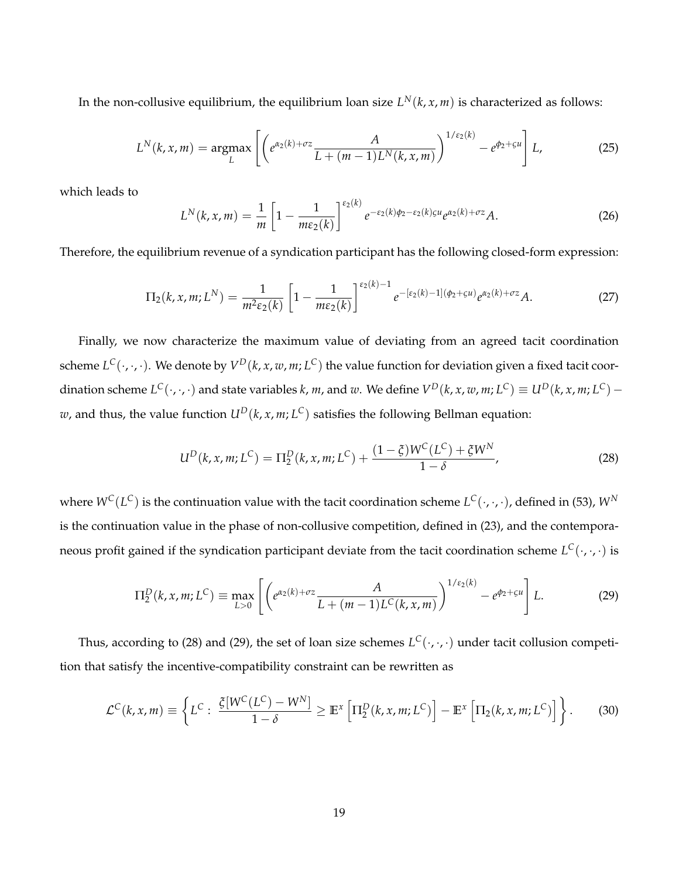In the non-collusive equilibrium, the equilibrium loan size $L^N(k, x, m)$ is characterized as follows:

$$L^N(k, x, m) = \underset{L}{\operatorname{argmax}} \left[ \left( e^{\alpha_2(k)+\sigma z} \frac{A}{L + (m-1)L^N(k, x, m)} \right)^{1/\varepsilon_2(k)} - e^{\phi_2 + \varsigma u} \right] L, \tag{25}$$

which leads to

$$L^N(k, x, m) = \frac{1}{m} \left[ 1 - \frac{1}{m\varepsilon_2(k)} \right]^{\varepsilon_2(k)} e^{-\varepsilon_2(k)\phi_2 - \varepsilon_2(k)\varsigma u} e^{\alpha_2(k)+\sigma z} A. \tag{26}$$

Therefore, the equilibrium revenue of a syndication participant has the following closed-form expression:

$$\Pi_2(k, x, m; L^N) = \frac{1}{m^2 \varepsilon_2(k)} \left[ 1 - \frac{1}{m\varepsilon_2(k)} \right]^{\varepsilon_2(k)-1} e^{-[\varepsilon_2(k)-1](\phi_2 + \varsigma u)} e^{\alpha_2(k)+\sigma z} A. \tag{27}$$

Finally, we now characterize the maximum value of deviating from an agreed tacit coordination scheme $L^C(\cdot, \cdot, \cdot)$. We denote by $V^D(k, x, w, m; L^C)$ the value function for deviation given a fixed tacit coordination scheme $L^C(\cdot, \cdot, \cdot)$ and state variables $k$, $m$, and $w$. We define $V^D(k, x, w, m; L^C) \equiv U^D(k, x, m; L^C) - w$, and thus, the value function $U^D(k, x, m; L^C)$ satisfies the following Bellman equation:

$$U^D(k, x, m; L^C) = \Pi_2^D(k, x, m; L^C) + \frac{(1-\xi)W^C(L^C) + \xi W^N}{1-\delta}, \tag{28}$$

where $W^C(L^C)$ is the continuation value with the tacit coordination scheme $L^C(\cdot, \cdot, \cdot)$, defined in (53), $W^N$ is the continuation value in the phase of non-collusive competition, defined in (23), and the contemporaneous profit gained if the syndication participant deviate from the tacit coordination scheme $L^C(\cdot, \cdot, \cdot)$ is

$$\Pi_2^D(k, x, m; L^C) \equiv \max_{L>0} \left[ \left( e^{\alpha_2(k)+\sigma z} \frac{A}{L + (m-1)L^C(k, x, m)} \right)^{1/\varepsilon_2(k)} - e^{\phi_2 + \varsigma u} \right] L. \tag{29}$$

Thus, according to (28) and (29), the set of loan size schemes $L^C(\cdot, \cdot, \cdot)$ under tacit collusion competition that satisfy the incentive-compatibility constraint can be rewritten as

$$\mathcal{L}^C(k, x, m) \equiv \left\{ L^C : \frac{\xi[W^C(L^C) - W^N]}{1-\delta} \geq \mathbb{E}^x \left[ \Pi_2^D(k, x, m; L^C) \right] - \mathbb{E}^x \left[ \Pi_2(k, x, m; L^C) \right] \right\}. \tag{30}$$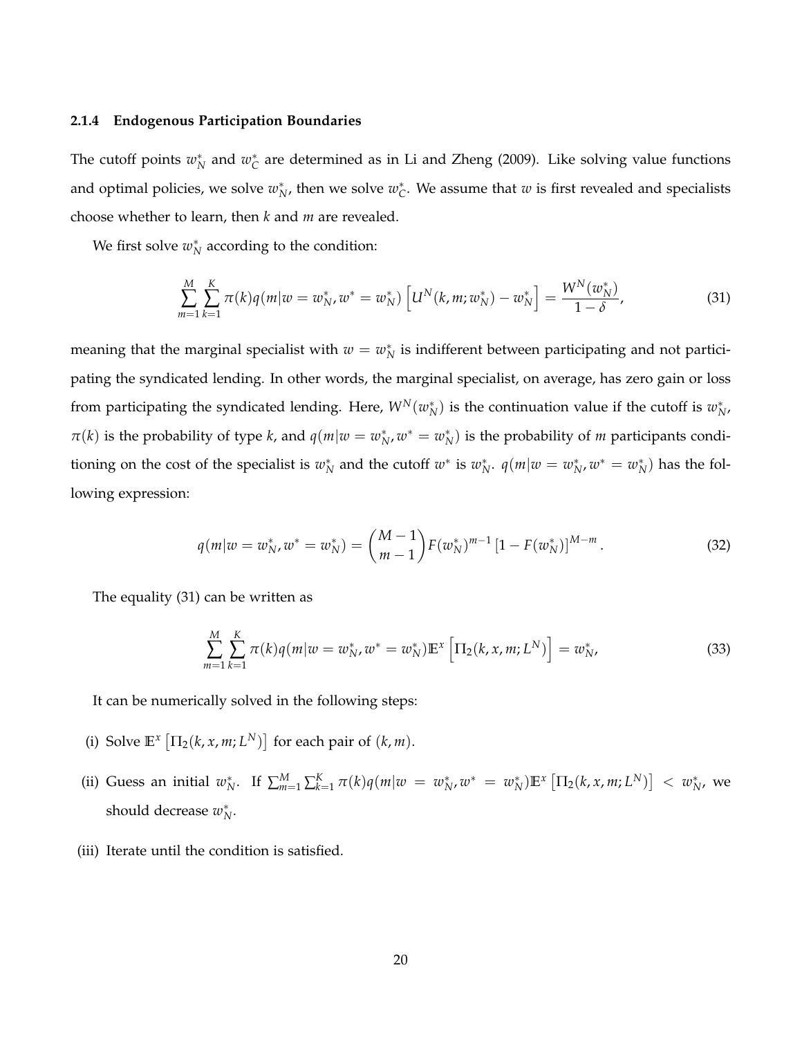### 2.1.4 Endogenous Participation Boundaries

The cutoff points $w_N^*$ and $w_C^*$ are determined as in Li and Zheng (2009). Like solving value functions and optimal policies, we solve $w_N^*$, then we solve $w_C^*$. We assume that $w$ is first revealed and specialists choose whether to learn, then $k$ and $m$ are revealed.

We first solve $w_N^*$ according to the condition:

$$\sum_{m=1}^{M}\sum_{k=1}^{K}\pi(k)q(m|w=w_N^*, w^*=w_N^*)\left[U^N(k,m;w_N^*)-w_N^*\right]=\frac{W^N(w_N^*)}{1-\delta}, \tag{31}$$

meaning that the marginal specialist with $w = w_N^*$ is indifferent between participating and not participating the syndicated lending. In other words, the marginal specialist, on average, has zero gain or loss from participating the syndicated lending. Here, $W^N(w_N^*)$ is the continuation value if the cutoff is $w_N^*$, $\pi(k)$ is the probability of type $k$, and $q(m|w = w_N^*, w^* = w_N^*)$ is the probability of $m$ participants conditioning on the cost of the specialist is $w_N^*$ and the cutoff $w^*$ is $w_N^*$. $q(m|w = w_N^*, w^* = w_N^*)$ has the following expression:

$$q(m|w=w_N^*, w^*=w_N^*)=\binom{M-1}{m-1}F(w_N^*)^{m-1}\left[1-F(w_N^*)\right]^{M-m}. \tag{32}$$

The equality (31) can be written as

$$\sum_{m=1}^{M}\sum_{k=1}^{K}\pi(k)q(m|w=w_N^*, w^*=w_N^*)\mathbb{E}^x\left[\Pi_2(k,x,m;L^N)\right]=w_N^*, \tag{33}$$

It can be numerically solved in the following steps:

(i) Solve $\mathbb{E}^x\left[\Pi_2(k,x,m;L^N)\right]$ for each pair of $(k,m)$.

(ii) Guess an initial $w_N^*$. If $\sum_{m=1}^{M}\sum_{k=1}^{K}\pi(k)q(m|w=w_N^*, w^*=w_N^*)\mathbb{E}^x\left[\Pi_2(k,x,m;L^N)\right] < w_N^*$, we should decrease $w_N^*$.

(iii) Iterate until the condition is satisfied.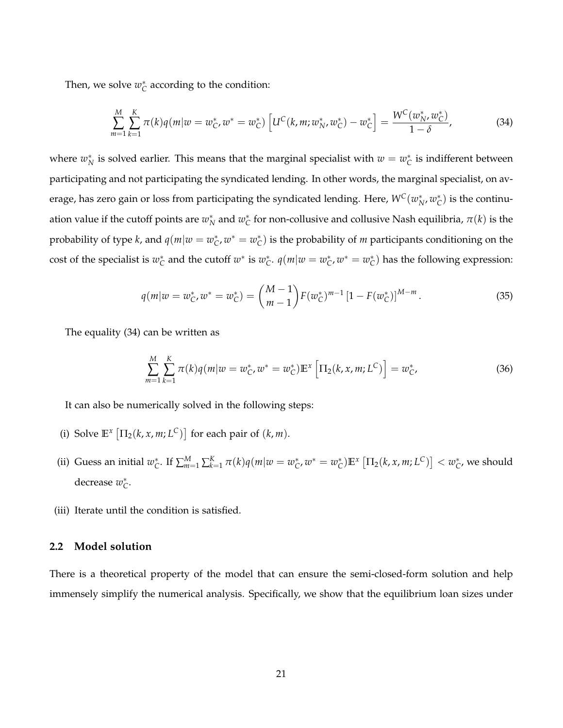Then, we solve $w_C^*$ according to the condition:

$$\sum_{m=1}^{M}\sum_{k=1}^{K}\pi(k)q(m|w=w_C^*, w^*=w_C^*)\left[U^C(k,m;w_N^*,w_C^*)-w_C^*\right]=\frac{W^C(w_N^*,w_C^*)}{1-\delta}, \tag{34}$$

where $w_N^*$ is solved earlier. This means that the marginal specialist with $w=w_C^*$ is indifferent between participating and not participating the syndicated lending. In other words, the marginal specialist, on average, has zero gain or loss from participating the syndicated lending. Here, $W^C(w_N^*,w_C^*)$ is the continuation value if the cutoff points are $w_N^*$ and $w_C^*$ for non-collusive and collusive Nash equilibria, $\pi(k)$ is the probability of type $k$, and $q(m|w=w_C^*, w^*=w_C^*)$ is the probability of $m$ participants conditioning on the cost of the specialist is $w_C^*$ and the cutoff $w^*$ is $w_C^*$. $q(m|w=w_C^*, w^*=w_C^*)$ has the following expression:

$$q(m|w=w_C^*, w^*=w_C^*)=\binom{M-1}{m-1}F(w_C^*)^{m-1}\left[1-F(w_C^*)\right]^{M-m}. \tag{35}$$

The equality (34) can be written as

$$\sum_{m=1}^{M}\sum_{k=1}^{K}\pi(k)q(m|w=w_C^*, w^*=w_C^*)\mathbb{E}^x\left[\Pi_2(k,x,m;L^C)\right]=w_C^*, \tag{36}$$

It can also be numerically solved in the following steps:

(i) Solve $\mathbb{E}^x\left[\Pi_2(k,x,m;L^C)\right]$ for each pair of $(k,m)$.

(ii) Guess an initial $w_C^*$. If $\sum_{m=1}^{M}\sum_{k=1}^{K}\pi(k)q(m|w=w_C^*, w^*=w_C^*)\mathbb{E}^x\left[\Pi_2(k,x,m;L^C)\right]<w_C^*$, we should decrease $w_C^*$.

(iii) Iterate until the condition is satisfied.

### 2.2 Model solution

There is a theoretical property of the model that can ensure the semi-closed-form solution and help immensely simplify the numerical analysis. Specifically, we show that the equilibrium loan sizes under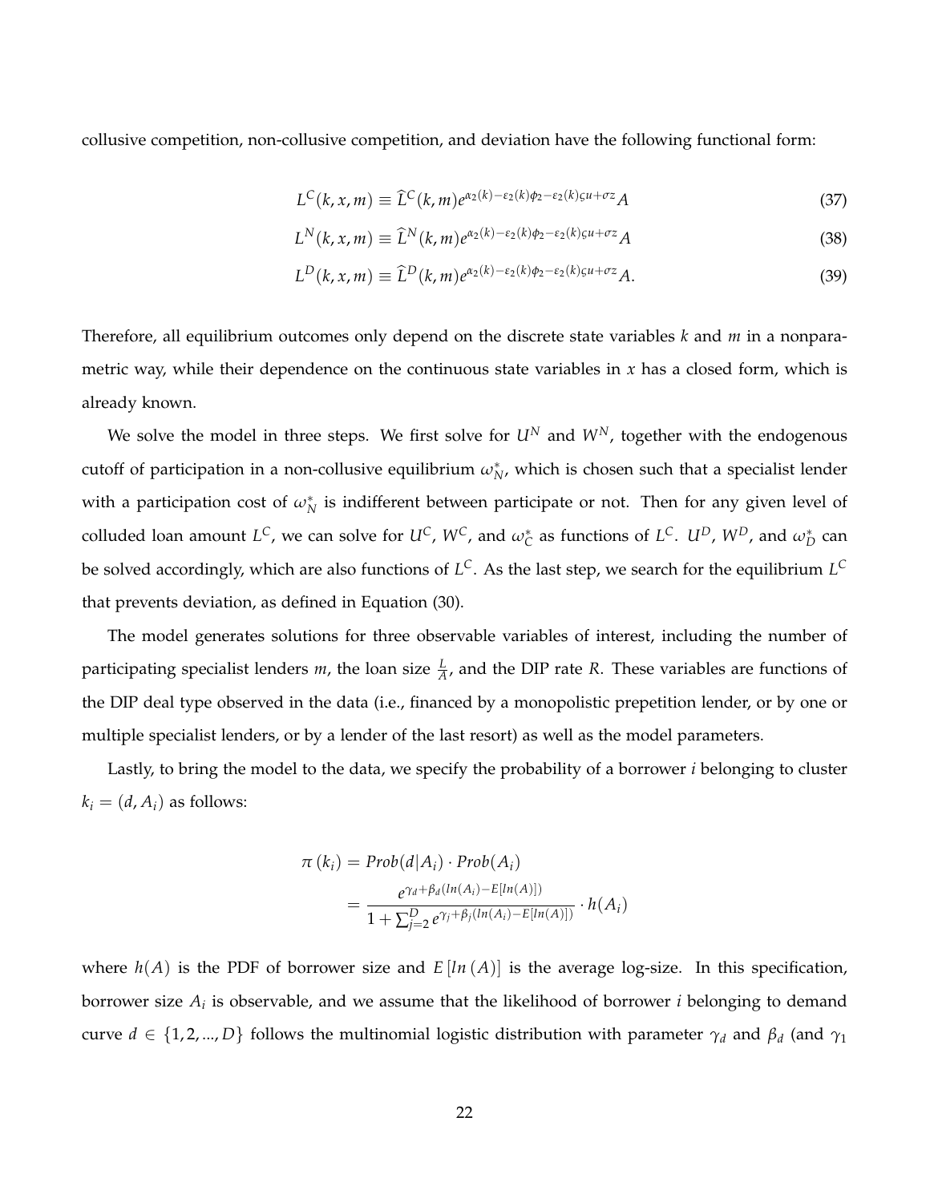collusive competition, non-collusive competition, and deviation have the following functional form:

$$L^C(k, x, m) \equiv \widehat{L}^C(k, m) e^{\alpha_2(k) - \varepsilon_2(k)\phi_2 - \varepsilon_2(k)\varsigma u + \sigma z} A \tag{37}$$

$$L^N(k, x, m) \equiv \widehat{L}^N(k, m) e^{\alpha_2(k) - \varepsilon_2(k)\phi_2 - \varepsilon_2(k)\varsigma u + \sigma z} A \tag{38}$$

$$L^D(k, x, m) \equiv \widehat{L}^D(k, m) e^{\alpha_2(k) - \varepsilon_2(k)\phi_2 - \varepsilon_2(k)\varsigma u + \sigma z} A. \tag{39}$$

Therefore, all equilibrium outcomes only depend on the discrete state variables $k$ and $m$ in a nonparametric way, while their dependence on the continuous state variables in $x$ has a closed form, which is already known.

We solve the model in three steps. We first solve for $U^N$ and $W^N$, together with the endogenous cutoff of participation in a non-collusive equilibrium $\omega_N^*$, which is chosen such that a specialist lender with a participation cost of $\omega_N^*$ is indifferent between participate or not. Then for any given level of colluded loan amount $L^C$, we can solve for $U^C$, $W^C$, and $\omega_C^*$ as functions of $L^C$. $U^D$, $W^D$, and $\omega_D^*$ can be solved accordingly, which are also functions of $L^C$. As the last step, we search for the equilibrium $L^C$ that prevents deviation, as defined in Equation (30).

The model generates solutions for three observable variables of interest, including the number of participating specialist lenders $m$, the loan size $\frac{L}{A}$, and the DIP rate $R$. These variables are functions of the DIP deal type observed in the data (i.e., financed by a monopolistic prepetition lender, or by one or multiple specialist lenders, or by a lender of the last resort) as well as the model parameters.

Lastly, to bring the model to the data, we specify the probability of a borrower $i$ belonging to cluster $k_i = (d, A_i)$ as follows:

$$\begin{aligned}\pi(k_i) &= Prob(d|A_i) \cdot Prob(A_i) \\ &= \frac{e^{\gamma_d + \beta_d(ln(A_i) - E[ln(A)])}}{1 + \sum_{j=2}^{D} e^{\gamma_j + \beta_j(ln(A_i) - E[ln(A)])}} \cdot h(A_i)\end{aligned}$$

where $h(A)$ is the PDF of borrower size and $E[ln(A)]$ is the average log-size. In this specification, borrower size $A_i$ is observable, and we assume that the likelihood of borrower $i$ belonging to demand curve $d \in \{1, 2, ..., D\}$ follows the multinomial logistic distribution with parameter $\gamma_d$ and $\beta_d$ (and $\gamma_1$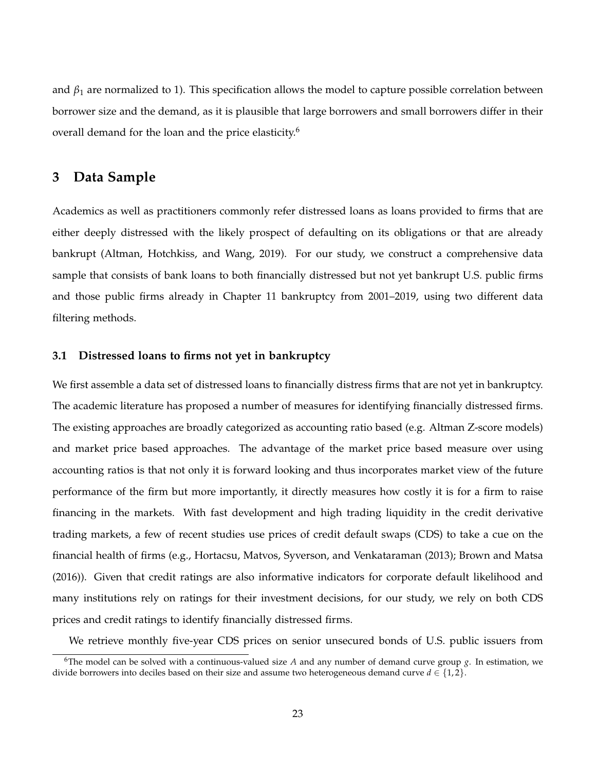and $\beta_1$ are normalized to 1). This specification allows the model to capture possible correlation between borrower size and the demand, as it is plausible that large borrowers and small borrowers differ in their overall demand for the loan and the price elasticity.[6]

## 3 Data Sample

Academics as well as practitioners commonly refer distressed loans as loans provided to firms that are either deeply distressed with the likely prospect of defaulting on its obligations or that are already bankrupt (Altman, Hotchkiss, and Wang, 2019). For our study, we construct a comprehensive data sample that consists of bank loans to both financially distressed but not yet bankrupt U.S. public firms and those public firms already in Chapter 11 bankruptcy from 2001–2019, using two different data filtering methods.

### 3.1 Distressed loans to firms not yet in bankruptcy

We first assemble a data set of distressed loans to financially distress firms that are not yet in bankruptcy. The academic literature has proposed a number of measures for identifying financially distressed firms. The existing approaches are broadly categorized as accounting ratio based (e.g. Altman Z-score models) and market price based approaches. The advantage of the market price based measure over using accounting ratios is that not only it is forward looking and thus incorporates market view of the future performance of the firm but more importantly, it directly measures how costly it is for a firm to raise financing in the markets. With fast development and high trading liquidity in the credit derivative trading markets, a few of recent studies use prices of credit default swaps (CDS) to take a cue on the financial health of firms (e.g., Hortacsu, Matvos, Syverson, and Venkataraman (2013); Brown and Matsa (2016)). Given that credit ratings are also informative indicators for corporate default likelihood and many institutions rely on ratings for their investment decisions, for our study, we rely on both CDS prices and credit ratings to identify financially distressed firms.

We retrieve monthly five-year CDS prices on senior unsecured bonds of U.S. public issuers from

[6]The model can be solved with a continuous-valued size $A$ and any number of demand curve group $g$. In estimation, we divide borrowers into deciles based on their size and assume two heterogeneous demand curve $d \in \{1, 2\}$.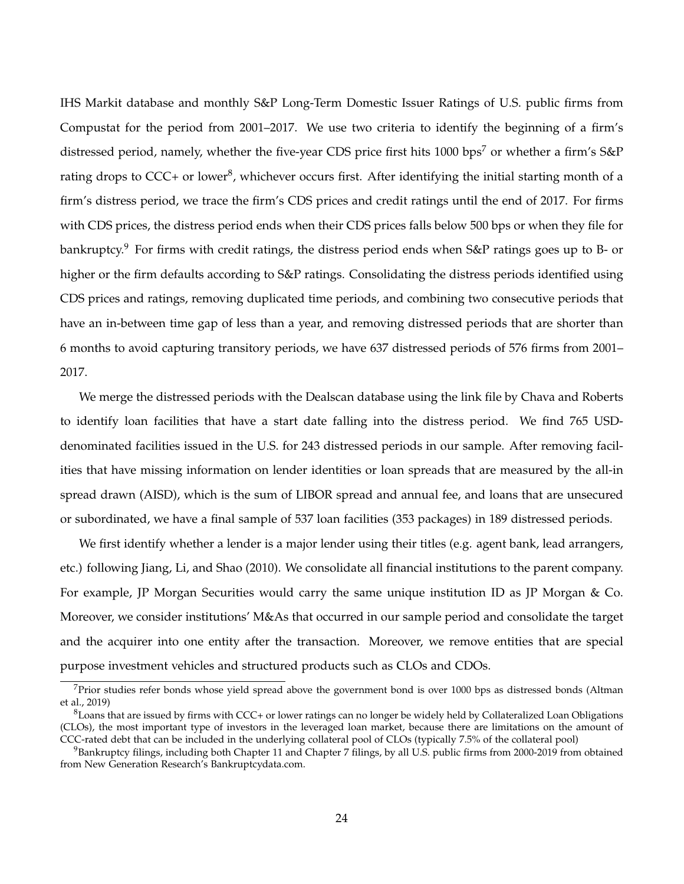IHS Markit database and monthly S&P Long-Term Domestic Issuer Ratings of U.S. public firms from Compustat for the period from 2001–2017. We use two criteria to identify the beginning of a firm's distressed period, namely, whether the five-year CDS price first hits 1000 bps[7] or whether a firm's S&P rating drops to CCC+ or lower[8], whichever occurs first. After identifying the initial starting month of a firm's distress period, we trace the firm's CDS prices and credit ratings until the end of 2017. For firms with CDS prices, the distress period ends when their CDS prices falls below 500 bps or when they file for bankruptcy.[9] For firms with credit ratings, the distress period ends when S&P ratings goes up to B- or higher or the firm defaults according to S&P ratings. Consolidating the distress periods identified using CDS prices and ratings, removing duplicated time periods, and combining two consecutive periods that have an in-between time gap of less than a year, and removing distressed periods that are shorter than 6 months to avoid capturing transitory periods, we have 637 distressed periods of 576 firms from 2001–2017.

We merge the distressed periods with the Dealscan database using the link file by Chava and Roberts to identify loan facilities that have a start date falling into the distress period. We find 765 USD-denominated facilities issued in the U.S. for 243 distressed periods in our sample. After removing facilities that have missing information on lender identities or loan spreads that are measured by the all-in spread drawn (AISD), which is the sum of LIBOR spread and annual fee, and loans that are unsecured or subordinated, we have a final sample of 537 loan facilities (353 packages) in 189 distressed periods.

We first identify whether a lender is a major lender using their titles (e.g. agent bank, lead arrangers, etc.) following Jiang, Li, and Shao (2010). We consolidate all financial institutions to the parent company. For example, JP Morgan Securities would carry the same unique institution ID as JP Morgan & Co. Moreover, we consider institutions' M&As that occurred in our sample period and consolidate the target and the acquirer into one entity after the transaction. Moreover, we remove entities that are special purpose investment vehicles and structured products such as CLOs and CDOs.

[7] Prior studies refer bonds whose yield spread above the government bond is over 1000 bps as distressed bonds (Altman et al., 2019)

[8] Loans that are issued by firms with CCC+ or lower ratings can no longer be widely held by Collateralized Loan Obligations (CLOs), the most important type of investors in the leveraged loan market, because there are limitations on the amount of CCC-rated debt that can be included in the underlying collateral pool of CLOs (typically 7.5% of the collateral pool)

[9] Bankruptcy filings, including both Chapter 11 and Chapter 7 filings, by all U.S. public firms from 2000-2019 from obtained from New Generation Research's Bankruptcydata.com.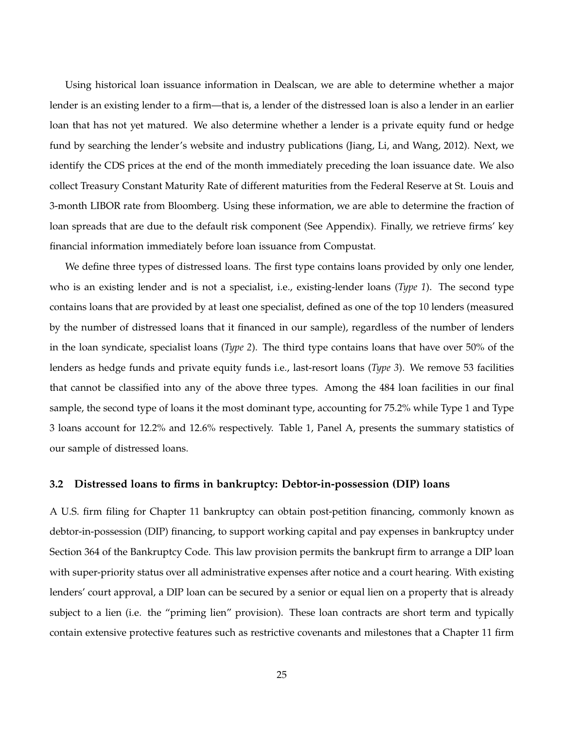Using historical loan issuance information in Dealscan, we are able to determine whether a major lender is an existing lender to a firm—that is, a lender of the distressed loan is also a lender in an earlier loan that has not yet matured. We also determine whether a lender is a private equity fund or hedge fund by searching the lender's website and industry publications (Jiang, Li, and Wang, 2012). Next, we identify the CDS prices at the end of the month immediately preceding the loan issuance date. We also collect Treasury Constant Maturity Rate of different maturities from the Federal Reserve at St. Louis and 3-month LIBOR rate from Bloomberg. Using these information, we are able to determine the fraction of loan spreads that are due to the default risk component (See Appendix). Finally, we retrieve firms' key financial information immediately before loan issuance from Compustat.

We define three types of distressed loans. The first type contains loans provided by only one lender, who is an existing lender and is not a specialist, i.e., existing-lender loans (*Type 1*). The second type contains loans that are provided by at least one specialist, defined as one of the top 10 lenders (measured by the number of distressed loans that it financed in our sample), regardless of the number of lenders in the loan syndicate, specialist loans (*Type 2*). The third type contains loans that have over 50% of the lenders as hedge funds and private equity funds i.e., last-resort loans (*Type 3*). We remove 53 facilities that cannot be classified into any of the above three types. Among the 484 loan facilities in our final sample, the second type of loans it the most dominant type, accounting for 75.2% while Type 1 and Type 3 loans account for 12.2% and 12.6% respectively. Table 1, Panel A, presents the summary statistics of our sample of distressed loans.

### 3.2 Distressed loans to firms in bankruptcy: Debtor-in-possession (DIP) loans

A U.S. firm filing for Chapter 11 bankruptcy can obtain post-petition financing, commonly known as debtor-in-possession (DIP) financing, to support working capital and pay expenses in bankruptcy under Section 364 of the Bankruptcy Code. This law provision permits the bankrupt firm to arrange a DIP loan with super-priority status over all administrative expenses after notice and a court hearing. With existing lenders' court approval, a DIP loan can be secured by a senior or equal lien on a property that is already subject to a lien (i.e. the "priming lien" provision). These loan contracts are short term and typically contain extensive protective features such as restrictive covenants and milestones that a Chapter 11 firm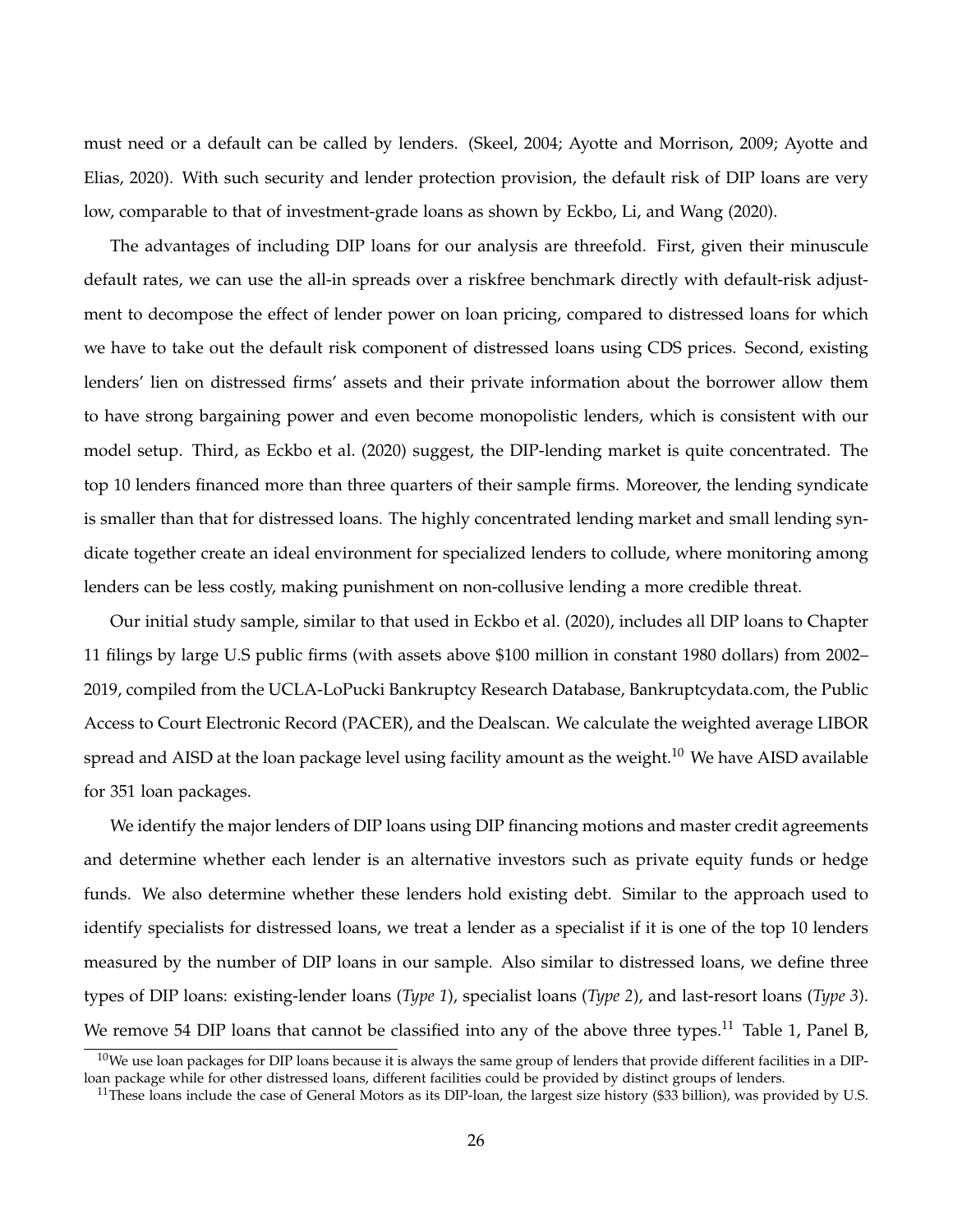must need or a default can be called by lenders. (Skeel, 2004; Ayotte and Morrison, 2009; Ayotte and Elias, 2020). With such security and lender protection provision, the default risk of DIP loans are very low, comparable to that of investment-grade loans as shown by Eckbo, Li, and Wang (2020).

The advantages of including DIP loans for our analysis are threefold. First, given their minuscule default rates, we can use the all-in spreads over a riskfree benchmark directly with default-risk adjustment to decompose the effect of lender power on loan pricing, compared to distressed loans for which we have to take out the default risk component of distressed loans using CDS prices. Second, existing lenders' lien on distressed firms' assets and their private information about the borrower allow them to have strong bargaining power and even become monopolistic lenders, which is consistent with our model setup. Third, as Eckbo et al. (2020) suggest, the DIP-lending market is quite concentrated. The top 10 lenders financed more than three quarters of their sample firms. Moreover, the lending syndicate is smaller than that for distressed loans. The highly concentrated lending market and small lending syndicate together create an ideal environment for specialized lenders to collude, where monitoring among lenders can be less costly, making punishment on non-collusive lending a more credible threat.

Our initial study sample, similar to that used in Eckbo et al. (2020), includes all DIP loans to Chapter 11 filings by large U.S public firms (with assets above \$100 million in constant 1980 dollars) from 2002–2019, compiled from the UCLA-LoPucki Bankruptcy Research Database, Bankruptcydata.com, the Public Access to Court Electronic Record (PACER), and the Dealscan. We calculate the weighted average LIBOR spread and AISD at the loan package level using facility amount as the weight.[10] We have AISD available for 351 loan packages.

We identify the major lenders of DIP loans using DIP financing motions and master credit agreements and determine whether each lender is an alternative investors such as private equity funds or hedge funds. We also determine whether these lenders hold existing debt. Similar to the approach used to identify specialists for distressed loans, we treat a lender as a specialist if it is one of the top 10 lenders measured by the number of DIP loans in our sample. Also similar to distressed loans, we define three types of DIP loans: existing-lender loans (*Type 1*), specialist loans (*Type 2*), and last-resort loans (*Type 3*). We remove 54 DIP loans that cannot be classified into any of the above three types.[11] Table 1, Panel B,

[10] We use loan packages for DIP loans because it is always the same group of lenders that provide different facilities in a DIP-loan package while for other distressed loans, different facilities could be provided by distinct groups of lenders.

[11] These loans include the case of General Motors as its DIP-loan, the largest size history (\$33 billion), was provided by U.S.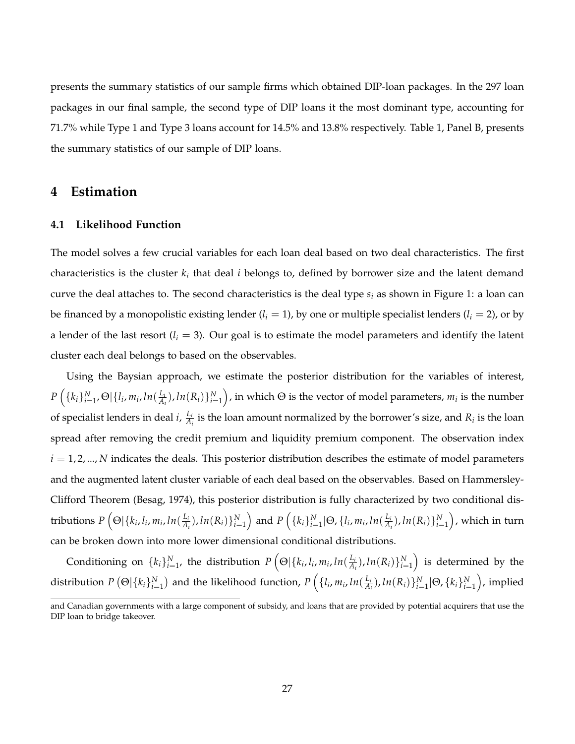presents the summary statistics of our sample firms which obtained DIP-loan packages. In the 297 loan packages in our final sample, the second type of DIP loans it the most dominant type, accounting for 71.7% while Type 1 and Type 3 loans account for 14.5% and 13.8% respectively. Table 1, Panel B, presents the summary statistics of our sample of DIP loans.

# 4 Estimation

## 4.1 Likelihood Function

The model solves a few crucial variables for each loan deal based on two deal characteristics. The first characteristics is the cluster $k_i$ that deal $i$ belongs to, defined by borrower size and the latent demand curve the deal attaches to. The second characteristics is the deal type $s_i$ as shown in Figure 1: a loan can be financed by a monopolistic existing lender ($l_i = 1$), by one or multiple specialist lenders ($l_i = 2$), or by a lender of the last resort ($l_i = 3$). Our goal is to estimate the model parameters and identify the latent cluster each deal belongs to based on the observables.

Using the Baysian approach, we estimate the posterior distribution for the variables of interest, $P\left(\{k_i\}_{i=1}^N, \Theta | \{l_i, m_i, ln(\frac{L_i}{A_i}), ln(R_i)\}_{i=1}^N\right)$, in which $\Theta$ is the vector of model parameters, $m_i$ is the number of specialist lenders in deal $i$, $\frac{L_i}{A_i}$ is the loan amount normalized by the borrower's size, and $R_i$ is the loan spread after removing the credit premium and liquidity premium component. The observation index $i = 1, 2, ..., N$ indicates the deals. This posterior distribution describes the estimate of model parameters and the augmented latent cluster variable of each deal based on the observables. Based on Hammersley-Clifford Theorem (Besag, 1974), this posterior distribution is fully characterized by two conditional distributions $P\left(\Theta | \{k_i, l_i, m_i, ln(\frac{L_i}{A_i}), ln(R_i)\}_{i=1}^N\right)$ and $P\left(\{k_i\}_{i=1}^N | \Theta, \{l_i, m_i, ln(\frac{L_i}{A_i}), ln(R_i)\}_{i=1}^N\right)$, which in turn can be broken down into more lower dimensional conditional distributions.

Conditioning on $\{k_i\}_{i=1}^N$, the distribution $P\left(\Theta | \{k_i, l_i, m_i, ln(\frac{L_i}{A_i}), ln(R_i)\}_{i=1}^N\right)$ is determined by the distribution $P\left(\Theta | \{k_i\}_{i=1}^N\right)$ and the likelihood function, $P\left(\{l_i, m_i, ln(\frac{L_i}{A_i}), ln(R_i)\}_{i=1}^N | \Theta, \{k_i\}_{i=1}^N\right)$, implied

and Canadian governments with a large component of subsidy, and loans that are provided by potential acquirers that use the DIP loan to bridge takeover.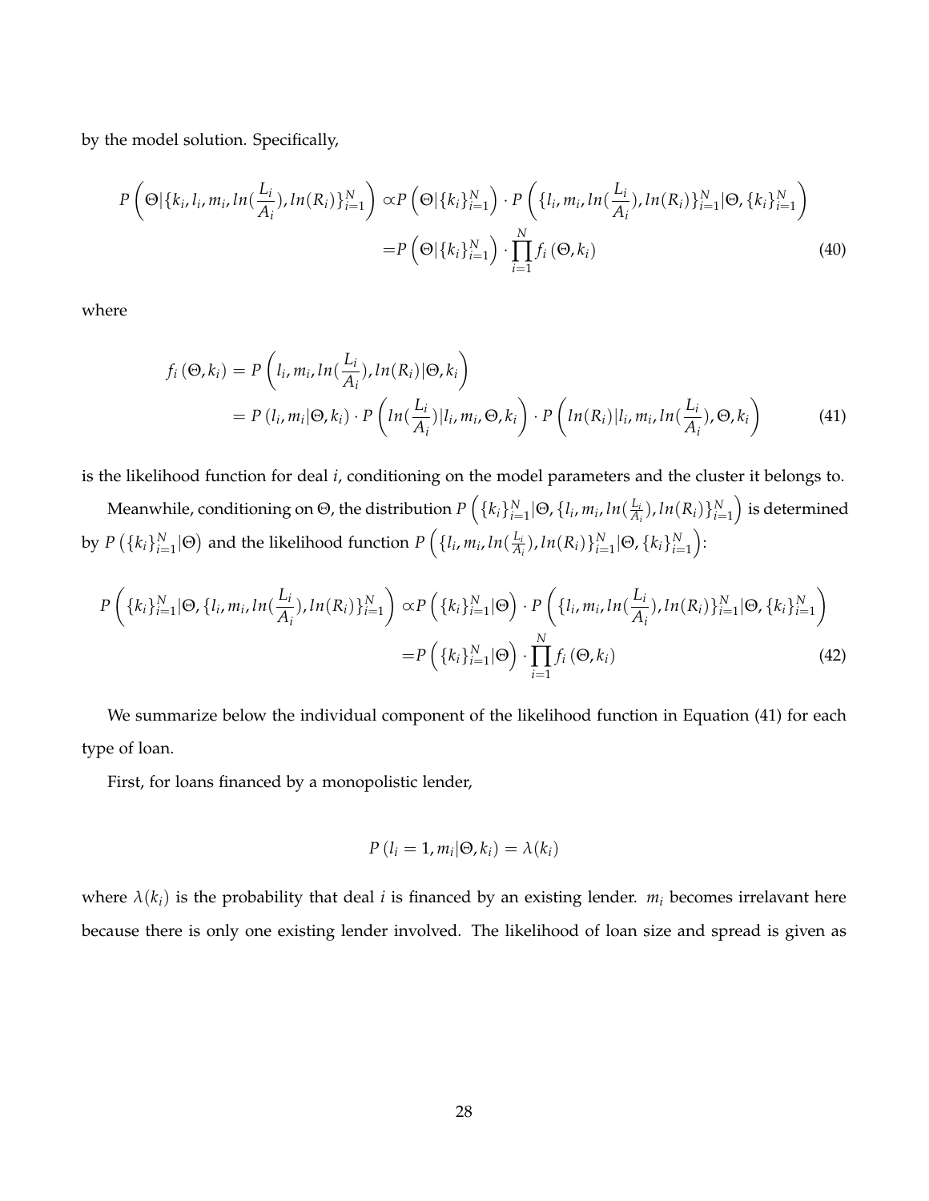by the model solution. Specifically,

$$
\begin{aligned}
P\left(\Theta|\{k_i, l_i, m_i, ln(\frac{L_i}{A_i}), ln(R_i)\}_{i=1}^N\right) \propto & P\left(\Theta|\{k_i\}_{i=1}^N\right) \cdot P\left(\{l_i, m_i, ln(\frac{L_i}{A_i}), ln(R_i)\}_{i=1}^N|\Theta, \{k_i\}_{i=1}^N\right) \\
= & P\left(\Theta|\{k_i\}_{i=1}^N\right) \cdot \prod_{i=1}^N f_i\left(\Theta, k_i\right)
\end{aligned} \tag{40}
$$

where

$$
\begin{aligned}
f_i\left(\Theta, k_i\right) &= P\left(l_i, m_i, ln(\frac{L_i}{A_i}), ln(R_i)|\Theta, k_i\right) \\
&= P\left(l_i, m_i|\Theta, k_i\right) \cdot P\left(ln(\frac{L_i}{A_i})|l_i, m_i, \Theta, k_i\right) \cdot P\left(ln(R_i)|l_i, m_i, ln(\frac{L_i}{A_i}), \Theta, k_i\right)
\end{aligned} \tag{41}
$$

is the likelihood function for deal $i$, conditioning on the model parameters and the cluster it belongs to.

Meanwhile, conditioning on $\Theta$, the distribution $P\left(\{k_i\}_{i=1}^N|\Theta, \{l_i, m_i, ln(\frac{L_i}{A_i}), ln(R_i)\}_{i=1}^N\right)$ is determined by $P\left(\{k_i\}_{i=1}^N|\Theta\right)$ and the likelihood function $P\left(\{l_i, m_i, ln(\frac{L_i}{A_i}), ln(R_i)\}_{i=1}^N|\Theta, \{k_i\}_{i=1}^N\right)$:

$$
\begin{aligned}
P\left(\{k_i\}_{i=1}^N|\Theta, \{l_i, m_i, ln(\frac{L_i}{A_i}), ln(R_i)\}_{i=1}^N\right) \propto & P\left(\{k_i\}_{i=1}^N|\Theta\right) \cdot P\left(\{l_i, m_i, ln(\frac{L_i}{A_i}), ln(R_i)\}_{i=1}^N|\Theta, \{k_i\}_{i=1}^N\right) \\
= & P\left(\{k_i\}_{i=1}^N|\Theta\right) \cdot \prod_{i=1}^N f_i\left(\Theta, k_i\right)
\end{aligned} \tag{42}
$$

We summarize below the individual component of the likelihood function in Equation (41) for each type of loan.

First, for loans financed by a monopolistic lender,

$$
P\left(l_i = 1, m_i|\Theta, k_i\right) = \lambda(k_i)
$$

where $\lambda(k_i)$ is the probability that deal $i$ is financed by an existing lender. $m_i$ becomes irrelavant here because there is only one existing lender involved. The likelihood of loan size and spread is given as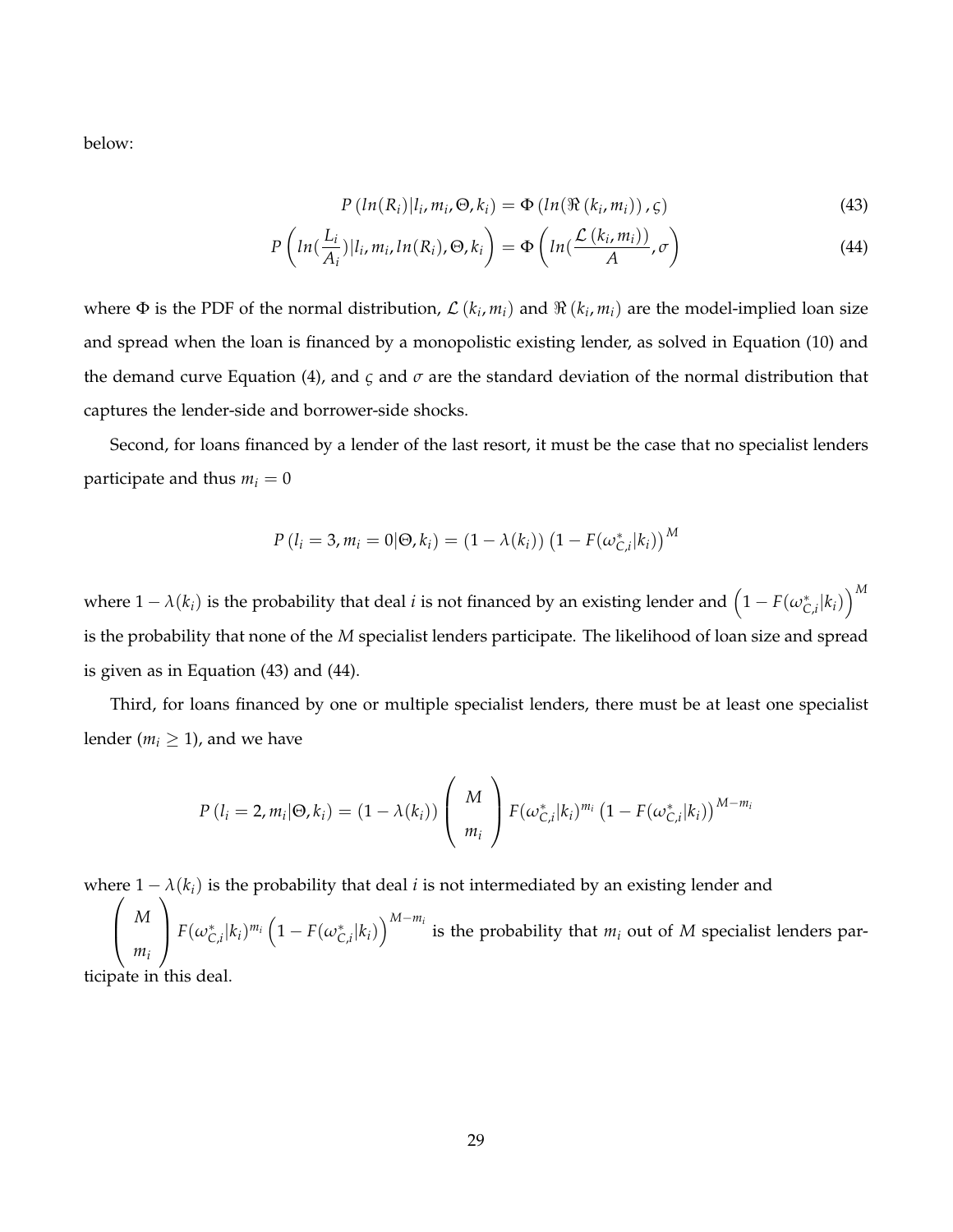below:

$$P\left(ln(R_i)|l_i, m_i, \Theta, k_i\right) = \Phi\left(ln(\Re\left(k_i, m_i\right)), \varsigma\right) \tag{43}$$

$$P\left(ln(\frac{L_i}{A_i})|l_i, m_i, ln(R_i), \Theta, k_i\right) = \Phi\left(ln(\frac{\mathcal{L}\left(k_i, m_i\right)}{A}, \sigma\right) \tag{44}$$

where $\Phi$ is the PDF of the normal distribution, $\mathcal{L}\left(k_i, m_i\right)$ and $\Re\left(k_i, m_i\right)$ are the model-implied loan size and spread when the loan is financed by a monopolistic existing lender, as solved in Equation (10) and the demand curve Equation (4), and $\varsigma$ and $\sigma$ are the standard deviation of the normal distribution that captures the lender-side and borrower-side shocks.

Second, for loans financed by a lender of the last resort, it must be the case that no specialist lenders participate and thus $m_i = 0$

$$P\left(l_i = 3, m_i = 0|\Theta, k_i\right) = \left(1 - \lambda(k_i)\right)\left(1 - F(\omega^*_{C,i}|k_i)\right)^M$$

where $1 - \lambda(k_i)$ is the probability that deal $i$ is not financed by an existing lender and $\left(1 - F(\omega^*_{C,i}|k_i)\right)^M$ is the probability that none of the $M$ specialist lenders participate. The likelihood of loan size and spread is given as in Equation (43) and (44).

Third, for loans financed by one or multiple specialist lenders, there must be at least one specialist lender ($m_i \geq 1$), and we have

$$P\left(l_i = 2, m_i|\Theta, k_i\right) = \left(1 - \lambda(k_i)\right)\begin{pmatrix} M \\ m_i \end{pmatrix} F(\omega^*_{C,i}|k_i)^{m_i}\left(1 - F(\omega^*_{C,i}|k_i)\right)^{M - m_i}$$

where $1 - \lambda(k_i)$ is the probability that deal $i$ is not intermediated by an existing lender and $\begin{pmatrix} M \\ m_i \end{pmatrix} F(\omega^*_{C,i}|k_i)^{m_i}\left(1 - F(\omega^*_{C,i}|k_i)\right)^{M - m_i}$ is the probability that $m_i$ out of $M$ specialist lenders participate in this deal.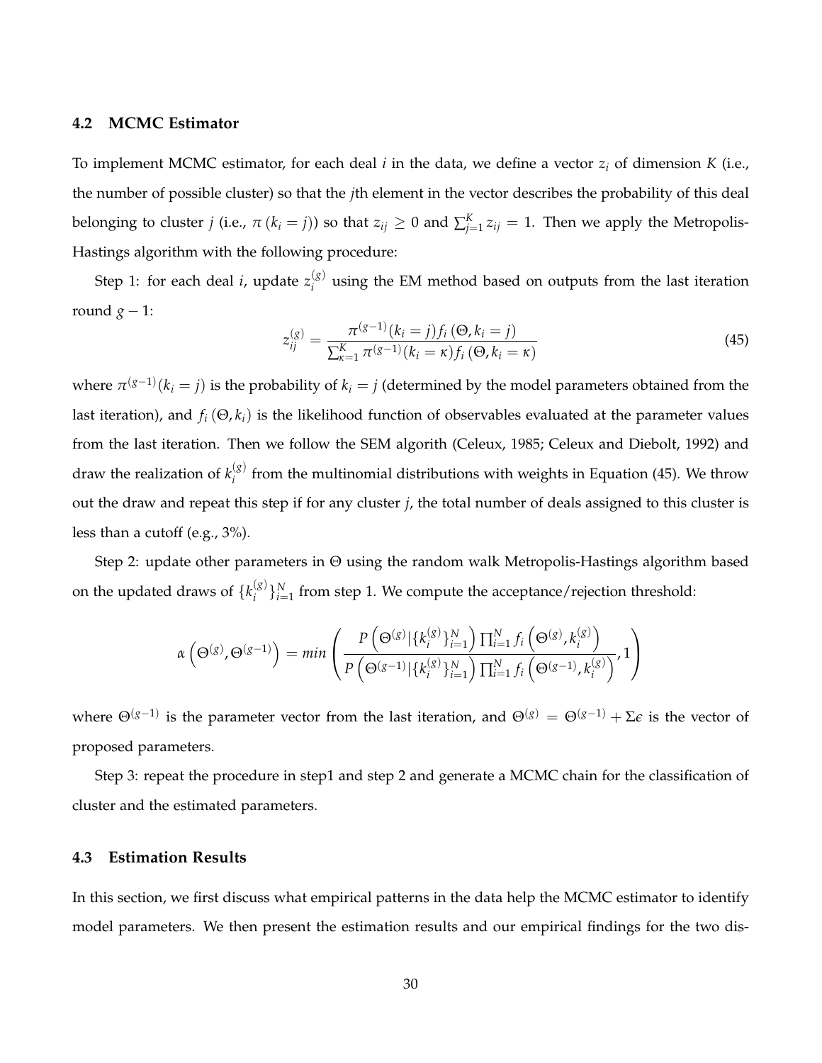### 4.2 MCMC Estimator

To implement MCMC estimator, for each deal $i$ in the data, we define a vector $z_i$ of dimension $K$ (i.e., the number of possible cluster) so that the $j$th element in the vector describes the probability of this deal belonging to cluster $j$ (i.e., $\pi(k_i = j)$) so that $z_{ij} \geq 0$ and $\sum_{j=1}^{K} z_{ij} = 1$. Then we apply the Metropolis-Hastings algorithm with the following procedure:

Step 1: for each deal $i$, update $z_i^{(g)}$ using the EM method based on outputs from the last iteration round $g-1$:

$$z_{ij}^{(g)} = \frac{\pi^{(g-1)}(k_i = j) f_i(\Theta, k_i = j)}{\sum_{\kappa=1}^{K} \pi^{(g-1)}(k_i = \kappa) f_i(\Theta, k_i = \kappa)} \tag{45}$$

where $\pi^{(g-1)}(k_i = j)$ is the probability of $k_i = j$ (determined by the model parameters obtained from the last iteration), and $f_i(\Theta, k_i)$ is the likelihood function of observables evaluated at the parameter values from the last iteration. Then we follow the SEM algorith (Celeux, 1985; Celeux and Diebolt, 1992) and draw the realization of $k_i^{(g)}$ from the multinomial distributions with weights in Equation (45). We throw out the draw and repeat this step if for any cluster $j$, the total number of deals assigned to this cluster is less than a cutoff (e.g., 3%).

Step 2: update other parameters in $\Theta$ using the random walk Metropolis-Hastings algorithm based on the updated draws of $\{k_i^{(g)}\}_{i=1}^{N}$ from step 1. We compute the acceptance/rejection threshold:

$$\alpha\left(\Theta^{(g)}, \Theta^{(g-1)}\right) = min\left(\frac{P\left(\Theta^{(g)}|\{k_i^{(g)}\}_{i=1}^{N}\right)\prod_{i=1}^{N} f_i\left(\Theta^{(g)}, k_i^{(g)}\right)}{P\left(\Theta^{(g-1)}|\{k_i^{(g)}\}_{i=1}^{N}\right)\prod_{i=1}^{N} f_i\left(\Theta^{(g-1)}, k_i^{(g)}\right)}, 1\right)$$

where $\Theta^{(g-1)}$ is the parameter vector from the last iteration, and $\Theta^{(g)} = \Theta^{(g-1)} + \Sigma\epsilon$ is the vector of proposed parameters.

Step 3: repeat the procedure in step1 and step 2 and generate a MCMC chain for the classification of cluster and the estimated parameters.

### 4.3 Estimation Results

In this section, we first discuss what empirical patterns in the data help the MCMC estimator to identify model parameters. We then present the estimation results and our empirical findings for the two dis-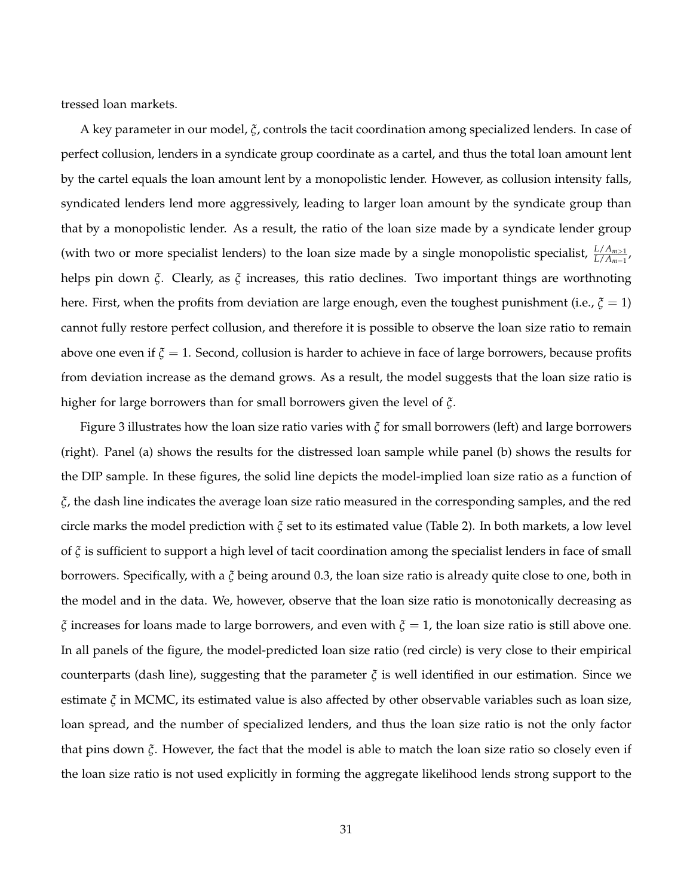tressed loan markets.

A key parameter in our model, $\xi$, controls the tacit coordination among specialized lenders. In case of perfect collusion, lenders in a syndicate group coordinate as a cartel, and thus the total loan amount lent by the cartel equals the loan amount lent by a monopolistic lender. However, as collusion intensity falls, syndicated lenders lend more aggressively, leading to larger loan amount by the syndicate group than that by a monopolistic lender. As a result, the ratio of the loan size made by a syndicate lender group (with two or more specialist lenders) to the loan size made by a single monopolistic specialist, $\frac{L/A_{m>1}}{L/A_{m=1}}$, helps pin down $\xi$. Clearly, as $\xi$ increases, this ratio declines. Two important things are worthnoting here. First, when the profits from deviation are large enough, even the toughest punishment (i.e., $\xi = 1$) cannot fully restore perfect collusion, and therefore it is possible to observe the loan size ratio to remain above one even if $\xi = 1$. Second, collusion is harder to achieve in face of large borrowers, because profits from deviation increase as the demand grows. As a result, the model suggests that the loan size ratio is higher for large borrowers than for small borrowers given the level of $\xi$.

Figure 3 illustrates how the loan size ratio varies with $\xi$ for small borrowers (left) and large borrowers (right). Panel (a) shows the results for the distressed loan sample while panel (b) shows the results for the DIP sample. In these figures, the solid line depicts the model-implied loan size ratio as a function of $\xi$, the dash line indicates the average loan size ratio measured in the corresponding samples, and the red circle marks the model prediction with $\xi$ set to its estimated value (Table 2). In both markets, a low level of $\xi$ is sufficient to support a high level of tacit coordination among the specialist lenders in face of small borrowers. Specifically, with a $\xi$ being around 0.3, the loan size ratio is already quite close to one, both in the model and in the data. We, however, observe that the loan size ratio is monotonically decreasing as $\xi$ increases for loans made to large borrowers, and even with $\xi = 1$, the loan size ratio is still above one. In all panels of the figure, the model-predicted loan size ratio (red circle) is very close to their empirical counterparts (dash line), suggesting that the parameter $\xi$ is well identified in our estimation. Since we estimate $\xi$ in MCMC, its estimated value is also affected by other observable variables such as loan size, loan spread, and the number of specialized lenders, and thus the loan size ratio is not the only factor that pins down $\xi$. However, the fact that the model is able to match the loan size ratio so closely even if the loan size ratio is not used explicitly in forming the aggregate likelihood lends strong support to the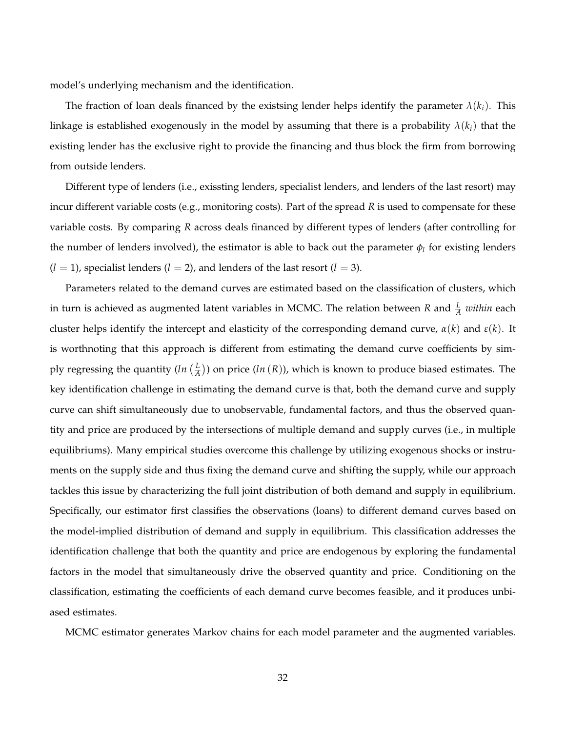model's underlying mechanism and the identification.

The fraction of loan deals financed by the existsing lender helps identify the parameter $\lambda(k_i)$. This linkage is established exogenously in the model by assuming that there is a probability $\lambda(k_i)$ that the existing lender has the exclusive right to provide the financing and thus block the firm from borrowing from outside lenders.

Different type of lenders (i.e., exissting lenders, specialist lenders, and lenders of the last resort) may incur different variable costs (e.g., monitoring costs). Part of the spread $R$ is used to compensate for these variable costs. By comparing $R$ across deals financed by different types of lenders (after controlling for the number of lenders involved), the estimator is able to back out the parameter $\phi_l$ for existing lenders ($l = 1$), specialist lenders ($l = 2$), and lenders of the last resort ($l = 3$).

Parameters related to the demand curves are estimated based on the classification of clusters, which in turn is achieved as augmented latent variables in MCMC. The relation between $R$ and $\frac{L}{A}$ *within* each cluster helps identify the intercept and elasticity of the corresponding demand curve, $\alpha(k)$ and $\varepsilon(k)$. It is worthnoting that this approach is different from estimating the demand curve coefficients by simply regressing the quantity ($ln\left(\frac{L}{A}\right)$) on price ($ln\left(R\right)$), which is known to produce biased estimates. The key identification challenge in estimating the demand curve is that, both the demand curve and supply curve can shift simultaneously due to unobservable, fundamental factors, and thus the observed quantity and price are produced by the intersections of multiple demand and supply curves (i.e., in multiple equilibriums). Many empirical studies overcome this challenge by utilizing exogenous shocks or instruments on the supply side and thus fixing the demand curve and shifting the supply, while our approach tackles this issue by characterizing the full joint distribution of both demand and supply in equilibrium. Specifically, our estimator first classifies the observations (loans) to different demand curves based on the model-implied distribution of demand and supply in equilibrium. This classification addresses the identification challenge that both the quantity and price are endogenous by exploring the fundamental factors in the model that simultaneously drive the observed quantity and price. Conditioning on the classification, estimating the coefficients of each demand curve becomes feasible, and it produces unbiased estimates.

MCMC estimator generates Markov chains for each model parameter and the augmented variables.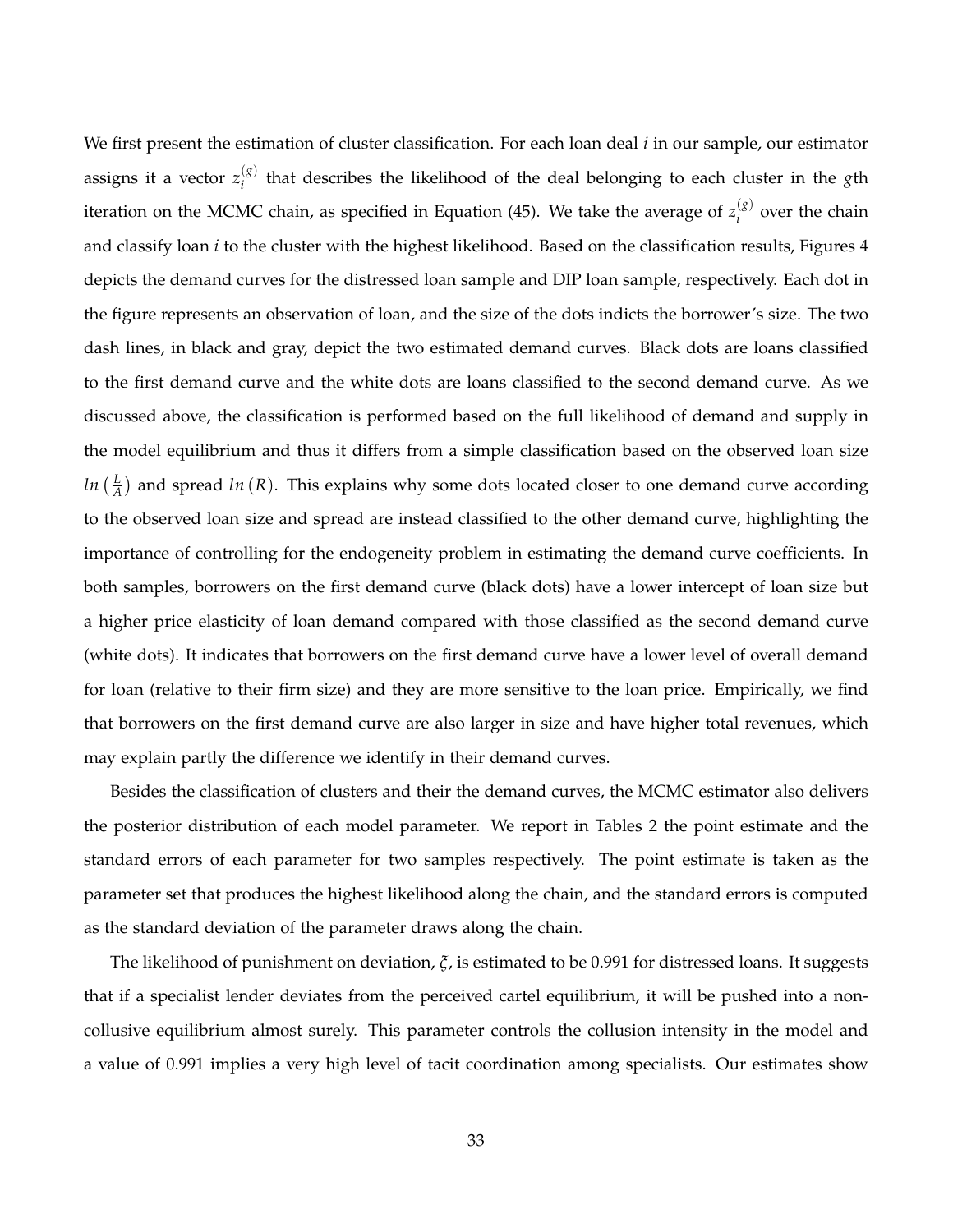We first present the estimation of cluster classification. For each loan deal $i$ in our sample, our estimator assigns it a vector $z_i^{(g)}$ that describes the likelihood of the deal belonging to each cluster in the $g$th iteration on the MCMC chain, as specified in Equation (45). We take the average of $z_i^{(g)}$ over the chain and classify loan $i$ to the cluster with the highest likelihood. Based on the classification results, Figures 4 depicts the demand curves for the distressed loan sample and DIP loan sample, respectively. Each dot in the figure represents an observation of loan, and the size of the dots indicts the borrower's size. The two dash lines, in black and gray, depict the two estimated demand curves. Black dots are loans classified to the first demand curve and the white dots are loans classified to the second demand curve. As we discussed above, the classification is performed based on the full likelihood of demand and supply in the model equilibrium and thus it differs from a simple classification based on the observed loan size $ln\left(\frac{L}{A}\right)$ and spread $ln\left(R\right)$. This explains why some dots located closer to one demand curve according to the observed loan size and spread are instead classified to the other demand curve, highlighting the importance of controlling for the endogeneity problem in estimating the demand curve coefficients. In both samples, borrowers on the first demand curve (black dots) have a lower intercept of loan size but a higher price elasticity of loan demand compared with those classified as the second demand curve (white dots). It indicates that borrowers on the first demand curve have a lower level of overall demand for loan (relative to their firm size) and they are more sensitive to the loan price. Empirically, we find that borrowers on the first demand curve are also larger in size and have higher total revenues, which may explain partly the difference we identify in their demand curves.

Besides the classification of clusters and their the demand curves, the MCMC estimator also delivers the posterior distribution of each model parameter. We report in Tables 2 the point estimate and the standard errors of each parameter for two samples respectively. The point estimate is taken as the parameter set that produces the highest likelihood along the chain, and the standard errors is computed as the standard deviation of the parameter draws along the chain.

The likelihood of punishment on deviation, $\xi$, is estimated to be 0.991 for distressed loans. It suggests that if a specialist lender deviates from the perceived cartel equilibrium, it will be pushed into a non-collusive equilibrium almost surely. This parameter controls the collusion intensity in the model and a value of 0.991 implies a very high level of tacit coordination among specialists. Our estimates show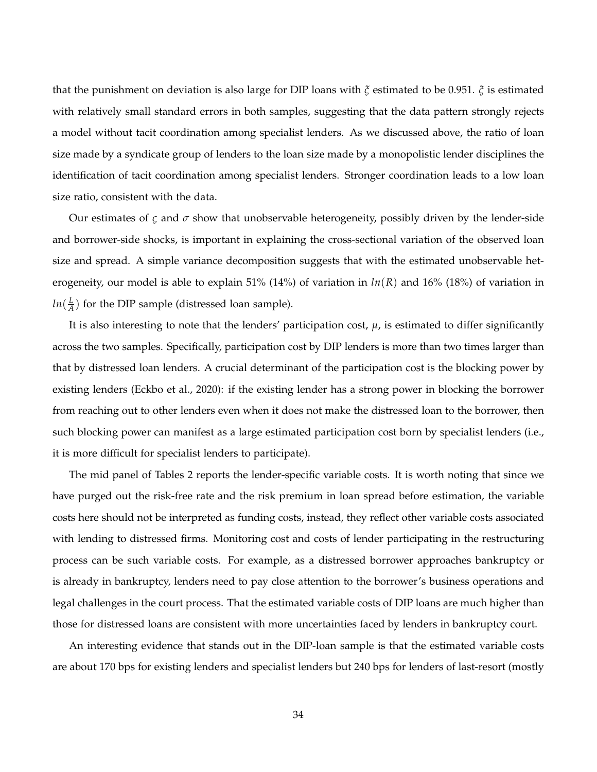that the punishment on deviation is also large for DIP loans with $\xi$ estimated to be 0.951. $\xi$ is estimated with relatively small standard errors in both samples, suggesting that the data pattern strongly rejects a model without tacit coordination among specialist lenders. As we discussed above, the ratio of loan size made by a syndicate group of lenders to the loan size made by a monopolistic lender disciplines the identification of tacit coordination among specialist lenders. Stronger coordination leads to a low loan size ratio, consistent with the data.

Our estimates of $\varsigma$ and $\sigma$ show that unobservable heterogeneity, possibly driven by the lender-side and borrower-side shocks, is important in explaining the cross-sectional variation of the observed loan size and spread. A simple variance decomposition suggests that with the estimated unobservable heterogeneity, our model is able to explain 51% (14%) of variation in $ln(R)$ and 16% (18%) of variation in $ln(\frac{L}{A})$ for the DIP sample (distressed loan sample).

It is also interesting to note that the lenders' participation cost, $\mu$, is estimated to differ significantly across the two samples. Specifically, participation cost by DIP lenders is more than two times larger than that by distressed loan lenders. A crucial determinant of the participation cost is the blocking power by existing lenders (Eckbo et al., 2020): if the existing lender has a strong power in blocking the borrower from reaching out to other lenders even when it does not make the distressed loan to the borrower, then such blocking power can manifest as a large estimated participation cost born by specialist lenders (i.e., it is more difficult for specialist lenders to participate).

The mid panel of Tables 2 reports the lender-specific variable costs. It is worth noting that since we have purged out the risk-free rate and the risk premium in loan spread before estimation, the variable costs here should not be interpreted as funding costs, instead, they reflect other variable costs associated with lending to distressed firms. Monitoring cost and costs of lender participating in the restructuring process can be such variable costs. For example, as a distressed borrower approaches bankruptcy or is already in bankruptcy, lenders need to pay close attention to the borrower's business operations and legal challenges in the court process. That the estimated variable costs of DIP loans are much higher than those for distressed loans are consistent with more uncertainties faced by lenders in bankruptcy court.

An interesting evidence that stands out in the DIP-loan sample is that the estimated variable costs are about 170 bps for existing lenders and specialist lenders but 240 bps for lenders of last-resort (mostly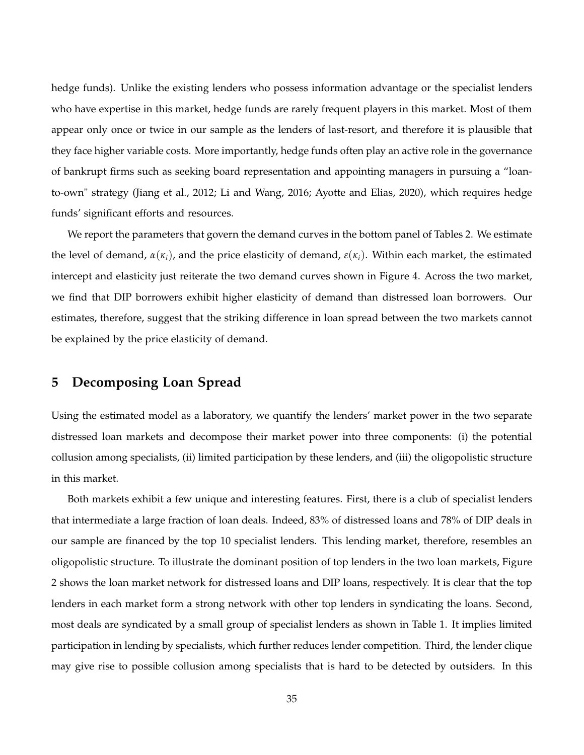hedge funds). Unlike the existing lenders who possess information advantage or the specialist lenders who have expertise in this market, hedge funds are rarely frequent players in this market. Most of them appear only once or twice in our sample as the lenders of last-resort, and therefore it is plausible that they face higher variable costs. More importantly, hedge funds often play an active role in the governance of bankrupt firms such as seeking board representation and appointing managers in pursuing a "loan-to-own" strategy (Jiang et al., 2012; Li and Wang, 2016; Ayotte and Elias, 2020), which requires hedge funds' significant efforts and resources.

We report the parameters that govern the demand curves in the bottom panel of Tables 2. We estimate the level of demand, $\alpha(\kappa_i)$, and the price elasticity of demand, $\varepsilon(\kappa_i)$. Within each market, the estimated intercept and elasticity just reiterate the two demand curves shown in Figure 4. Across the two market, we find that DIP borrowers exhibit higher elasticity of demand than distressed loan borrowers. Our estimates, therefore, suggest that the striking difference in loan spread between the two markets cannot be explained by the price elasticity of demand.

# 5 Decomposing Loan Spread

Using the estimated model as a laboratory, we quantify the lenders' market power in the two separate distressed loan markets and decompose their market power into three components: (i) the potential collusion among specialists, (ii) limited participation by these lenders, and (iii) the oligopolistic structure in this market.

Both markets exhibit a few unique and interesting features. First, there is a club of specialist lenders that intermediate a large fraction of loan deals. Indeed, 83% of distressed loans and 78% of DIP deals in our sample are financed by the top 10 specialist lenders. This lending market, therefore, resembles an oligopolistic structure. To illustrate the dominant position of top lenders in the two loan markets, Figure 2 shows the loan market network for distressed loans and DIP loans, respectively. It is clear that the top lenders in each market form a strong network with other top lenders in syndicating the loans. Second, most deals are syndicated by a small group of specialist lenders as shown in Table 1. It implies limited participation in lending by specialists, which further reduces lender competition. Third, the lender clique may give rise to possible collusion among specialists that is hard to be detected by outsiders. In this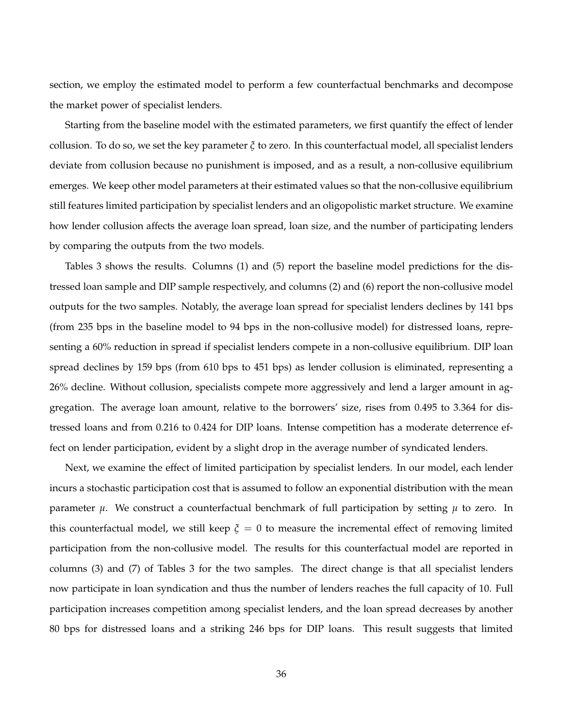section, we employ the estimated model to perform a few counterfactual benchmarks and decompose the market power of specialist lenders.

Starting from the baseline model with the estimated parameters, we first quantify the effect of lender collusion. To do so, we set the key parameter $\xi$ to zero. In this counterfactual model, all specialist lenders deviate from collusion because no punishment is imposed, and as a result, a non-collusive equilibrium emerges. We keep other model parameters at their estimated values so that the non-collusive equilibrium still features limited participation by specialist lenders and an oligopolistic market structure. We examine how lender collusion affects the average loan spread, loan size, and the number of participating lenders by comparing the outputs from the two models.

Tables 3 shows the results. Columns (1) and (5) report the baseline model predictions for the distressed loan sample and DIP sample respectively, and columns (2) and (6) report the non-collusive model outputs for the two samples. Notably, the average loan spread for specialist lenders declines by 141 bps (from 235 bps in the baseline model to 94 bps in the non-collusive model) for distressed loans, representing a 60% reduction in spread if specialist lenders compete in a non-collusive equilibrium. DIP loan spread declines by 159 bps (from 610 bps to 451 bps) as lender collusion is eliminated, representing a 26% decline. Without collusion, specialists compete more aggressively and lend a larger amount in aggregation. The average loan amount, relative to the borrowers' size, rises from 0.495 to 3.364 for distressed loans and from 0.216 to 0.424 for DIP loans. Intense competition has a moderate deterrence effect on lender participation, evident by a slight drop in the average number of syndicated lenders.

Next, we examine the effect of limited participation by specialist lenders. In our model, each lender incurs a stochastic participation cost that is assumed to follow an exponential distribution with the mean parameter $\mu$. We construct a counterfactual benchmark of full participation by setting $\mu$ to zero. In this counterfactual model, we still keep $\xi = 0$ to measure the incremental effect of removing limited participation from the non-collusive model. The results for this counterfactual model are reported in columns (3) and (7) of Tables 3 for the two samples. The direct change is that all specialist lenders now participate in loan syndication and thus the number of lenders reaches the full capacity of 10. Full participation increases competition among specialist lenders, and the loan spread decreases by another 80 bps for distressed loans and a striking 246 bps for DIP loans. This result suggests that limited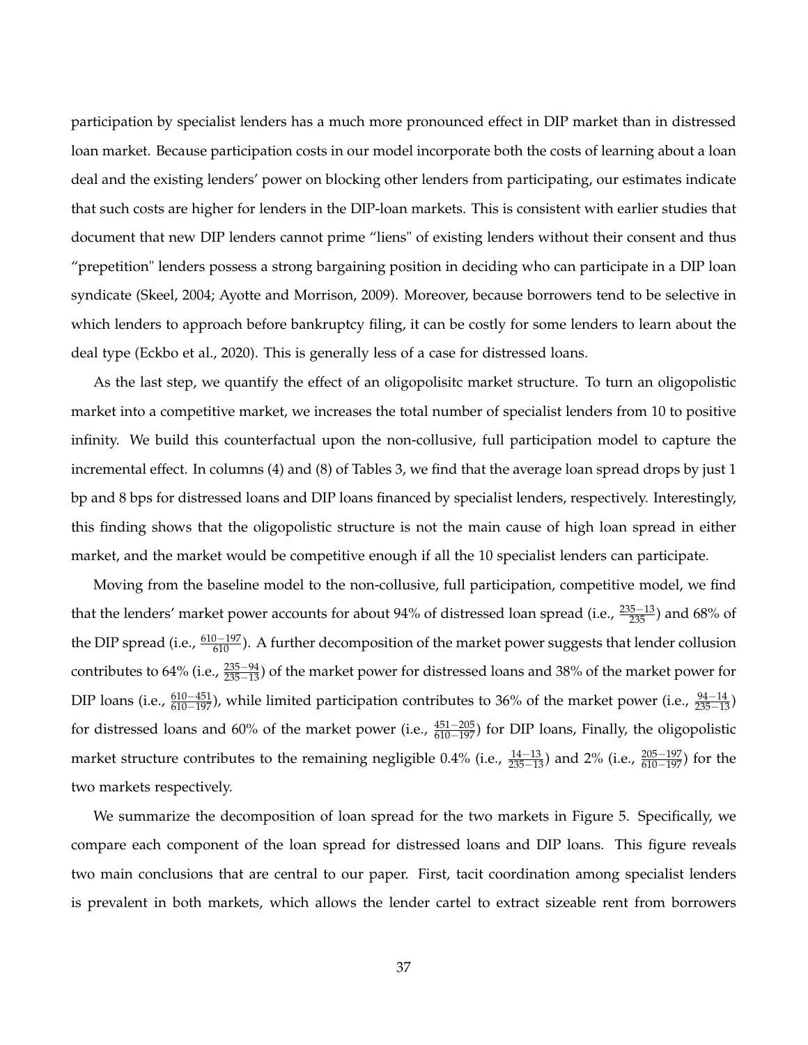participation by specialist lenders has a much more pronounced effect in DIP market than in distressed loan market. Because participation costs in our model incorporate both the costs of learning about a loan deal and the existing lenders' power on blocking other lenders from participating, our estimates indicate that such costs are higher for lenders in the DIP-loan markets. This is consistent with earlier studies that document that new DIP lenders cannot prime "liens" of existing lenders without their consent and thus "prepetition" lenders possess a strong bargaining position in deciding who can participate in a DIP loan syndicate (Skeel, 2004; Ayotte and Morrison, 2009). Moreover, because borrowers tend to be selective in which lenders to approach before bankruptcy filing, it can be costly for some lenders to learn about the deal type (Eckbo et al., 2020). This is generally less of a case for distressed loans.

As the last step, we quantify the effect of an oligopolisitc market structure. To turn an oligopolistic market into a competitive market, we increases the total number of specialist lenders from 10 to positive infinity. We build this counterfactual upon the non-collusive, full participation model to capture the incremental effect. In columns (4) and (8) of Tables 3, we find that the average loan spread drops by just 1 bp and 8 bps for distressed loans and DIP loans financed by specialist lenders, respectively. Interestingly, this finding shows that the oligopolistic structure is not the main cause of high loan spread in either market, and the market would be competitive enough if all the 10 specialist lenders can participate.

Moving from the baseline model to the non-collusive, full participation, competitive model, we find that the lenders' market power accounts for about 94% of distressed loan spread (i.e., $\frac{235-13}{235}$) and 68% of the DIP spread (i.e., $\frac{610-197}{610}$). A further decomposition of the market power suggests that lender collusion contributes to 64% (i.e., $\frac{235-94}{235-13}$) of the market power for distressed loans and 38% of the market power for DIP loans (i.e., $\frac{610-451}{610-197}$), while limited participation contributes to 36% of the market power (i.e., $\frac{94-14}{235-13}$) for distressed loans and 60% of the market power (i.e., $\frac{451-205}{610-197}$) for DIP loans, Finally, the oligopolistic market structure contributes to the remaining negligible 0.4% (i.e., $\frac{14-13}{235-13}$) and 2% (i.e., $\frac{205-197}{610-197}$) for the two markets respectively.

We summarize the decomposition of loan spread for the two markets in Figure 5. Specifically, we compare each component of the loan spread for distressed loans and DIP loans. This figure reveals two main conclusions that are central to our paper. First, tacit coordination among specialist lenders is prevalent in both markets, which allows the lender cartel to extract sizeable rent from borrowers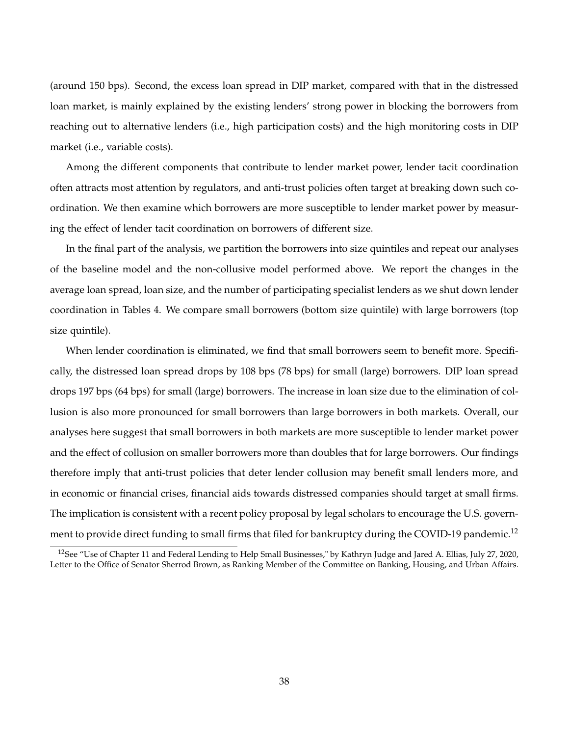(around 150 bps). Second, the excess loan spread in DIP market, compared with that in the distressed loan market, is mainly explained by the existing lenders' strong power in blocking the borrowers from reaching out to alternative lenders (i.e., high participation costs) and the high monitoring costs in DIP market (i.e., variable costs).

Among the different components that contribute to lender market power, lender tacit coordination often attracts most attention by regulators, and anti-trust policies often target at breaking down such coordination. We then examine which borrowers are more susceptible to lender market power by measuring the effect of lender tacit coordination on borrowers of different size.

In the final part of the analysis, we partition the borrowers into size quintiles and repeat our analyses of the baseline model and the non-collusive model performed above. We report the changes in the average loan spread, loan size, and the number of participating specialist lenders as we shut down lender coordination in Tables 4. We compare small borrowers (bottom size quintile) with large borrowers (top size quintile).

When lender coordination is eliminated, we find that small borrowers seem to benefit more. Specifically, the distressed loan spread drops by 108 bps (78 bps) for small (large) borrowers. DIP loan spread drops 197 bps (64 bps) for small (large) borrowers. The increase in loan size due to the elimination of collusion is also more pronounced for small borrowers than large borrowers in both markets. Overall, our analyses here suggest that small borrowers in both markets are more susceptible to lender market power and the effect of collusion on smaller borrowers more than doubles that for large borrowers. Our findings therefore imply that anti-trust policies that deter lender collusion may benefit small lenders more, and in economic or financial crises, financial aids towards distressed companies should target at small firms. The implication is consistent with a recent policy proposal by legal scholars to encourage the U.S. government to provide direct funding to small firms that filed for bankruptcy during the COVID-19 pandemic.[12]

[12]See "Use of Chapter 11 and Federal Lending to Help Small Businesses," by Kathryn Judge and Jared A. Ellias, July 27, 2020, Letter to the Office of Senator Sherrod Brown, as Ranking Member of the Committee on Banking, Housing, and Urban Affairs.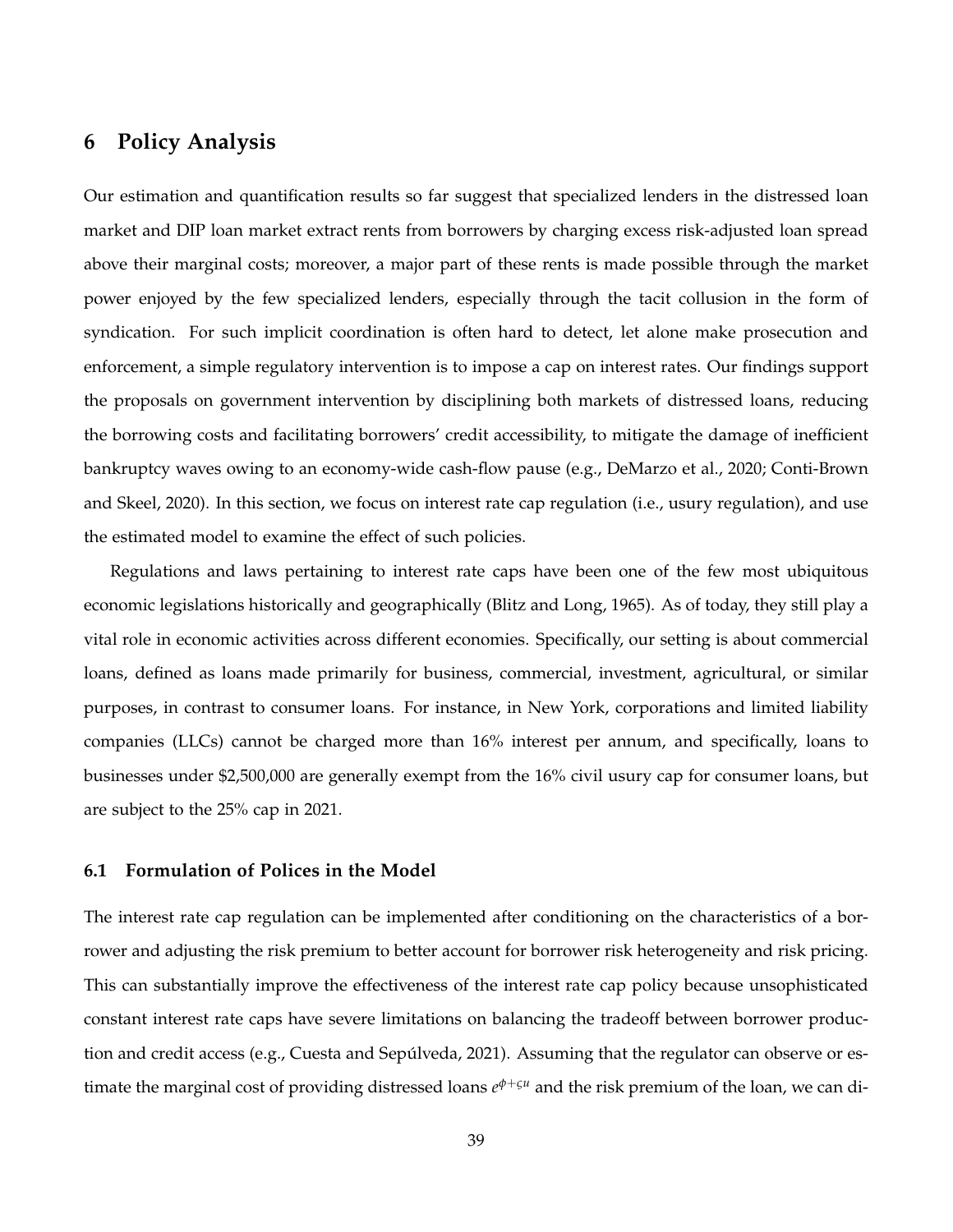# 6 Policy Analysis

Our estimation and quantification results so far suggest that specialized lenders in the distressed loan market and DIP loan market extract rents from borrowers by charging excess risk-adjusted loan spread above their marginal costs; moreover, a major part of these rents is made possible through the market power enjoyed by the few specialized lenders, especially through the tacit collusion in the form of syndication. For such implicit coordination is often hard to detect, let alone make prosecution and enforcement, a simple regulatory intervention is to impose a cap on interest rates. Our findings support the proposals on government intervention by disciplining both markets of distressed loans, reducing the borrowing costs and facilitating borrowers' credit accessibility, to mitigate the damage of inefficient bankruptcy waves owing to an economy-wide cash-flow pause (e.g., DeMarzo et al., 2020; Conti-Brown and Skeel, 2020). In this section, we focus on interest rate cap regulation (i.e., usury regulation), and use the estimated model to examine the effect of such policies.

Regulations and laws pertaining to interest rate caps have been one of the few most ubiquitous economic legislations historically and geographically (Blitz and Long, 1965). As of today, they still play a vital role in economic activities across different economies. Specifically, our setting is about commercial loans, defined as loans made primarily for business, commercial, investment, agricultural, or similar purposes, in contrast to consumer loans. For instance, in New York, corporations and limited liability companies (LLCs) cannot be charged more than 16% interest per annum, and specifically, loans to businesses under $2,500,000 are generally exempt from the 16% civil usury cap for consumer loans, but are subject to the 25% cap in 2021.

## 6.1 Formulation of Polices in the Model

The interest rate cap regulation can be implemented after conditioning on the characteristics of a borrower and adjusting the risk premium to better account for borrower risk heterogeneity and risk pricing. This can substantially improve the effectiveness of the interest rate cap policy because unsophisticated constant interest rate caps have severe limitations on balancing the tradeoff between borrower production and credit access (e.g., Cuesta and Sepúlveda, 2021). Assuming that the regulator can observe or estimate the marginal cost of providing distressed loans $e^{\phi+\varsigma u}$ and the risk premium of the loan, we can di-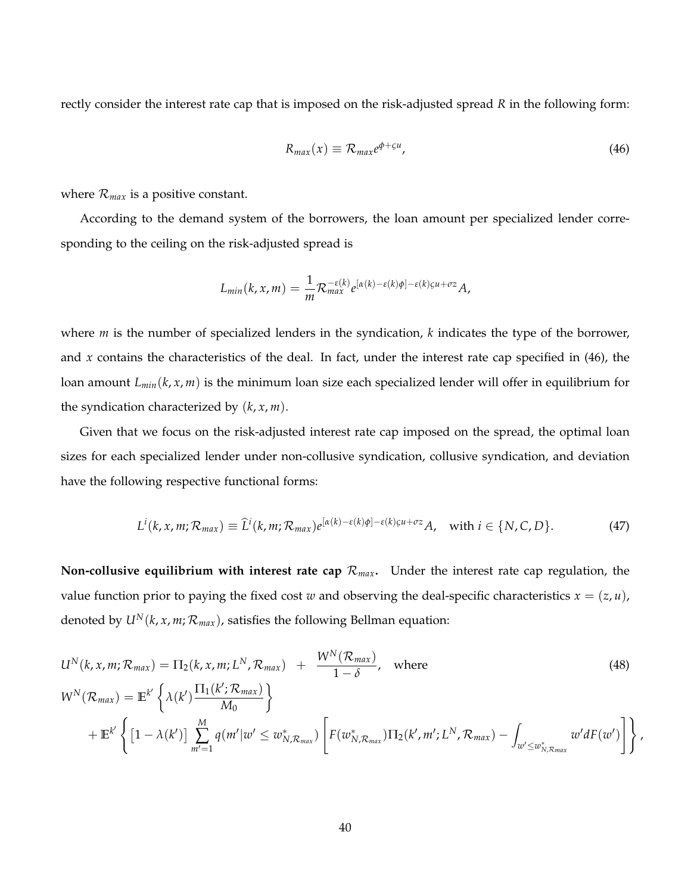rectly consider the interest rate cap that is imposed on the risk-adjusted spread $R$ in the following form:

$$R_{max}(x) \equiv \mathcal{R}_{max} e^{\phi+\varsigma u}, \tag{46}$$

where $\mathcal{R}_{max}$ is a positive constant.

According to the demand system of the borrowers, the loan amount per specialized lender corresponding to the ceiling on the risk-adjusted spread is

$$L_{min}(k,x,m) = \frac{1}{m}\mathcal{R}_{max}^{-\varepsilon(k)} e^{[\alpha(k)-\varepsilon(k)\phi]-\varepsilon(k)\varsigma u+\sigma z} A,$$

where $m$ is the number of specialized lenders in the syndication, $k$ indicates the type of the borrower, and $x$ contains the characteristics of the deal. In fact, under the interest rate cap specified in (46), the loan amount $L_{min}(k,x,m)$ is the minimum loan size each specialized lender will offer in equilibrium for the syndication characterized by $(k,x,m)$.

Given that we focus on the risk-adjusted interest rate cap imposed on the spread, the optimal loan sizes for each specialized lender under non-collusive syndication, collusive syndication, and deviation have the following respective functional forms:

$$L^i(k,x,m;\mathcal{R}_{max}) \equiv \widehat{L}^i(k,m;\mathcal{R}_{max}) e^{[\alpha(k)-\varepsilon(k)\phi]-\varepsilon(k)\varsigma u+\sigma z} A, \quad \text{with } i \in \{N,C,D\}. \tag{47}$$

**Non-collusive equilibrium with interest rate cap $\mathcal{R}_{max}$.** Under the interest rate cap regulation, the value function prior to paying the fixed cost $w$ and observing the deal-specific characteristics $x = (z,u)$, denoted by $U^N(k,x,m;\mathcal{R}_{max})$, satisfies the following Bellman equation:

$$\begin{aligned}
U^N(k,x,m;\mathcal{R}_{max}) &= \Pi_2(k,x,m;L^N,\mathcal{R}_{max}) \quad + \quad \frac{W^N(\mathcal{R}_{max})}{1-\delta}, \quad \text{where} \\
W^N(\mathcal{R}_{max}) &= \mathbb{E}^{k'}\left\{\lambda(k')\frac{\Pi_1(k';\mathcal{R}_{max})}{M_0}\right\} \\
&+ \mathbb{E}^{k'}\left\{\left[1-\lambda(k')\right]\sum_{m'=1}^{M} q(m'|w' \le w^*_{N,\mathcal{R}_{max}})\left[F(w^*_{N,\mathcal{R}_{max}})\Pi_2(k',m';L^N,\mathcal{R}_{max}) - \int_{w'\le w^*_{N,\mathcal{R}_{max}}} w' dF(w')\right]\right\},
\end{aligned} \tag{48}$$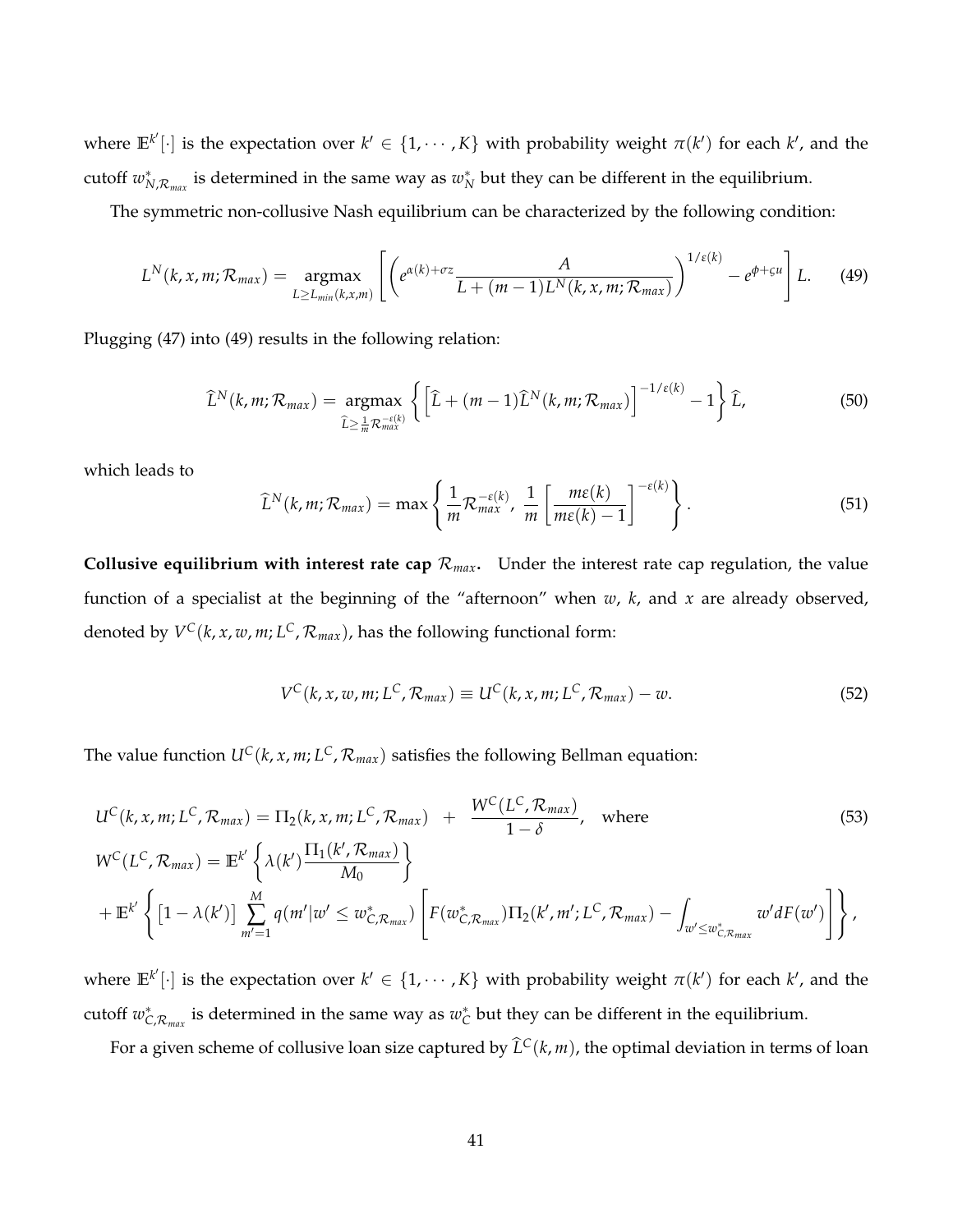where $\mathbb{E}^{k'}[\cdot]$ is the expectation over $k' \in \{1, \cdots, K\}$ with probability weight $\pi(k')$ for each $k'$, and the cutoff $w^*_{N,\mathcal{R}_{max}}$ is determined in the same way as $w^*_N$ but they can be different in the equilibrium.

The symmetric non-collusive Nash equilibrium can be characterized by the following condition:

$$
L^N(k, x, m; \mathcal{R}_{max}) = \underset{L \geq L_{min}(k,x,m)}{\operatorname{argmax}} \left[ \left( e^{\alpha(k)+\sigma z} \frac{A}{L + (m-1)L^N(k, x, m; \mathcal{R}_{max})} \right)^{1/\varepsilon(k)} - e^{\phi + \varsigma u} \right] L. \tag{49}
$$

Plugging (47) into (49) results in the following relation:

$$
\widehat{L}^N(k, m; \mathcal{R}_{max}) = \underset{\widehat{L} \geq \frac{1}{m}\mathcal{R}_{max}^{-\varepsilon(k)}}{\operatorname{argmax}} \left\{ \left[ \widehat{L} + (m-1)\widehat{L}^N(k, m; \mathcal{R}_{max}) \right]^{-1/\varepsilon(k)} - 1 \right\} \widehat{L}, \tag{50}
$$

which leads to

$$
\widehat{L}^N(k, m; \mathcal{R}_{max}) = \max \left\{ \frac{1}{m}\mathcal{R}_{max}^{-\varepsilon(k)},\ \frac{1}{m} \left[ \frac{m\varepsilon(k)}{m\varepsilon(k) - 1} \right]^{-\varepsilon(k)} \right\}. \tag{51}
$$

**Collusive equilibrium with interest rate cap $\mathcal{R}_{max}$.** Under the interest rate cap regulation, the value function of a specialist at the beginning of the "afternoon" when $w$, $k$, and $x$ are already observed, denoted by $V^C(k, x, w, m; L^C, \mathcal{R}_{max})$, has the following functional form:

$$
V^C(k, x, w, m; L^C, \mathcal{R}_{max}) \equiv U^C(k, x, m; L^C, \mathcal{R}_{max}) - w. \tag{52}
$$

The value function $U^C(k, x, m; L^C, \mathcal{R}_{max})$ satisfies the following Bellman equation:

$$
\begin{aligned}
&U^C(k, x, m; L^C, \mathcal{R}_{max}) = \Pi_2(k, x, m; L^C, \mathcal{R}_{max}) \quad + \quad \frac{W^C(L^C, \mathcal{R}_{max})}{1-\delta}, \quad \text{where} \\
&W^C(L^C, \mathcal{R}_{max}) = \mathbb{E}^{k'} \left\{ \lambda(k') \frac{\Pi_1(k', \mathcal{R}_{max})}{M_0} \right\} \\
&+ \mathbb{E}^{k'} \left\{ \left[ 1 - \lambda(k') \right] \sum_{m'=1}^{M} q(m' | w' \leq w^*_{C,\mathcal{R}_{max}}) \left[ F(w^*_{C,\mathcal{R}_{max}}) \Pi_2(k', m'; L^C, \mathcal{R}_{max}) - \int_{w' \leq w^*_{C,\mathcal{R}_{max}}} w' dF(w') \right] \right\},
\end{aligned} \tag{53}
$$

where $\mathbb{E}^{k'}[\cdot]$ is the expectation over $k' \in \{1, \cdots, K\}$ with probability weight $\pi(k')$ for each $k'$, and the cutoff $w^*_{C,\mathcal{R}_{max}}$ is determined in the same way as $w^*_C$ but they can be different in the equilibrium.

For a given scheme of collusive loan size captured by $\widehat{L}^C(k, m)$, the optimal deviation in terms of loan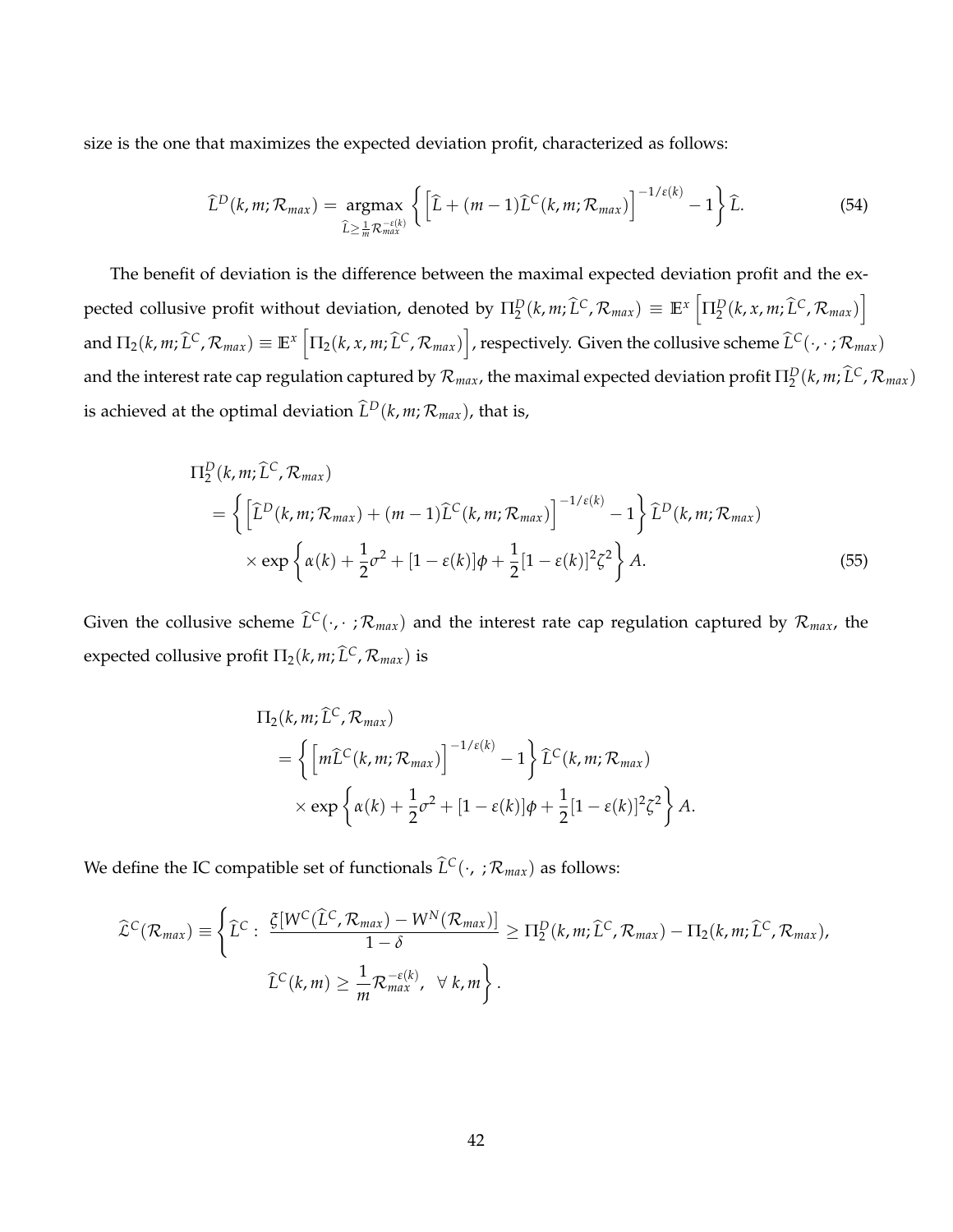size is the one that maximizes the expected deviation profit, characterized as follows:

$$\widehat{L}^D(k,m;\mathcal{R}_{max}) = \underset{\widehat{L} \geq \frac{1}{m}\mathcal{R}_{max}^{-\varepsilon(k)}}{\text{argmax}} \left\{ \left[ \widehat{L} + (m-1)\widehat{L}^C(k,m;\mathcal{R}_{max}) \right]^{-1/\varepsilon(k)} - 1 \right\} \widehat{L}. \tag{54}$$

The benefit of deviation is the difference between the maximal expected deviation profit and the expected collusive profit without deviation, denoted by $\Pi_2^D(k,m;\widehat{L}^C,\mathcal{R}_{max}) \equiv \mathbb{E}^x\left[\Pi_2^D(k,x,m;\widehat{L}^C,\mathcal{R}_{max})\right]$ and $\Pi_2(k,m;\widehat{L}^C,\mathcal{R}_{max}) \equiv \mathbb{E}^x\left[\Pi_2(k,x,m;\widehat{L}^C,\mathcal{R}_{max})\right]$, respectively. Given the collusive scheme $\widehat{L}^C(\cdot,\cdot\,;\mathcal{R}_{max})$ and the interest rate cap regulation captured by $\mathcal{R}_{max}$, the maximal expected deviation profit $\Pi_2^D(k,m;\widehat{L}^C,\mathcal{R}_{max})$ is achieved at the optimal deviation $\widehat{L}^D(k,m;\mathcal{R}_{max})$, that is,

$$\begin{aligned}
&\Pi_2^D(k,m;\widehat{L}^C,\mathcal{R}_{max}) \\
&= \left\{ \left[ \widehat{L}^D(k,m;\mathcal{R}_{max}) + (m-1)\widehat{L}^C(k,m;\mathcal{R}_{max}) \right]^{-1/\varepsilon(k)} - 1 \right\} \widehat{L}^D(k,m;\mathcal{R}_{max}) \\
&\quad \times \exp\left\{ \alpha(k) + \frac{1}{2}\sigma^2 + [1-\varepsilon(k)]\phi + \frac{1}{2}[1-\varepsilon(k)]^2\zeta^2 \right\} A.
\end{aligned} \tag{55}$$

Given the collusive scheme $\widehat{L}^C(\cdot,\cdot\,;\mathcal{R}_{max})$ and the interest rate cap regulation captured by $\mathcal{R}_{max}$, the expected collusive profit $\Pi_2(k,m;\widehat{L}^C,\mathcal{R}_{max})$ is

$$\begin{aligned}
&\Pi_2(k,m;\widehat{L}^C,\mathcal{R}_{max}) \\
&= \left\{ \left[ m\widehat{L}^C(k,m;\mathcal{R}_{max}) \right]^{-1/\varepsilon(k)} - 1 \right\} \widehat{L}^C(k,m;\mathcal{R}_{max}) \\
&\quad \times \exp\left\{ \alpha(k) + \frac{1}{2}\sigma^2 + [1-\varepsilon(k)]\phi + \frac{1}{2}[1-\varepsilon(k)]^2\zeta^2 \right\} A.
\end{aligned}$$

We define the IC compatible set of functionals $\widehat{L}^C(\cdot,\ ;\mathcal{R}_{max})$ as follows:

$$\widehat{\mathcal{L}}^C(\mathcal{R}_{max}) \equiv \left\{ \widehat{L}^C : \frac{\xi[W^C(\widehat{L}^C,\mathcal{R}_{max}) - W^N(\mathcal{R}_{max})]}{1-\delta} \geq \Pi_2^D(k,m;\widehat{L}^C,\mathcal{R}_{max}) - \Pi_2(k,m;\widehat{L}^C,\mathcal{R}_{max}), \right.$$
$$\left. \widehat{L}^C(k,m) \geq \frac{1}{m}\mathcal{R}_{max}^{-\varepsilon(k)},\ \ \forall\, k,m \right\}.$$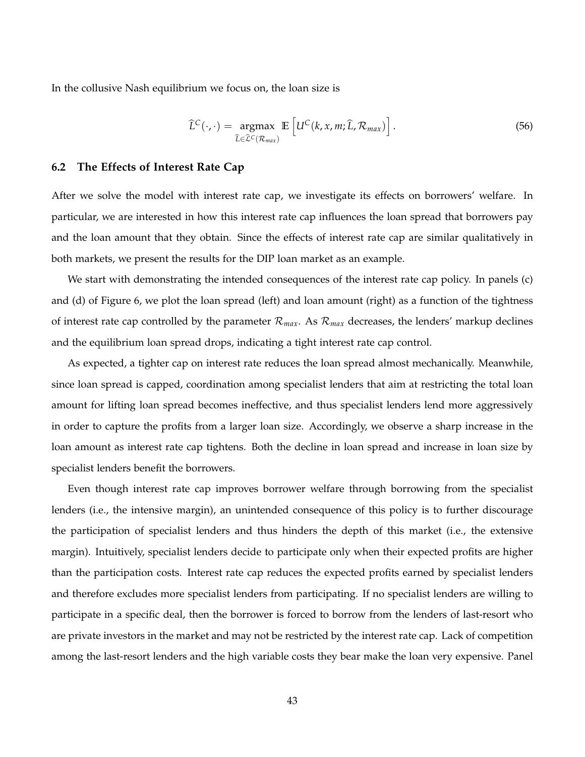In the collusive Nash equilibrium we focus on, the loan size is

$$\widehat{L}^C(\cdot,\cdot) = \underset{\widehat{L}\in\widehat{\mathcal{L}}^C(\mathcal{R}_{max})}{\operatorname{argmax}} \; \mathbb{E}\left[U^C(k,x,m;\widehat{L},\mathcal{R}_{max})\right]. \tag{56}$$

## 6.2 The Effects of Interest Rate Cap

After we solve the model with interest rate cap, we investigate its effects on borrowers' welfare. In particular, we are interested in how this interest rate cap influences the loan spread that borrowers pay and the loan amount that they obtain. Since the effects of interest rate cap are similar qualitatively in both markets, we present the results for the DIP loan market as an example.

We start with demonstrating the intended consequences of the interest rate cap policy. In panels (c) and (d) of Figure 6, we plot the loan spread (left) and loan amount (right) as a function of the tightness of interest rate cap controlled by the parameter $\mathcal{R}_{max}$. As $\mathcal{R}_{max}$ decreases, the lenders' markup declines and the equilibrium loan spread drops, indicating a tight interest rate cap control.

As expected, a tighter cap on interest rate reduces the loan spread almost mechanically. Meanwhile, since loan spread is capped, coordination among specialist lenders that aim at restricting the total loan amount for lifting loan spread becomes ineffective, and thus specialist lenders lend more aggressively in order to capture the profits from a larger loan size. Accordingly, we observe a sharp increase in the loan amount as interest rate cap tightens. Both the decline in loan spread and increase in loan size by specialist lenders benefit the borrowers.

Even though interest rate cap improves borrower welfare through borrowing from the specialist lenders (i.e., the intensive margin), an unintended consequence of this policy is to further discourage the participation of specialist lenders and thus hinders the depth of this market (i.e., the extensive margin). Intuitively, specialist lenders decide to participate only when their expected profits are higher than the participation costs. Interest rate cap reduces the expected profits earned by specialist lenders and therefore excludes more specialist lenders from participating. If no specialist lenders are willing to participate in a specific deal, then the borrower is forced to borrow from the lenders of last-resort who are private investors in the market and may not be restricted by the interest rate cap. Lack of competition among the last-resort lenders and the high variable costs they bear make the loan very expensive. Panel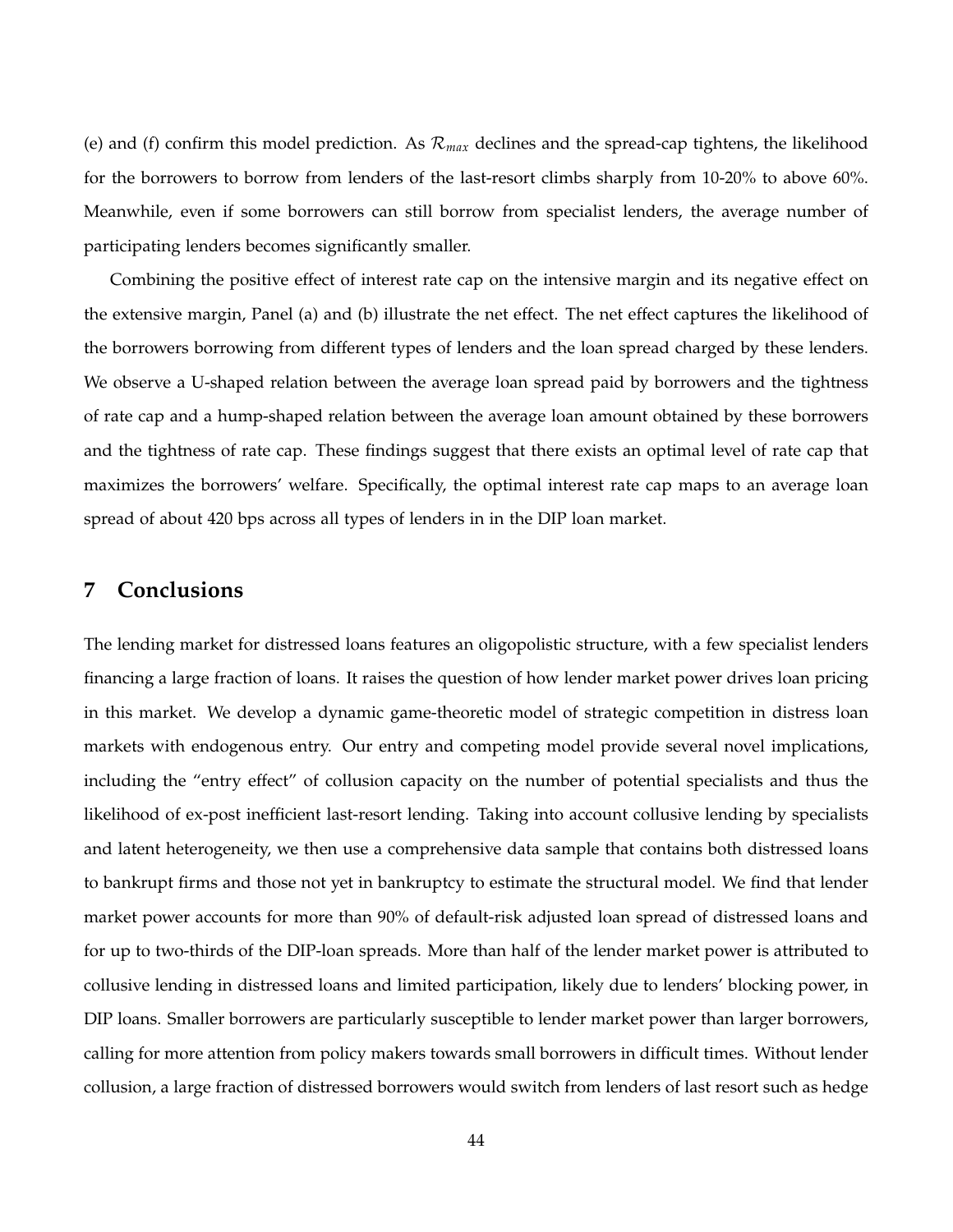(e) and (f) confirm this model prediction. As $\mathcal{R}_{max}$ declines and the spread-cap tightens, the likelihood for the borrowers to borrow from lenders of the last-resort climbs sharply from 10-20% to above 60%. Meanwhile, even if some borrowers can still borrow from specialist lenders, the average number of participating lenders becomes significantly smaller.

Combining the positive effect of interest rate cap on the intensive margin and its negative effect on the extensive margin, Panel (a) and (b) illustrate the net effect. The net effect captures the likelihood of the borrowers borrowing from different types of lenders and the loan spread charged by these lenders. We observe a U-shaped relation between the average loan spread paid by borrowers and the tightness of rate cap and a hump-shaped relation between the average loan amount obtained by these borrowers and the tightness of rate cap. These findings suggest that there exists an optimal level of rate cap that maximizes the borrowers' welfare. Specifically, the optimal interest rate cap maps to an average loan spread of about 420 bps across all types of lenders in in the DIP loan market.

## 7 Conclusions

The lending market for distressed loans features an oligopolistic structure, with a few specialist lenders financing a large fraction of loans. It raises the question of how lender market power drives loan pricing in this market. We develop a dynamic game-theoretic model of strategic competition in distress loan markets with endogenous entry. Our entry and competing model provide several novel implications, including the "entry effect" of collusion capacity on the number of potential specialists and thus the likelihood of ex-post inefficient last-resort lending. Taking into account collusive lending by specialists and latent heterogeneity, we then use a comprehensive data sample that contains both distressed loans to bankrupt firms and those not yet in bankruptcy to estimate the structural model. We find that lender market power accounts for more than 90% of default-risk adjusted loan spread of distressed loans and for up to two-thirds of the DIP-loan spreads. More than half of the lender market power is attributed to collusive lending in distressed loans and limited participation, likely due to lenders' blocking power, in DIP loans. Smaller borrowers are particularly susceptible to lender market power than larger borrowers, calling for more attention from policy makers towards small borrowers in difficult times. Without lender collusion, a large fraction of distressed borrowers would switch from lenders of last resort such as hedge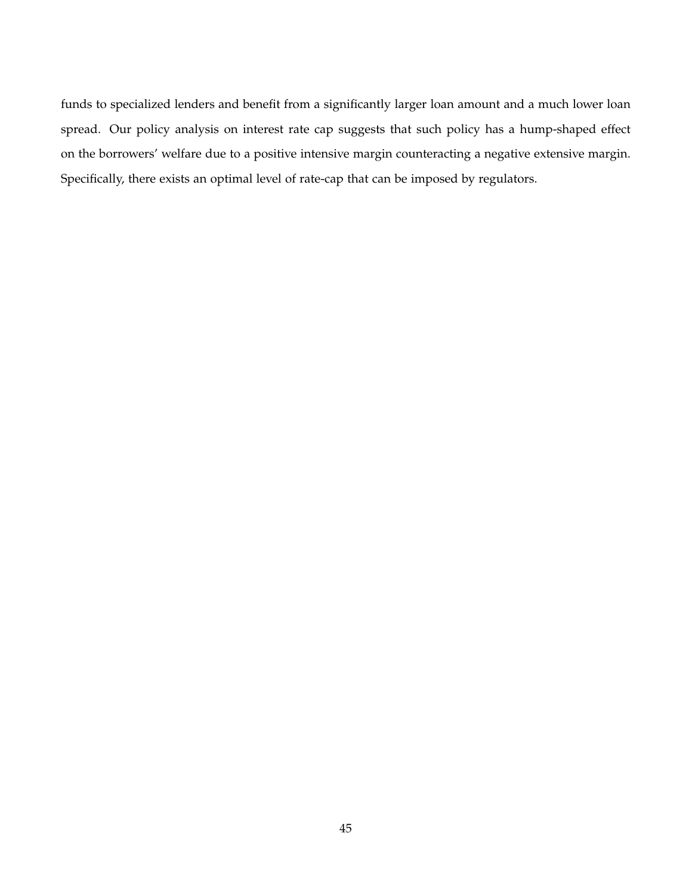funds to specialized lenders and benefit from a significantly larger loan amount and a much lower loan spread. Our policy analysis on interest rate cap suggests that such policy has a hump-shaped effect on the borrowers' welfare due to a positive intensive margin counteracting a negative extensive margin. Specifically, there exists an optimal level of rate-cap that can be imposed by regulators.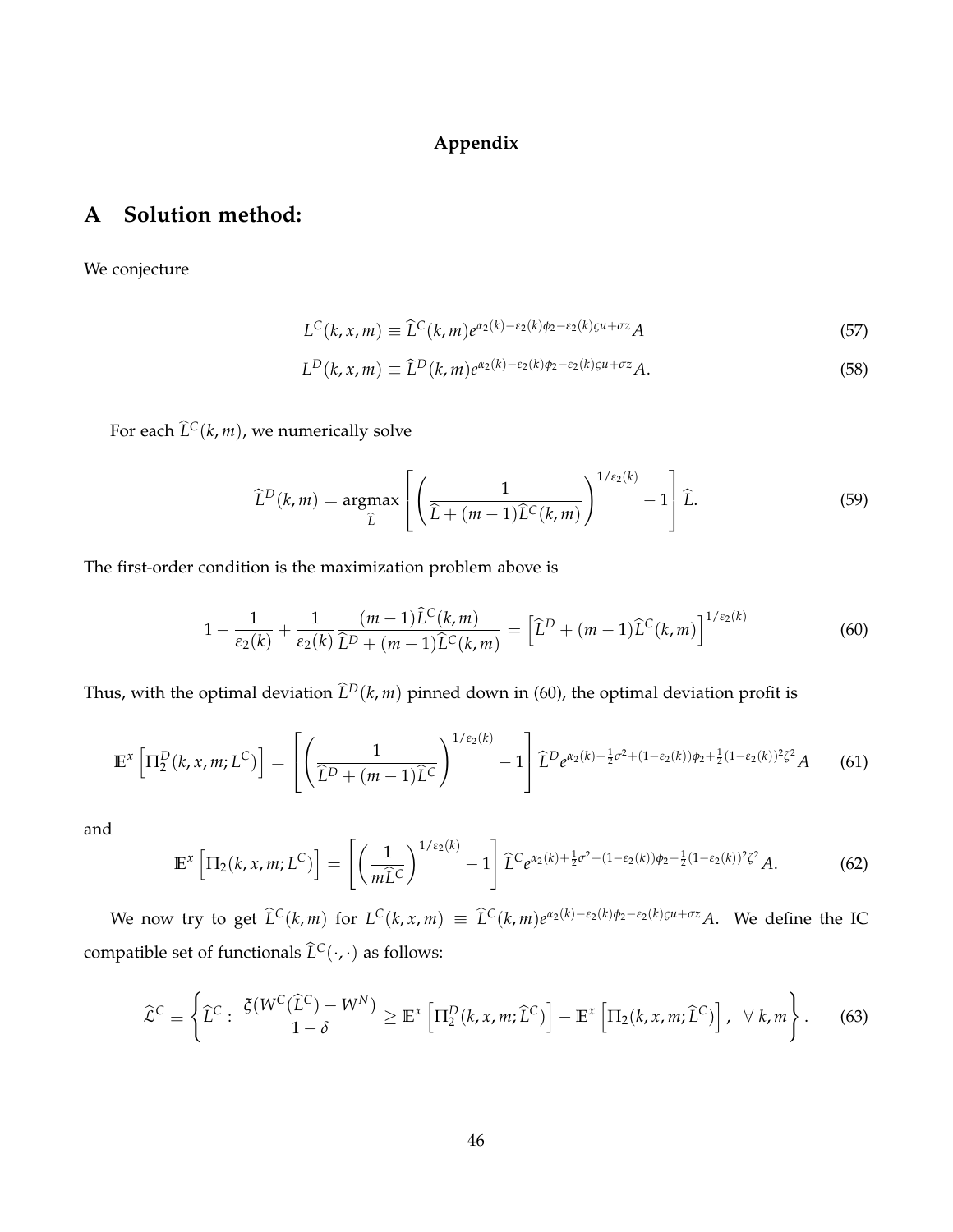# Appendix

## A Solution method:

We conjecture

$$L^C(k,x,m) \equiv \widehat{L}^C(k,m)e^{\alpha_2(k)-\varepsilon_2(k)\phi_2-\varepsilon_2(k)\varsigma u+\sigma z}A \tag{57}$$

$$L^D(k,x,m) \equiv \widehat{L}^D(k,m)e^{\alpha_2(k)-\varepsilon_2(k)\phi_2-\varepsilon_2(k)\varsigma u+\sigma z}A. \tag{58}$$

For each $\widehat{L}^C(k,m)$, we numerically solve

$$\widehat{L}^D(k,m) = \underset{\widehat{L}}{\operatorname{argmax}} \left[ \left( \frac{1}{\widehat{L} + (m-1)\widehat{L}^C(k,m)} \right)^{1/\varepsilon_2(k)} - 1 \right] \widehat{L}. \tag{59}$$

The first-order condition is the maximization problem above is

$$1 - \frac{1}{\varepsilon_2(k)} + \frac{1}{\varepsilon_2(k)} \frac{(m-1)\widehat{L}^C(k,m)}{\widehat{L}^D + (m-1)\widehat{L}^C(k,m)} = \left[ \widehat{L}^D + (m-1)\widehat{L}^C(k,m) \right]^{1/\varepsilon_2(k)} \tag{60}$$

Thus, with the optimal deviation $\widehat{L}^D(k,m)$ pinned down in (60), the optimal deviation profit is

$$\mathbb{E}^x \left[ \Pi_2^D(k,x,m;L^C) \right] = \left[ \left( \frac{1}{\widehat{L}^D + (m-1)\widehat{L}^C} \right)^{1/\varepsilon_2(k)} - 1 \right] \widehat{L}^D e^{\alpha_2(k)+\frac{1}{2}\sigma^2+(1-\varepsilon_2(k))\phi_2+\frac{1}{2}(1-\varepsilon_2(k))^2\zeta^2} A \tag{61}$$

and

$$\mathbb{E}^x \left[ \Pi_2(k,x,m;L^C) \right] = \left[ \left( \frac{1}{m\widehat{L}^C} \right)^{1/\varepsilon_2(k)} - 1 \right] \widehat{L}^C e^{\alpha_2(k)+\frac{1}{2}\sigma^2+(1-\varepsilon_2(k))\phi_2+\frac{1}{2}(1-\varepsilon_2(k))^2\zeta^2} A. \tag{62}$$

We now try to get $\widehat{L}^C(k,m)$ for $L^C(k,x,m) \equiv \widehat{L}^C(k,m)e^{\alpha_2(k)-\varepsilon_2(k)\phi_2-\varepsilon_2(k)\varsigma u+\sigma z}A$. We define the IC compatible set of functionals $\widehat{L}^C(\cdot,\cdot)$ as follows:

$$\widehat{\mathcal{L}}^C \equiv \left\{ \widehat{L}^C : \frac{\xi(W^C(\widehat{L}^C) - W^N)}{1-\delta} \geq \mathbb{E}^x \left[ \Pi_2^D(k,x,m;\widehat{L}^C) \right] - \mathbb{E}^x \left[ \Pi_2(k,x,m;\widehat{L}^C) \right], \ \forall\, k,m \right\}. \tag{63}$$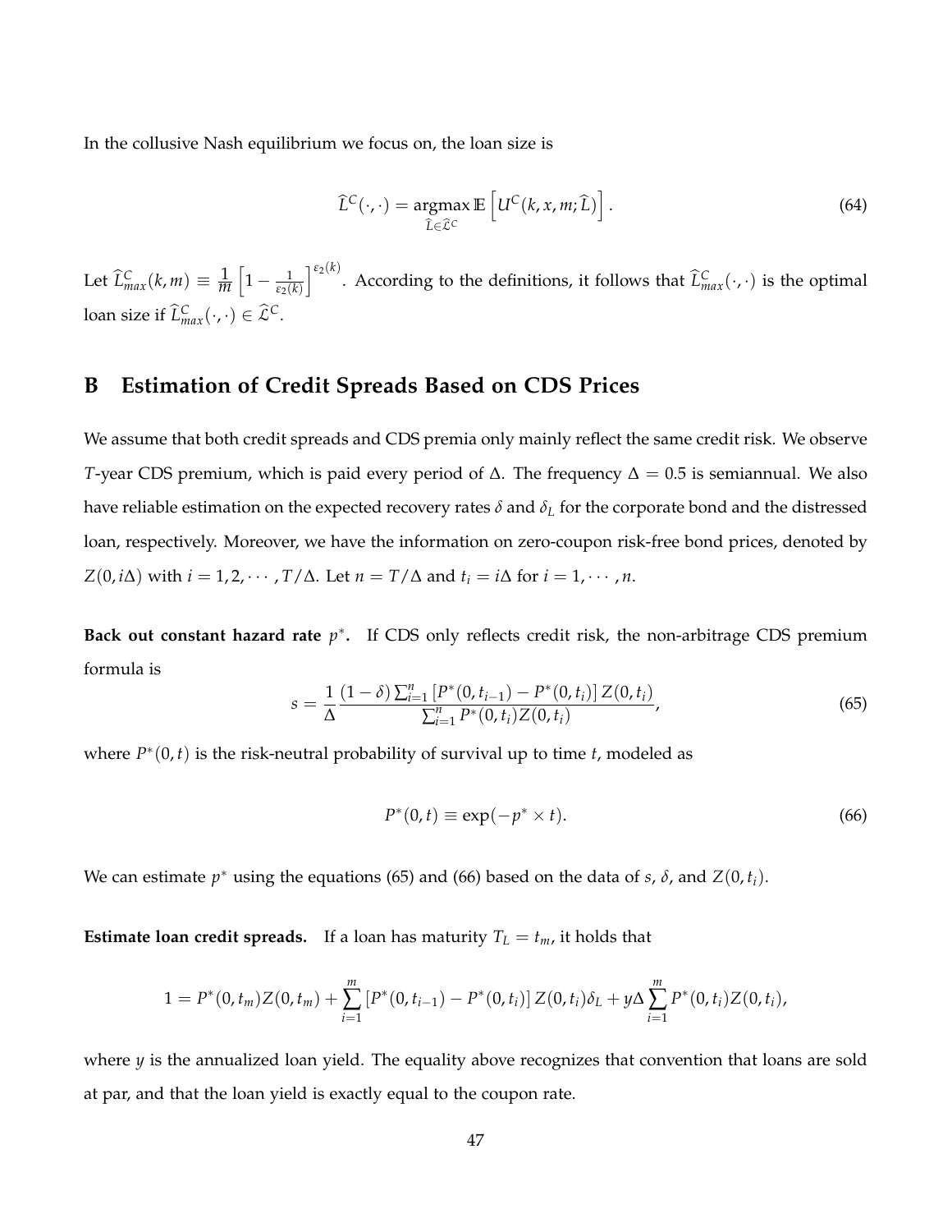In the collusive Nash equilibrium we focus on, the loan size is

$$
\widehat{L}^C(\cdot,\cdot) = \underset{\widehat{L}\in\widehat{\mathcal{L}}^C}{\operatorname{argmax}}\, \mathbb{E}\left[U^C(k,x,m;\widehat{L})\right]. \tag{64}
$$

Let $\widehat{L}^C_{max}(k,m) \equiv \frac{1}{m}\left[1-\frac{1}{\varepsilon_2(k)}\right]^{\varepsilon_2(k)}$. According to the definitions, it follows that $\widehat{L}^C_{max}(\cdot,\cdot)$ is the optimal loan size if $\widehat{L}^C_{max}(\cdot,\cdot) \in \widehat{\mathcal{L}}^C$.

## B Estimation of Credit Spreads Based on CDS Prices

We assume that both credit spreads and CDS premia only mainly reflect the same credit risk. We observe $T$-year CDS premium, which is paid every period of $\Delta$. The frequency $\Delta = 0.5$ is semiannual. We also have reliable estimation on the expected recovery rates $\delta$ and $\delta_L$ for the corporate bond and the distressed loan, respectively. Moreover, we have the information on zero-coupon risk-free bond prices, denoted by $Z(0, i\Delta)$ with $i = 1, 2, \cdots, T/\Delta$. Let $n = T/\Delta$ and $t_i = i\Delta$ for $i = 1, \cdots, n$.

**Back out constant hazard rate $p^*$.** If CDS only reflects credit risk, the non-arbitrage CDS premium formula is

$$
s = \frac{1}{\Delta}\frac{(1-\delta)\sum_{i=1}^{n}\left[P^*(0,t_{i-1}) - P^*(0,t_i)\right]Z(0,t_i)}{\sum_{i=1}^{n} P^*(0,t_i)Z(0,t_i)}, \tag{65}
$$

where $P^*(0,t)$ is the risk-neutral probability of survival up to time $t$, modeled as

$$
P^*(0,t) \equiv \exp(-p^* \times t). \tag{66}
$$

We can estimate $p^*$ using the equations (65) and (66) based on the data of $s$, $\delta$, and $Z(0,t_i)$.

**Estimate loan credit spreads.** If a loan has maturity $T_L = t_m$, it holds that

$$
1 = P^*(0,t_m)Z(0,t_m) + \sum_{i=1}^{m}\left[P^*(0,t_{i-1}) - P^*(0,t_i)\right]Z(0,t_i)\delta_L + y\Delta\sum_{i=1}^{m} P^*(0,t_i)Z(0,t_i),
$$

where $y$ is the annualized loan yield. The equality above recognizes that convention that loans are sold at par, and that the loan yield is exactly equal to the coupon rate.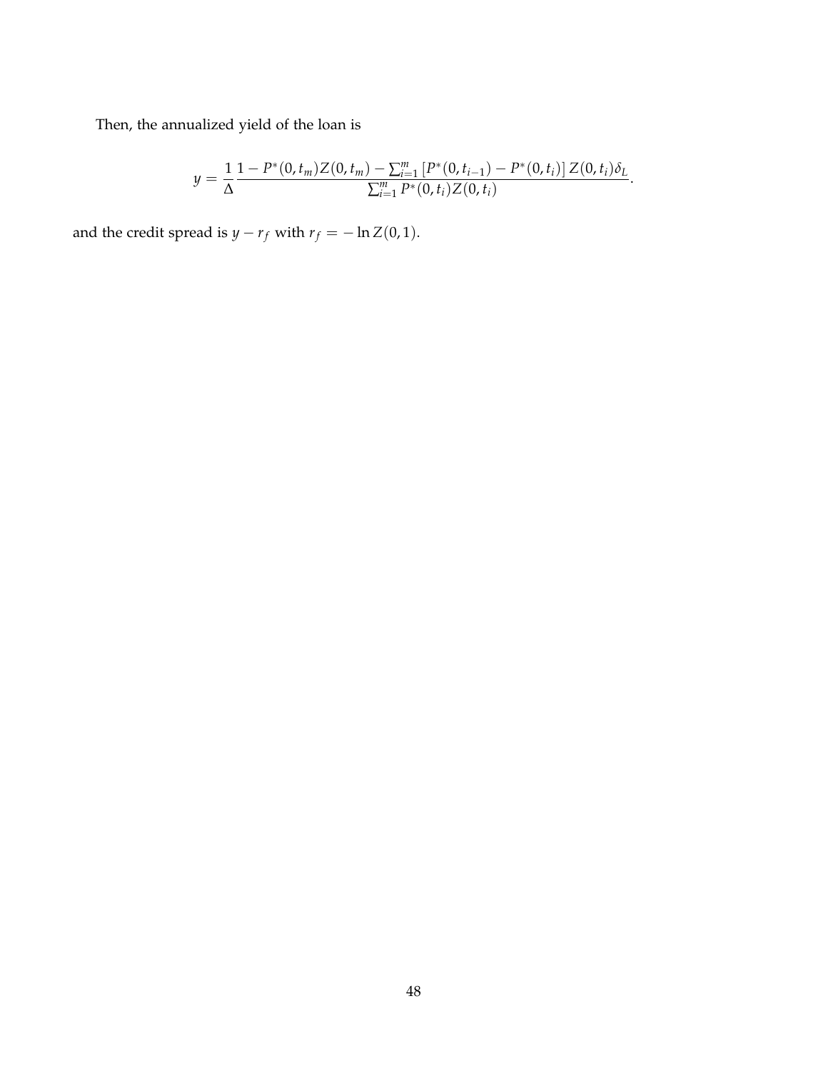Then, the annualized yield of the loan is

$$y = \frac{1}{\Delta} \frac{1 - P^*(0, t_m) Z(0, t_m) - \sum_{i=1}^{m} \left[ P^*(0, t_{i-1}) - P^*(0, t_i) \right] Z(0, t_i) \delta_L}{\sum_{i=1}^{m} P^*(0, t_i) Z(0, t_i)}.$$

and the credit spread is $y - r_f$ with $r_f = -\ln Z(0, 1)$.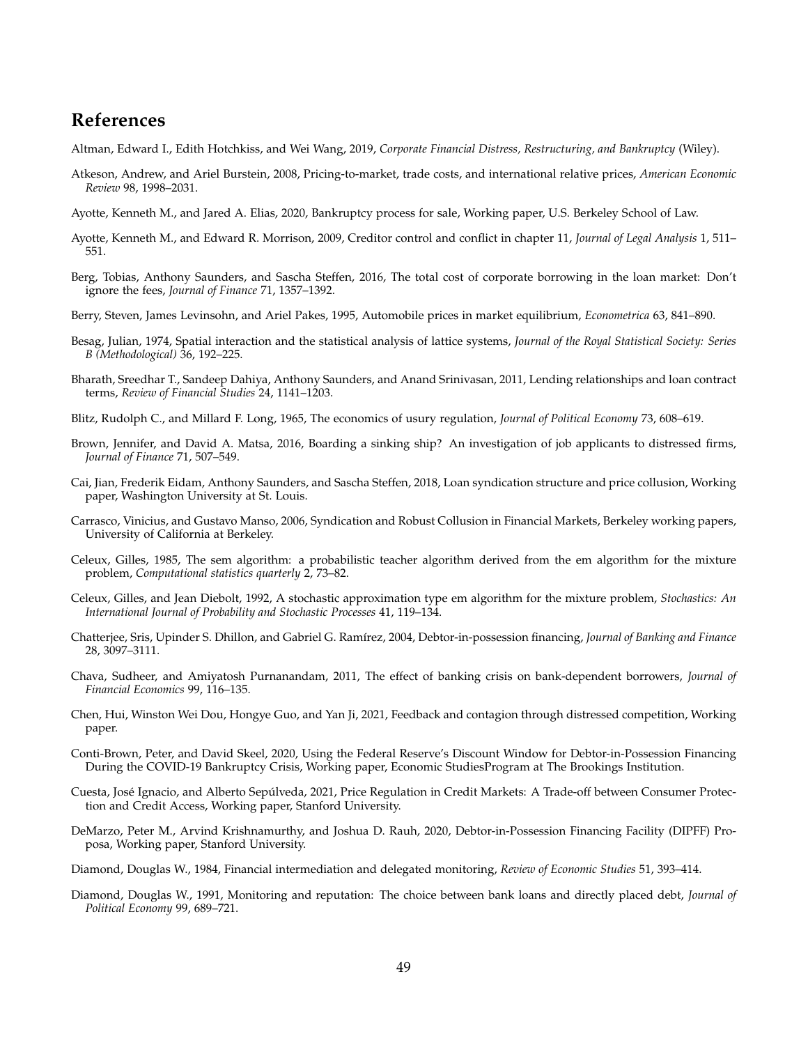## References

Altman, Edward I., Edith Hotchkiss, and Wei Wang, 2019, *Corporate Financial Distress, Restructuring, and Bankruptcy* (Wiley).

Atkeson, Andrew, and Ariel Burstein, 2008, Pricing-to-market, trade costs, and international relative prices, *American Economic Review* 98, 1998–2031.

Ayotte, Kenneth M., and Jared A. Elias, 2020, Bankruptcy process for sale, Working paper, U.S. Berkeley School of Law.

Ayotte, Kenneth M., and Edward R. Morrison, 2009, Creditor control and conflict in chapter 11, *Journal of Legal Analysis* 1, 511–551.

Berg, Tobias, Anthony Saunders, and Sascha Steffen, 2016, The total cost of corporate borrowing in the loan market: Don't ignore the fees, *Journal of Finance* 71, 1357–1392.

Berry, Steven, James Levinsohn, and Ariel Pakes, 1995, Automobile prices in market equilibrium, *Econometrica* 63, 841–890.

Besag, Julian, 1974, Spatial interaction and the statistical analysis of lattice systems, *Journal of the Royal Statistical Society: Series B (Methodological)* 36, 192–225.

Bharath, Sreedhar T., Sandeep Dahiya, Anthony Saunders, and Anand Srinivasan, 2011, Lending relationships and loan contract terms, *Review of Financial Studies* 24, 1141–1203.

Blitz, Rudolph C., and Millard F. Long, 1965, The economics of usury regulation, *Journal of Political Economy* 73, 608–619.

Brown, Jennifer, and David A. Matsa, 2016, Boarding a sinking ship? An investigation of job applicants to distressed firms, *Journal of Finance* 71, 507–549.

Cai, Jian, Frederik Eidam, Anthony Saunders, and Sascha Steffen, 2018, Loan syndication structure and price collusion, Working paper, Washington University at St. Louis.

Carrasco, Vinicius, and Gustavo Manso, 2006, Syndication and Robust Collusion in Financial Markets, Berkeley working papers, University of California at Berkeley.

Celeux, Gilles, 1985, The sem algorithm: a probabilistic teacher algorithm derived from the em algorithm for the mixture problem, *Computational statistics quarterly* 2, 73–82.

Celeux, Gilles, and Jean Diebolt, 1992, A stochastic approximation type em algorithm for the mixture problem, *Stochastics: An International Journal of Probability and Stochastic Processes* 41, 119–134.

Chatterjee, Sris, Upinder S. Dhillon, and Gabriel G. Ramírez, 2004, Debtor-in-possession financing, *Journal of Banking and Finance* 28, 3097–3111.

Chava, Sudheer, and Amiyatosh Purnanandam, 2011, The effect of banking crisis on bank-dependent borrowers, *Journal of Financial Economics* 99, 116–135.

Chen, Hui, Winston Wei Dou, Hongye Guo, and Yan Ji, 2021, Feedback and contagion through distressed competition, Working paper.

Conti-Brown, Peter, and David Skeel, 2020, Using the Federal Reserve's Discount Window for Debtor-in-Possession Financing During the COVID-19 Bankruptcy Crisis, Working paper, Economic StudiesProgram at The Brookings Institution.

Cuesta, José Ignacio, and Alberto Sepúlveda, 2021, Price Regulation in Credit Markets: A Trade-off between Consumer Protection and Credit Access, Working paper, Stanford University.

DeMarzo, Peter M., Arvind Krishnamurthy, and Joshua D. Rauh, 2020, Debtor-in-Possession Financing Facility (DIPFF) Proposa, Working paper, Stanford University.

Diamond, Douglas W., 1984, Financial intermediation and delegated monitoring, *Review of Economic Studies* 51, 393–414.

Diamond, Douglas W., 1991, Monitoring and reputation: The choice between bank loans and directly placed debt, *Journal of Political Economy* 99, 689–721.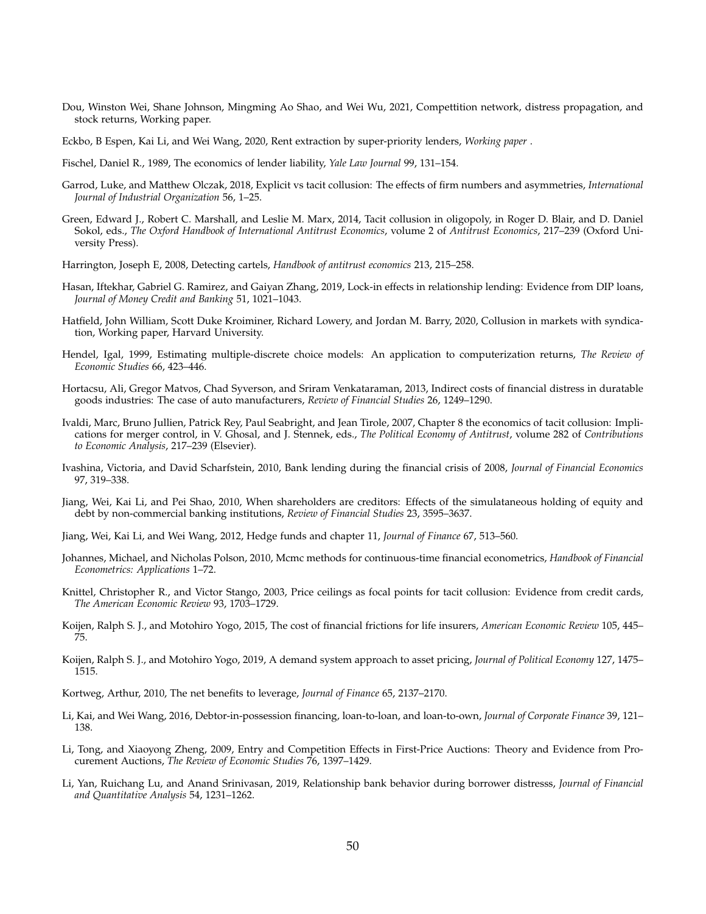Dou, Winston Wei, Shane Johnson, Mingming Ao Shao, and Wei Wu, 2021, Compettition network, distress propagation, and stock returns, Working paper.

Eckbo, B Espen, Kai Li, and Wei Wang, 2020, Rent extraction by super-priority lenders, *Working paper* .

Fischel, Daniel R., 1989, The economics of lender liability, *Yale Law Journal* 99, 131–154.

Garrod, Luke, and Matthew Olczak, 2018, Explicit vs tacit collusion: The effects of firm numbers and asymmetries, *International Journal of Industrial Organization* 56, 1–25.

Green, Edward J., Robert C. Marshall, and Leslie M. Marx, 2014, Tacit collusion in oligopoly, in Roger D. Blair, and D. Daniel Sokol, eds., *The Oxford Handbook of International Antitrust Economics*, volume 2 of *Antitrust Economics*, 217–239 (Oxford University Press).

Harrington, Joseph E, 2008, Detecting cartels, *Handbook of antitrust economics* 213, 215–258.

Hasan, Iftekhar, Gabriel G. Ramirez, and Gaiyan Zhang, 2019, Lock-in effects in relationship lending: Evidence from DIP loans, *Journal of Money Credit and Banking* 51, 1021–1043.

Hatfield, John William, Scott Duke Kroiminer, Richard Lowery, and Jordan M. Barry, 2020, Collusion in markets with syndication, Working paper, Harvard University.

Hendel, Igal, 1999, Estimating multiple-discrete choice models: An application to computerization returns, *The Review of Economic Studies* 66, 423–446.

Hortacsu, Ali, Gregor Matvos, Chad Syverson, and Sriram Venkataraman, 2013, Indirect costs of financial distress in duratable goods industries: The case of auto manufacturers, *Review of Financial Studies* 26, 1249–1290.

Ivaldi, Marc, Bruno Jullien, Patrick Rey, Paul Seabright, and Jean Tirole, 2007, Chapter 8 the economics of tacit collusion: Implications for merger control, in V. Ghosal, and J. Stennek, eds., *The Political Economy of Antitrust*, volume 282 of *Contributions to Economic Analysis*, 217–239 (Elsevier).

Ivashina, Victoria, and David Scharfstein, 2010, Bank lending during the financial crisis of 2008, *Journal of Financial Economics* 97, 319–338.

Jiang, Wei, Kai Li, and Pei Shao, 2010, When shareholders are creditors: Effects of the simulataneous holding of equity and debt by non-commercial banking institutions, *Review of Financial Studies* 23, 3595–3637.

Jiang, Wei, Kai Li, and Wei Wang, 2012, Hedge funds and chapter 11, *Journal of Finance* 67, 513–560.

Johannes, Michael, and Nicholas Polson, 2010, Mcmc methods for continuous-time financial econometrics, *Handbook of Financial Econometrics: Applications* 1–72.

Knittel, Christopher R., and Victor Stango, 2003, Price ceilings as focal points for tacit collusion: Evidence from credit cards, *The American Economic Review* 93, 1703–1729.

Koijen, Ralph S. J., and Motohiro Yogo, 2015, The cost of financial frictions for life insurers, *American Economic Review* 105, 445–75.

Koijen, Ralph S. J., and Motohiro Yogo, 2019, A demand system approach to asset pricing, *Journal of Political Economy* 127, 1475–1515.

Kortweg, Arthur, 2010, The net benefits to leverage, *Journal of Finance* 65, 2137–2170.

Li, Kai, and Wei Wang, 2016, Debtor-in-possession financing, loan-to-loan, and loan-to-own, *Journal of Corporate Finance* 39, 121–138.

Li, Tong, and Xiaoyong Zheng, 2009, Entry and Competition Effects in First-Price Auctions: Theory and Evidence from Procurement Auctions, *The Review of Economic Studies* 76, 1397–1429.

Li, Yan, Ruichang Lu, and Anand Srinivasan, 2019, Relationship bank behavior during borrower distresss, *Journal of Financial and Quantitative Analysis* 54, 1231–1262.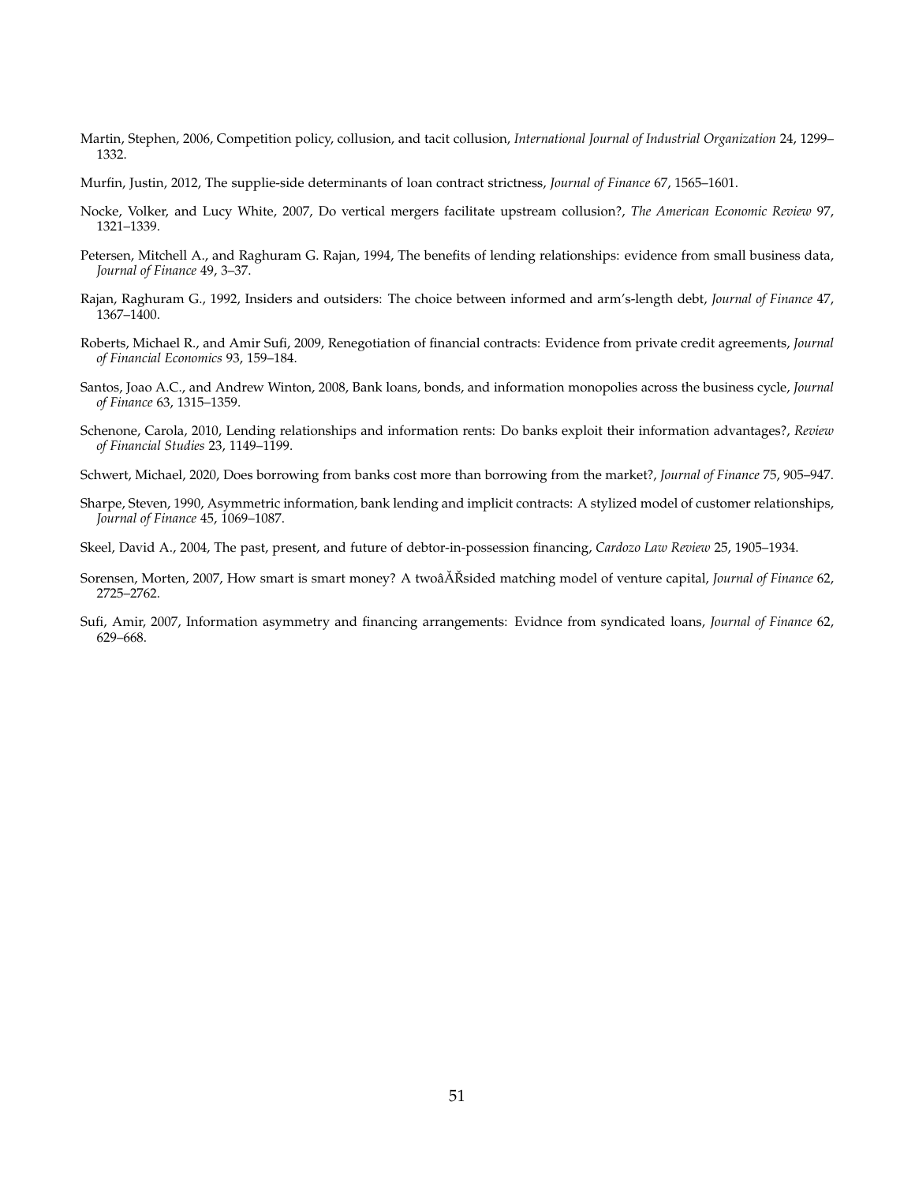Martin, Stephen, 2006, Competition policy, collusion, and tacit collusion, *International Journal of Industrial Organization* 24, 1299–1332.

Murfin, Justin, 2012, The supplie-side determinants of loan contract strictness, *Journal of Finance* 67, 1565–1601.

Nocke, Volker, and Lucy White, 2007, Do vertical mergers facilitate upstream collusion?, *The American Economic Review* 97, 1321–1339.

Petersen, Mitchell A., and Raghuram G. Rajan, 1994, The benefits of lending relationships: evidence from small business data, *Journal of Finance* 49, 3–37.

Rajan, Raghuram G., 1992, Insiders and outsiders: The choice between informed and arm's-length debt, *Journal of Finance* 47, 1367–1400.

Roberts, Michael R., and Amir Sufi, 2009, Renegotiation of financial contracts: Evidence from private credit agreements, *Journal of Financial Economics* 93, 159–184.

Santos, Joao A.C., and Andrew Winton, 2008, Bank loans, bonds, and information monopolies across the business cycle, *Journal of Finance* 63, 1315–1359.

Schenone, Carola, 2010, Lending relationships and information rents: Do banks exploit their information advantages?, *Review of Financial Studies* 23, 1149–1199.

Schwert, Michael, 2020, Does borrowing from banks cost more than borrowing from the market?, *Journal of Finance* 75, 905–947.

Sharpe, Steven, 1990, Asymmetric information, bank lending and implicit contracts: A stylized model of customer relationships, *Journal of Finance* 45, 1069–1087.

Skeel, David A., 2004, The past, present, and future of debtor-in-possession financing, *Cardozo Law Review* 25, 1905–1934.

Sorensen, Morten, 2007, How smart is smart money? A twoâĂŘsided matching model of venture capital, *Journal of Finance* 62, 2725–2762.

Sufi, Amir, 2007, Information asymmetry and financing arrangements: Evidnce from syndicated loans, *Journal of Finance* 62, 629–668.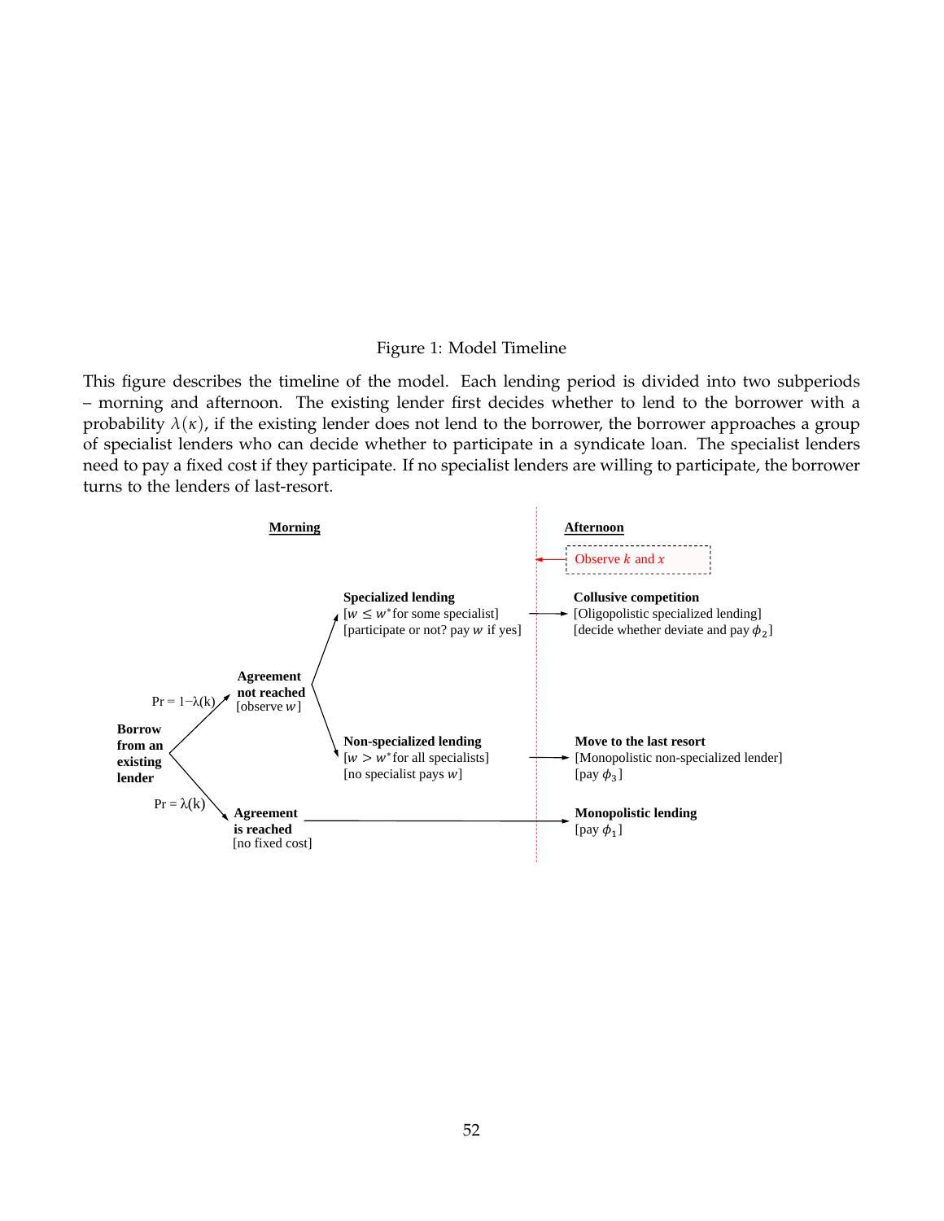Figure 1: Model Timeline

This figure describes the timeline of the model. Each lending period is divided into two subperiods – morning and afternoon. The existing lender first decides whether to lend to the borrower with a probability $\lambda(\kappa)$, if the existing lender does not lend to the borrower, the borrower approaches a group of specialist lenders who can decide whether to participate in a syndicate loan. The specialist lenders need to pay a fixed cost if they participate. If no specialist lenders are willing to participate, the borrower turns to the lenders of last-resort.

**Morning**

**Afternoon**

Observe $k$ and $x$

**Borrow from an existing lender**

Pr = $1-\lambda(k)$ → **Agreement not reached** [observe $w$]

- **Specialized lending** [$w \leq w^*$ for some specialist] [participate or not? pay $w$ if yes] → **Collusive competition** [Oligopolistic specialized lending] [decide whether deviate and pay $\phi_2$]
- **Non-specialized lending** [$w > w^*$ for all specialists] [no specialist pays $w$] → **Move to the last resort** [Monopolistic non-specialized lender] [pay $\phi_3$]

Pr = $\lambda(k)$ → **Agreement is reached** [no fixed cost] → **Monopolistic lending** [pay $\phi_1$]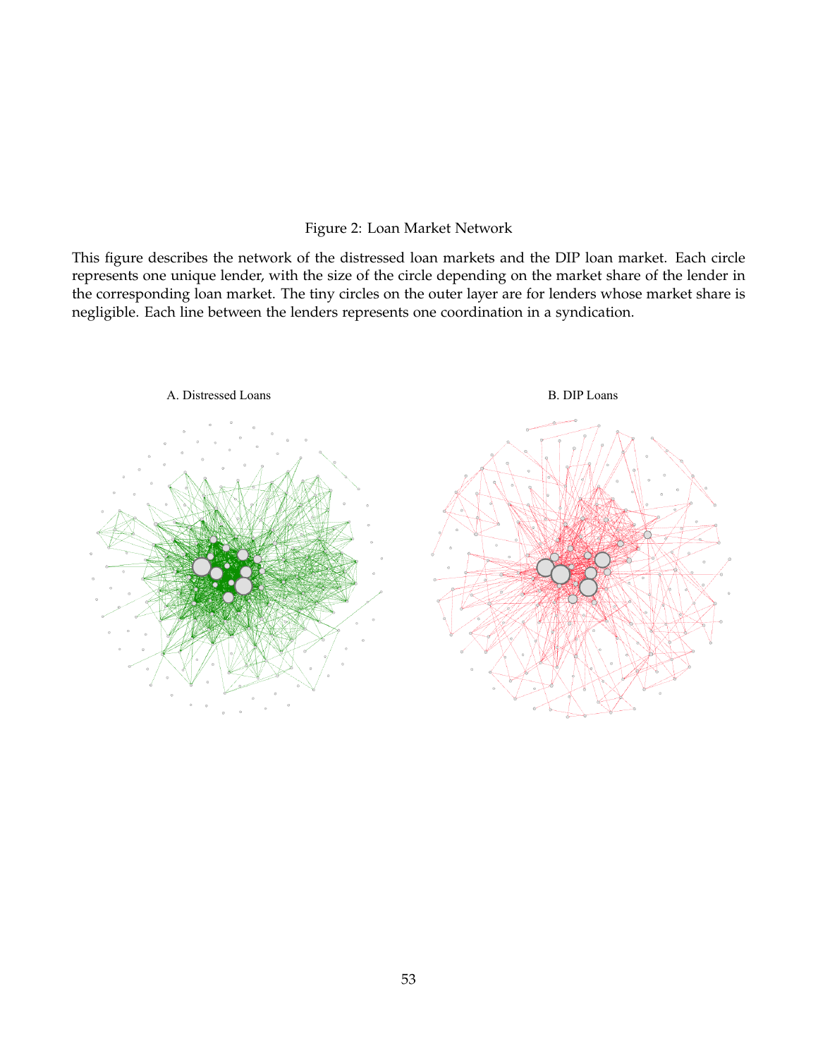Figure 2: Loan Market Network

This figure describes the network of the distressed loan markets and the DIP loan market. Each circle represents one unique lender, with the size of the circle depending on the market share of the lender in the corresponding loan market. The tiny circles on the outer layer are for lenders whose market share is negligible. Each line between the lenders represents one coordination in a syndication.

A. Distressed Loans

B. DIP Loans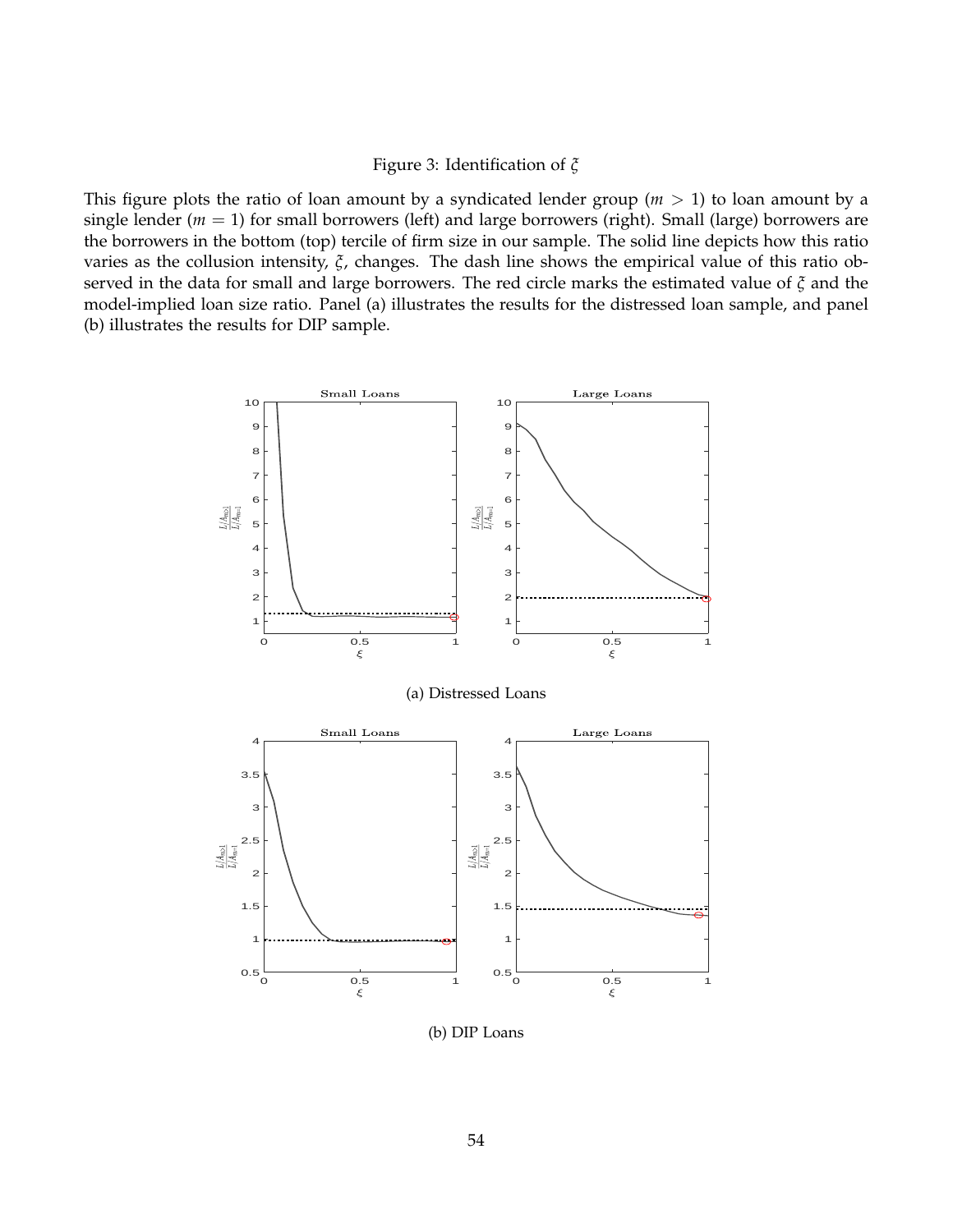Figure 3: Identification of $\xi$

This figure plots the ratio of loan amount by a syndicated lender group ($m > 1$) to loan amount by a single lender ($m = 1$) for small borrowers (left) and large borrowers (right). Small (large) borrowers are the borrowers in the bottom (top) tercile of firm size in our sample. The solid line depicts how this ratio varies as the collusion intensity, $\xi$, changes. The dash line shows the empirical value of this ratio observed in the data for small and large borrowers. The red circle marks the estimated value of $\xi$ and the model-implied loan size ratio. Panel (a) illustrates the results for the distressed loan sample, and panel (b) illustrates the results for DIP sample.

(a) Distressed Loans

(b) DIP Loans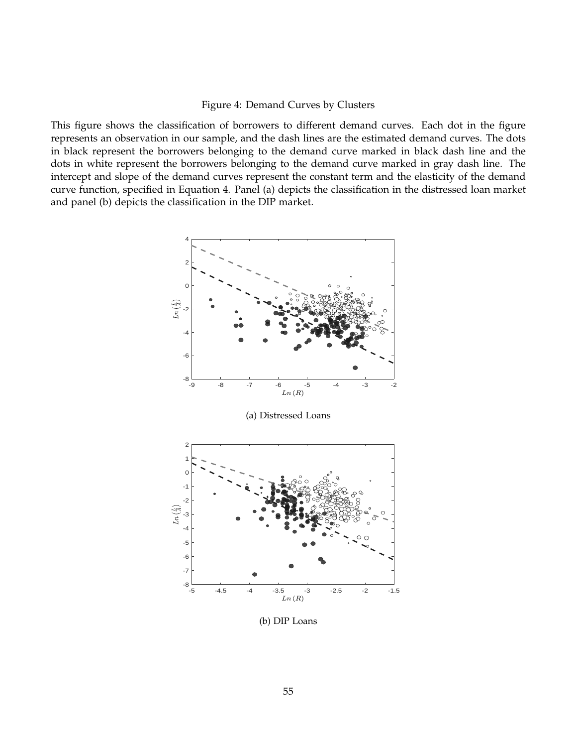Figure 4: Demand Curves by Clusters

This figure shows the classification of borrowers to different demand curves. Each dot in the figure represents an observation in our sample, and the dash lines are the estimated demand curves. The dots in black represent the borrowers belonging to the demand curve marked in black dash line and the dots in white represent the borrowers belonging to the demand curve marked in gray dash line. The intercept and slope of the demand curves represent the constant term and the elasticity of the demand curve function, specified in Equation 4. Panel (a) depicts the classification in the distressed loan market and panel (b) depicts the classification in the DIP market.

(a) Distressed Loans

(b) DIP Loans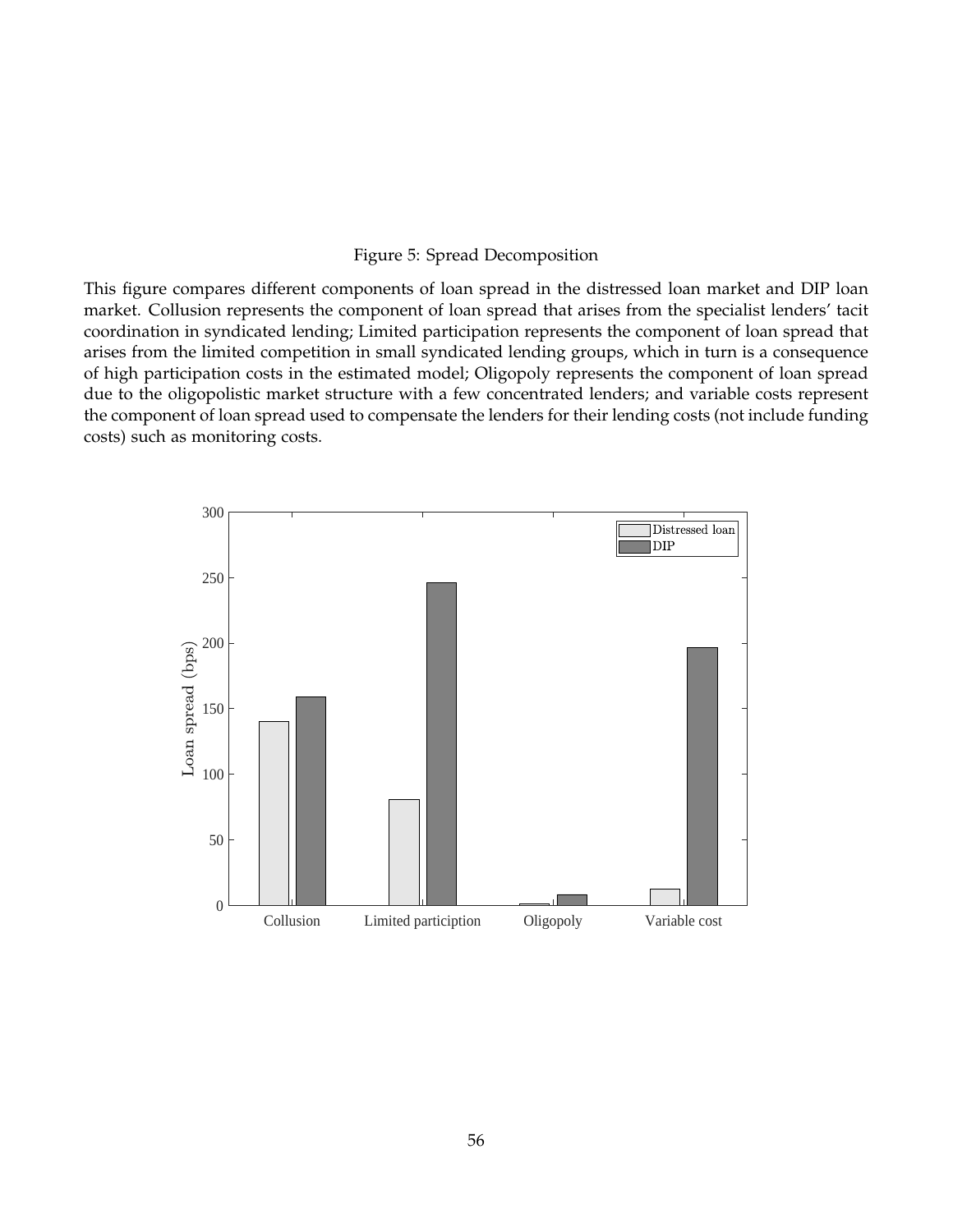Figure 5: Spread Decomposition

This figure compares different components of loan spread in the distressed loan market and DIP loan market. Collusion represents the component of loan spread that arises from the specialist lenders' tacit coordination in syndicated lending; Limited participation represents the component of loan spread that arises from the limited competition in small syndicated lending groups, which in turn is a consequence of high participation costs in the estimated model; Oligopoly represents the component of loan spread due to the oligopolistic market structure with a few concentrated lenders; and variable costs represent the component of loan spread used to compensate the lenders for their lending costs (not include funding costs) such as monitoring costs.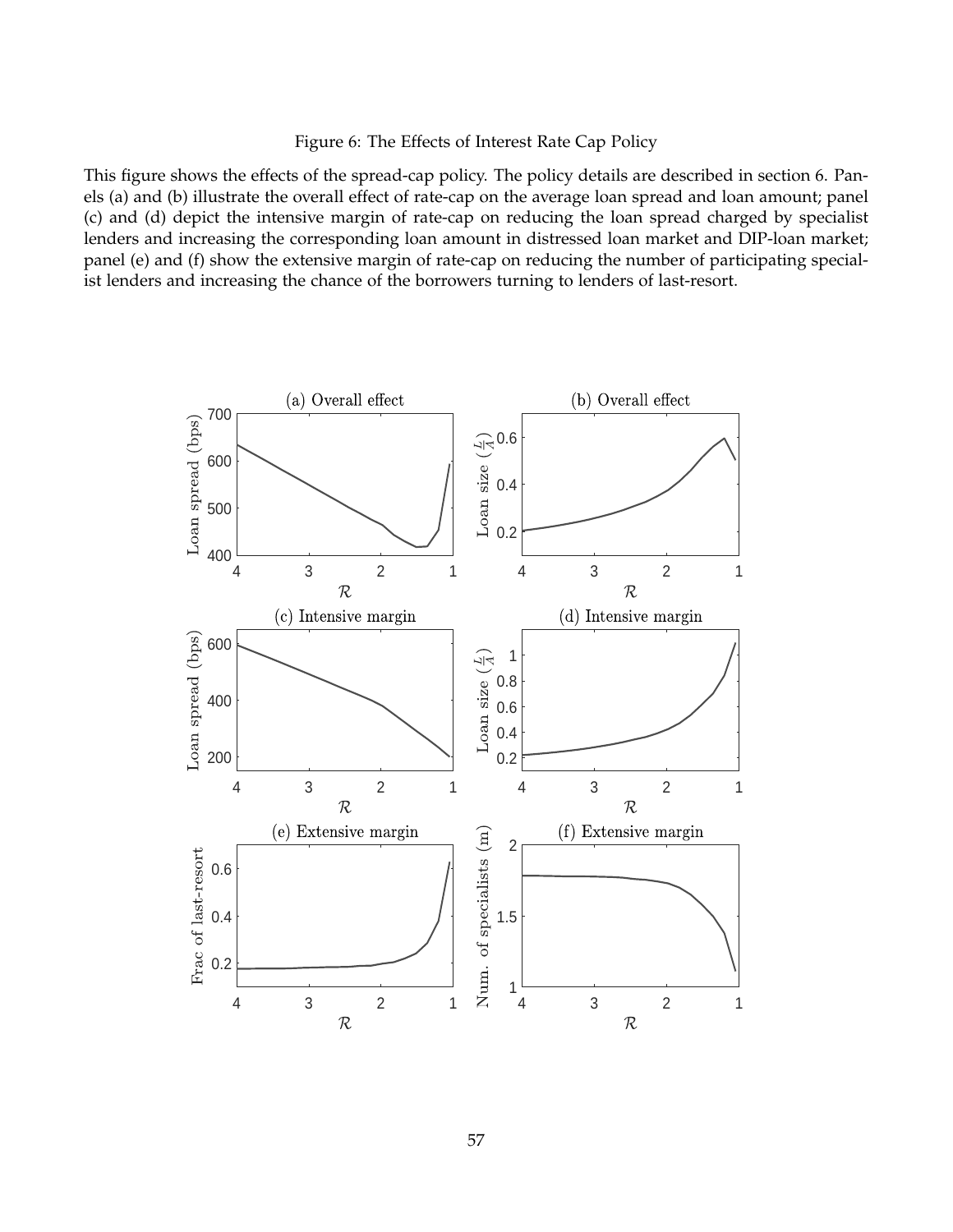Figure 6: The Effects of Interest Rate Cap Policy

This figure shows the effects of the spread-cap policy. The policy details are described in section 6. Panels (a) and (b) illustrate the overall effect of rate-cap on the average loan spread and loan amount; panel (c) and (d) depict the intensive margin of rate-cap on reducing the loan spread charged by specialist lenders and increasing the corresponding loan amount in distressed loan market and DIP-loan market; panel (e) and (f) show the extensive margin of rate-cap on reducing the number of participating specialist lenders and increasing the chance of the borrowers turning to lenders of last-resort.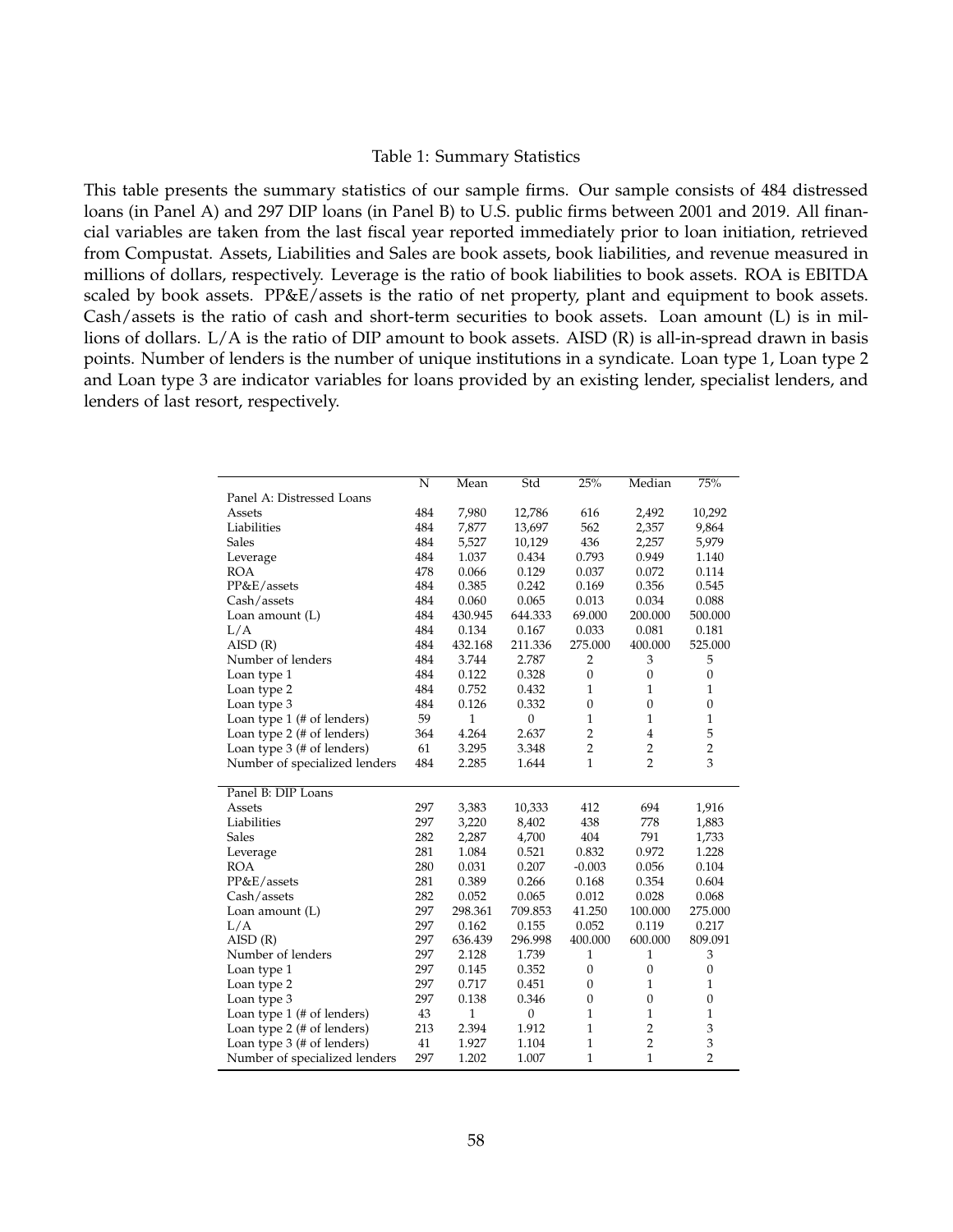Table 1: Summary Statistics

This table presents the summary statistics of our sample firms. Our sample consists of 484 distressed loans (in Panel A) and 297 DIP loans (in Panel B) to U.S. public firms between 2001 and 2019. All financial variables are taken from the last fiscal year reported immediately prior to loan initiation, retrieved from Compustat. Assets, Liabilities and Sales are book assets, book liabilities, and revenue measured in millions of dollars, respectively. Leverage is the ratio of book liabilities to book assets. ROA is EBITDA scaled by book assets. PP&E/assets is the ratio of net property, plant and equipment to book assets. Cash/assets is the ratio of cash and short-term securities to book assets. Loan amount (L) is in millions of dollars. L/A is the ratio of DIP amount to book assets. AISD (R) is all-in-spread drawn in basis points. Number of lenders is the number of unique institutions in a syndicate. Loan type 1, Loan type 2 and Loan type 3 are indicator variables for loans provided by an existing lender, specialist lenders, and lenders of last resort, respectively.

| | N | Mean | Std | 25% | Median | 75% |
|---|---|---|---|---|---|---|
| Panel A: Distressed Loans | | | | | | |
| Assets | 484 | 7,980 | 12,786 | 616 | 2,492 | 10,292 |
| Liabilities | 484 | 7,877 | 13,697 | 562 | 2,357 | 9,864 |
| Sales | 484 | 5,527 | 10,129 | 436 | 2,257 | 5,979 |
| Leverage | 484 | 1.037 | 0.434 | 0.793 | 0.949 | 1.140 |
| ROA | 478 | 0.066 | 0.129 | 0.037 | 0.072 | 0.114 |
| PP&E/assets | 484 | 0.385 | 0.242 | 0.169 | 0.356 | 0.545 |
| Cash/assets | 484 | 0.060 | 0.065 | 0.013 | 0.034 | 0.088 |
| Loan amount (L) | 484 | 430.945 | 644.333 | 69.000 | 200.000 | 500.000 |
| L/A | 484 | 0.134 | 0.167 | 0.033 | 0.081 | 0.181 |
| AISD (R) | 484 | 432.168 | 211.336 | 275.000 | 400.000 | 525.000 |
| Number of lenders | 484 | 3.744 | 2.787 | 2 | 3 | 5 |
| Loan type 1 | 484 | 0.122 | 0.328 | 0 | 0 | 0 |
| Loan type 2 | 484 | 0.752 | 0.432 | 1 | 1 | 1 |
| Loan type 3 | 484 | 0.126 | 0.332 | 0 | 0 | 0 |
| Loan type 1 (# of lenders) | 59 | 1 | 0 | 1 | 1 | 1 |
| Loan type 2 (# of lenders) | 364 | 4.264 | 2.637 | 2 | 4 | 5 |
| Loan type 3 (# of lenders) | 61 | 3.295 | 3.348 | 2 | 2 | 2 |
| Number of specialized lenders | 484 | 2.285 | 1.644 | 1 | 2 | 3 |
| Panel B: DIP Loans | | | | | | |
| Assets | 297 | 3,383 | 10,333 | 412 | 694 | 1,916 |
| Liabilities | 297 | 3,220 | 8,402 | 438 | 778 | 1,883 |
| Sales | 282 | 2,287 | 4,700 | 404 | 791 | 1,733 |
| Leverage | 281 | 1.084 | 0.521 | 0.832 | 0.972 | 1.228 |
| ROA | 280 | 0.031 | 0.207 | -0.003 | 0.056 | 0.104 |
| PP&E/assets | 281 | 0.389 | 0.266 | 0.168 | 0.354 | 0.604 |
| Cash/assets | 282 | 0.052 | 0.065 | 0.012 | 0.028 | 0.068 |
| Loan amount (L) | 297 | 298.361 | 709.853 | 41.250 | 100.000 | 275.000 |
| L/A | 297 | 0.162 | 0.155 | 0.052 | 0.119 | 0.217 |
| AISD (R) | 297 | 636.439 | 296.998 | 400.000 | 600.000 | 809.091 |
| Number of lenders | 297 | 2.128 | 1.739 | 1 | 1 | 3 |
| Loan type 1 | 297 | 0.145 | 0.352 | 0 | 0 | 0 |
| Loan type 2 | 297 | 0.717 | 0.451 | 0 | 1 | 1 |
| Loan type 3 | 297 | 0.138 | 0.346 | 0 | 0 | 0 |
| Loan type 1 (# of lenders) | 43 | 1 | 0 | 1 | 1 | 1 |
| Loan type 2 (# of lenders) | 213 | 2.394 | 1.912 | 1 | 2 | 3 |
| Loan type 3 (# of lenders) | 41 | 1.927 | 1.104 | 1 | 2 | 3 |
| Number of specialized lenders | 297 | 1.202 | 1.007 | 1 | 1 | 2 |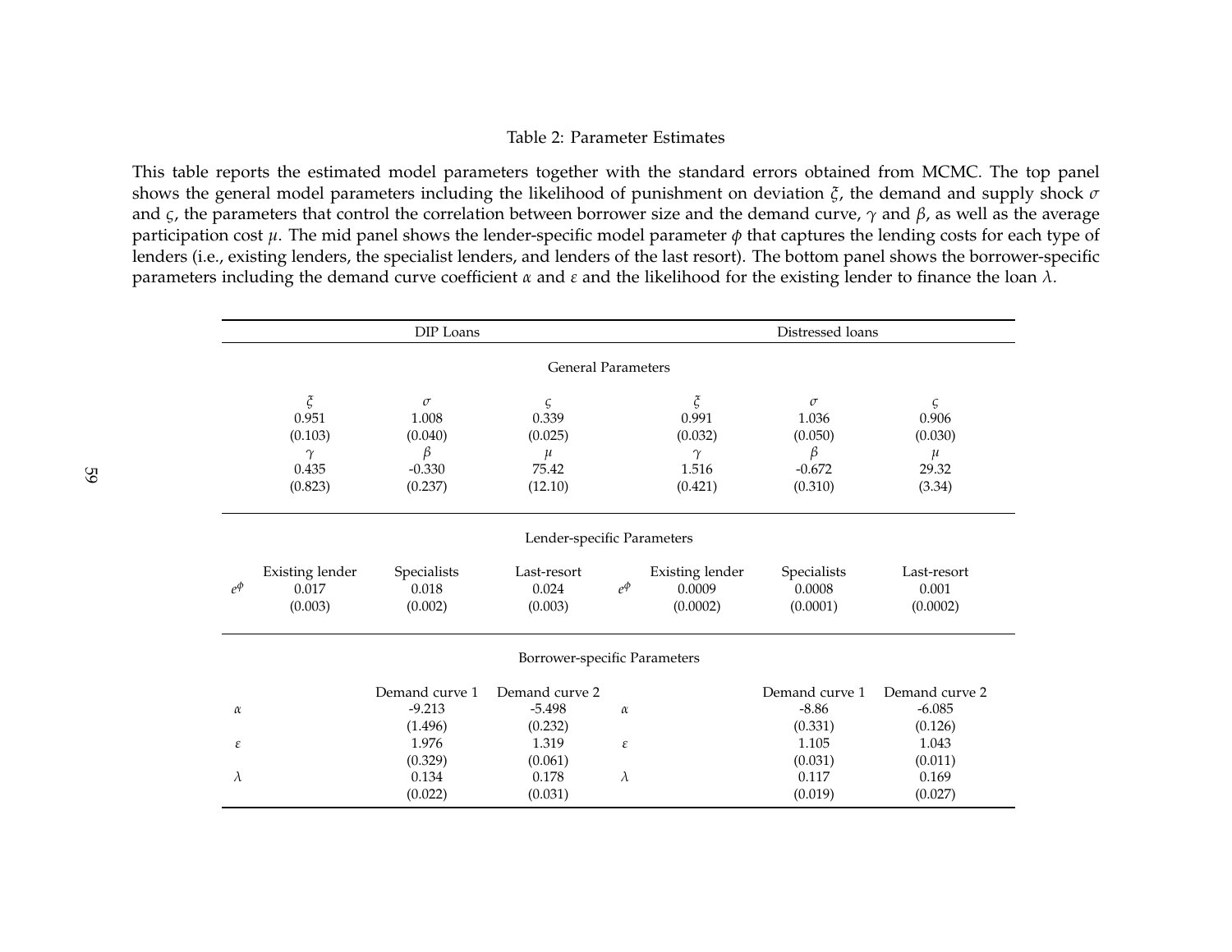Table 2: Parameter Estimates

This table reports the estimated model parameters together with the standard errors obtained from MCMC. The top panel shows the general model parameters including the likelihood of punishment on deviation $\xi$, the demand and supply shock $\sigma$ and $\varsigma$, the parameters that control the correlation between borrower size and the demand curve, $\gamma$ and $\beta$, as well as the average participation cost $\mu$. The mid panel shows the lender-specific model parameter $\phi$ that captures the lending costs for each type of lenders (i.e., existing lenders, the specialist lenders, and lenders of the last resort). The bottom panel shows the borrower-specific parameters including the demand curve coefficient $\alpha$ and $\varepsilon$ and the likelihood for the existing lender to finance the loan $\lambda$.

| | DIP Loans | | | | Distressed loans | | |
|---|---|---|---|---|---|---|---|
| **General Parameters** | | | | | | | |
| | $\xi$ | $\sigma$ | $\varsigma$ | | $\xi$ | $\sigma$ | $\varsigma$ |
| | 0.951 | 1.008 | 0.339 | | 0.991 | 1.036 | 0.906 |
| | (0.103) | (0.040) | (0.025) | | (0.032) | (0.050) | (0.030) |
| | $\gamma$ | $\beta$ | $\mu$ | | $\gamma$ | $\beta$ | $\mu$ |
| | 0.435 | -0.330 | 75.42 | | 1.516 | -0.672 | 29.32 |
| | (0.823) | (0.237) | (12.10) | | (0.421) | (0.310) | (3.34) |
| **Lender-specific Parameters** | | | | | | | |
| | Existing lender | Specialists | Last-resort | | Existing lender | Specialists | Last-resort |
| $e^{\phi}$ | 0.017 | 0.018 | 0.024 | $e^{\phi}$ | 0.0009 | 0.0008 | 0.001 |
| | (0.003) | (0.002) | (0.003) | | (0.0002) | (0.0001) | (0.0002) |
| **Borrower-specific Parameters** | | | | | | | |
| | | Demand curve 1 | Demand curve 2 | | | Demand curve 1 | Demand curve 2 |
| $\alpha$ | | -9.213 | -5.498 | $\alpha$ | | -8.86 | -6.085 |
| | | (1.496) | (0.232) | | | (0.331) | (0.126) |
| $\varepsilon$ | | 1.976 | 1.319 | $\varepsilon$ | | 1.105 | 1.043 |
| | | (0.329) | (0.061) | | | (0.031) | (0.011) |
| $\lambda$ | | 0.134 | 0.178 | $\lambda$ | | 0.117 | 0.169 |
| | | (0.022) | (0.031) | | | (0.019) | (0.027) |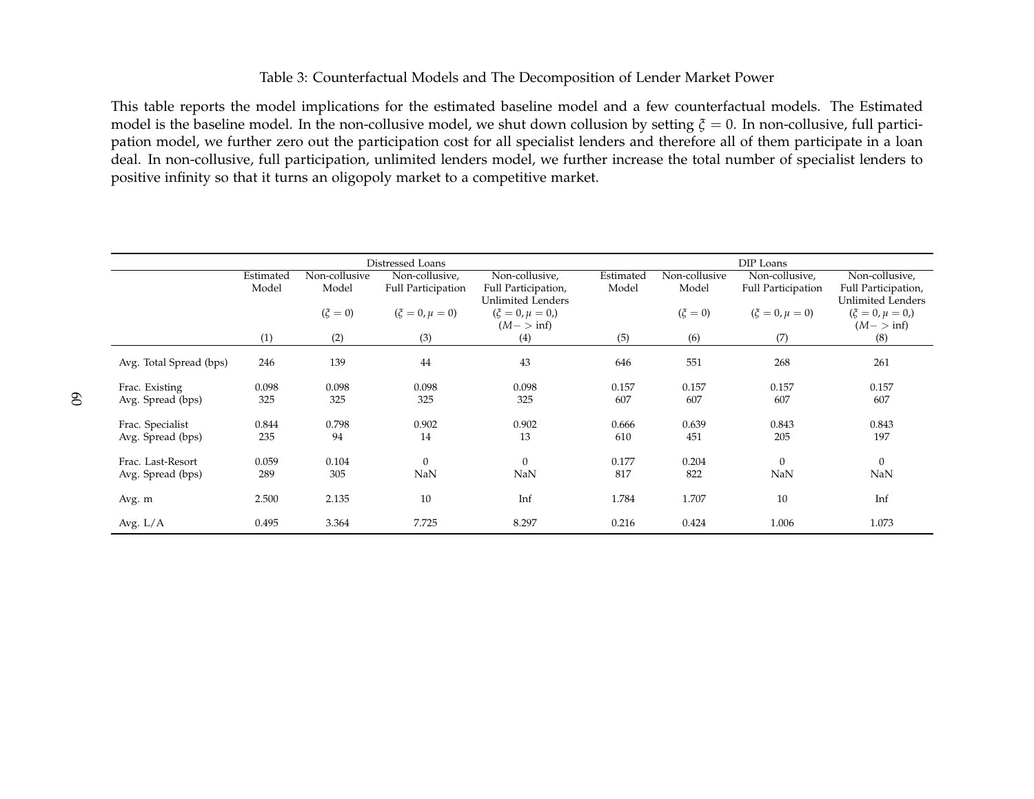Table 3: Counterfactual Models and The Decomposition of Lender Market Power

This table reports the model implications for the estimated baseline model and a few counterfactual models. The Estimated model is the baseline model. In the non-collusive model, we shut down collusion by setting $\xi = 0$. In non-collusive, full participation model, we further zero out the participation cost for all specialist lenders and therefore all of them participate in a loan deal. In non-collusive, full participation, unlimited lenders model, we further increase the total number of specialist lenders to positive infinity so that it turns an oligopoly market to a competitive market.

| | Distressed Loans | | | | DIP Loans | | | |
|---|---|---|---|---|---|---|---|---|
| | Estimated Model | Non-collusive Model ($\xi = 0$) | Non-collusive, Full Participation ($\xi = 0, \mu = 0$) | Non-collusive, Full Participation, Unlimited Lenders ($\xi = 0, \mu = 0,$) ($M -> \text{inf}$) | Estimated Model | Non-collusive Model ($\xi = 0$) | Non-collusive, Full Participation ($\xi = 0, \mu = 0$) | Non-collusive, Full Participation, Unlimited Lenders ($\xi = 0, \mu = 0,$) ($M -> \text{inf}$) |
| | (1) | (2) | (3) | (4) | (5) | (6) | (7) | (8) |
| Avg. Total Spread (bps) | 246 | 139 | 44 | 43 | 646 | 551 | 268 | 261 |
| Frac. Existing | 0.098 | 0.098 | 0.098 | 0.098 | 0.157 | 0.157 | 0.157 | 0.157 |
| Avg. Spread (bps) | 325 | 325 | 325 | 325 | 607 | 607 | 607 | 607 |
| Frac. Specialist | 0.844 | 0.798 | 0.902 | 0.902 | 0.666 | 0.639 | 0.843 | 0.843 |
| Avg. Spread (bps) | 235 | 94 | 14 | 13 | 610 | 451 | 205 | 197 |
| Frac. Last-Resort | 0.059 | 0.104 | 0 | 0 | 0.177 | 0.204 | 0 | 0 |
| Avg. Spread (bps) | 289 | 305 | NaN | NaN | 817 | 822 | NaN | NaN |
| Avg. m | 2.500 | 2.135 | 10 | Inf | 1.784 | 1.707 | 10 | Inf |
| Avg. L/A | 0.495 | 3.364 | 7.725 | 8.297 | 0.216 | 0.424 | 1.006 | 1.073 |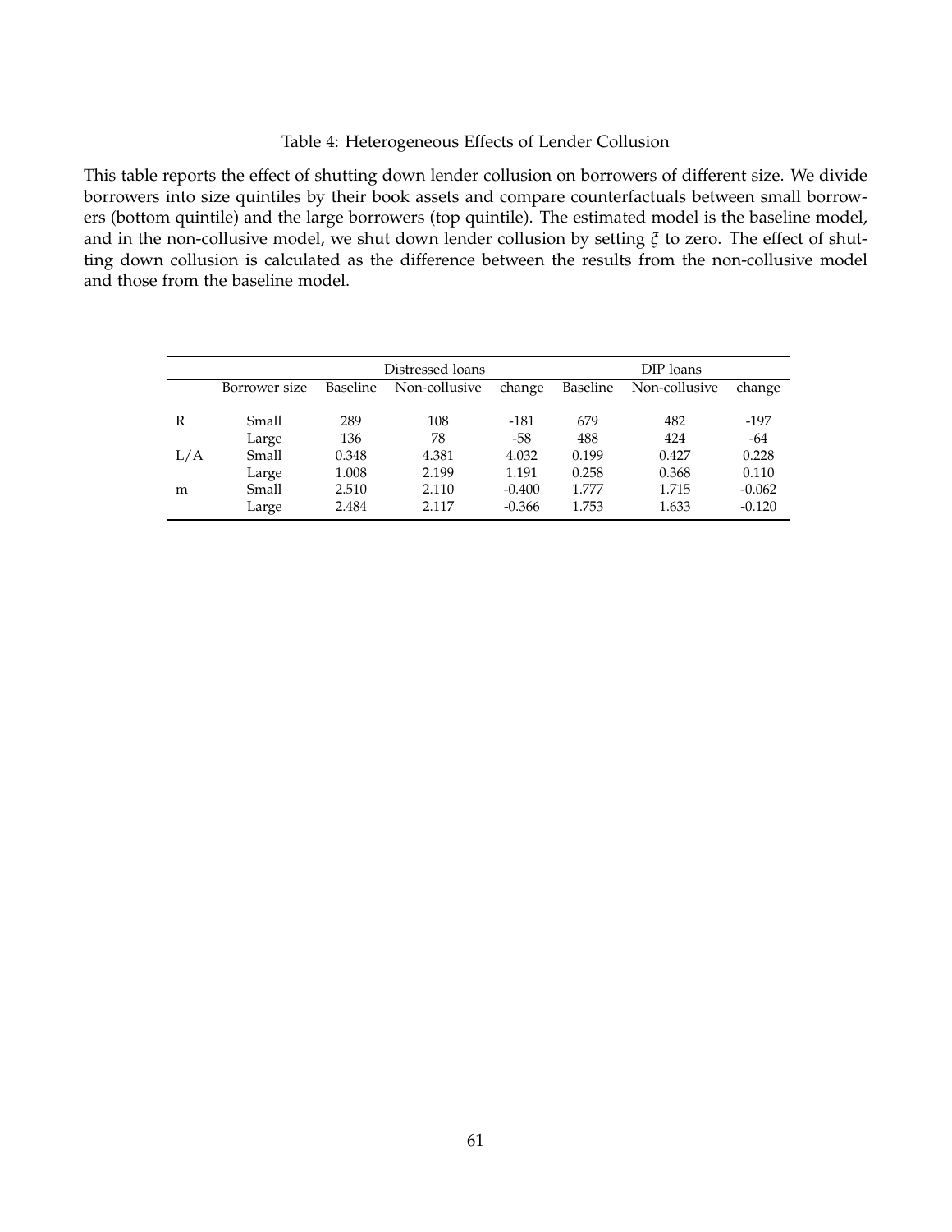Table 4: Heterogeneous Effects of Lender Collusion

This table reports the effect of shutting down lender collusion on borrowers of different size. We divide borrowers into size quintiles by their book assets and compare counterfactuals between small borrowers (bottom quintile) and the large borrowers (top quintile). The estimated model is the baseline model, and in the non-collusive model, we shut down lender collusion by setting $\xi$ to zero. The effect of shutting down collusion is calculated as the difference between the results from the non-collusive model and those from the baseline model.

| | | Distressed loans | | | DIP loans | | |
|---|---|---|---|---|---|---|---|
| | Borrower size | Baseline | Non-collusive | change | Baseline | Non-collusive | change |
| R | Small | 289 | 108 | -181 | 679 | 482 | -197 |
| | Large | 136 | 78 | -58 | 488 | 424 | -64 |
| L/A | Small | 0.348 | 4.381 | 4.032 | 0.199 | 0.427 | 0.228 |
| | Large | 1.008 | 2.199 | 1.191 | 0.258 | 0.368 | 0.110 |
| m | Small | 2.510 | 2.110 | -0.400 | 1.777 | 1.715 | -0.062 |
| | Large | 2.484 | 2.117 | -0.366 | 1.753 | 1.633 | -0.120 |